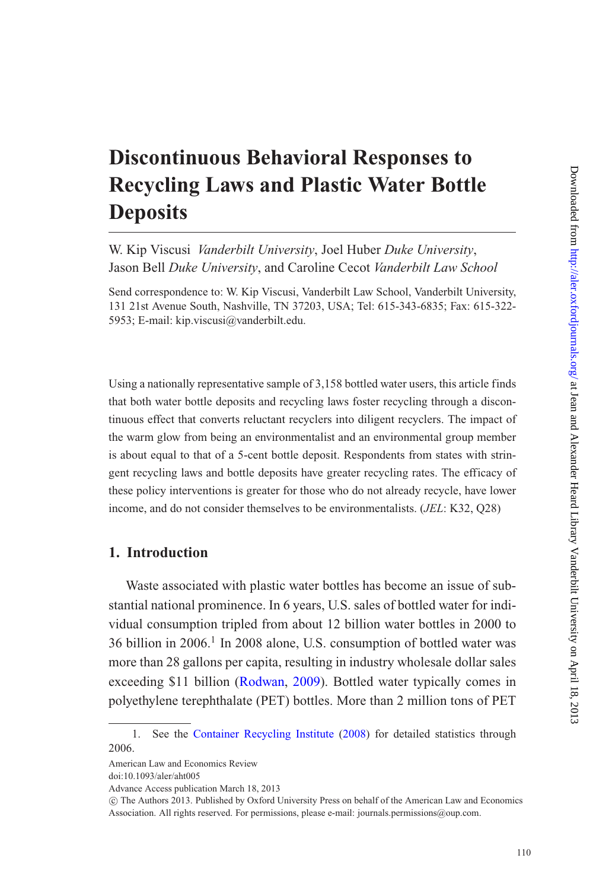# Discontinuous Behavioral Responses to Recycling Laws and Plastic Water Bottle Deposits

W. Kip Viscusi *Vanderbilt University*, Joel Huber *Duke University*, Jason Bell *Duke University*, and Caroline Cecot *Vanderbilt Law School*

Send correspondence to: W. Kip Viscusi, Vanderbilt Law School, Vanderbilt University, 131 21st Avenue South, Nashville, TN 37203, USA; Tel: 615-343-6835; Fax: 615-322-5953; E-mail: kip.viscusi@vanderbilt.edu.

Using a nationally representative sample of 3,158 bottled water users, this article finds that both water bottle deposits and recycling laws foster recycling through a discontinuous effect that converts reluctant recyclers into diligent recyclers. The impact of the warm glow from being an environmentalist and an environmental group member is about equal to that of a 5-cent bottle deposit. Respondents from states with stringent recycling laws and bottle deposits have greater recycling rates. The efficacy of these policy interventions is greater for those who do not already recycle, have lower income, and do not consider themselves to be environmentalists. (*JEL*: K32, Q28)

## 1. Introduction

Waste associated with plastic water bottles has become an issue of substantial national prominence. In 6 years, U.S. sales of bottled water for individual consumption tripled from about 12 billion water bottles in 2000 to 36 billion in 2006.[1] In 2008 alone, U.S. consumption of bottled water was more than 28 gallons per capita, resulting in industry wholesale dollar sales exceeding $11 billion (Rodwan, 2009). Bottled water typically comes in polyethylene terephthalate (PET) bottles. More than 2 million tons of PET

1. See the Container Recycling Institute (2008) for detailed statistics through 2006.

American Law and Economics Review
doi:10.1093/aler/aht005
Advance Access publication March 18, 2013
© The Authors 2013. Published by Oxford University Press on behalf of the American Law and Economics Association. All rights reserved. For permissions, please e-mail: journals.permissions@oup.com.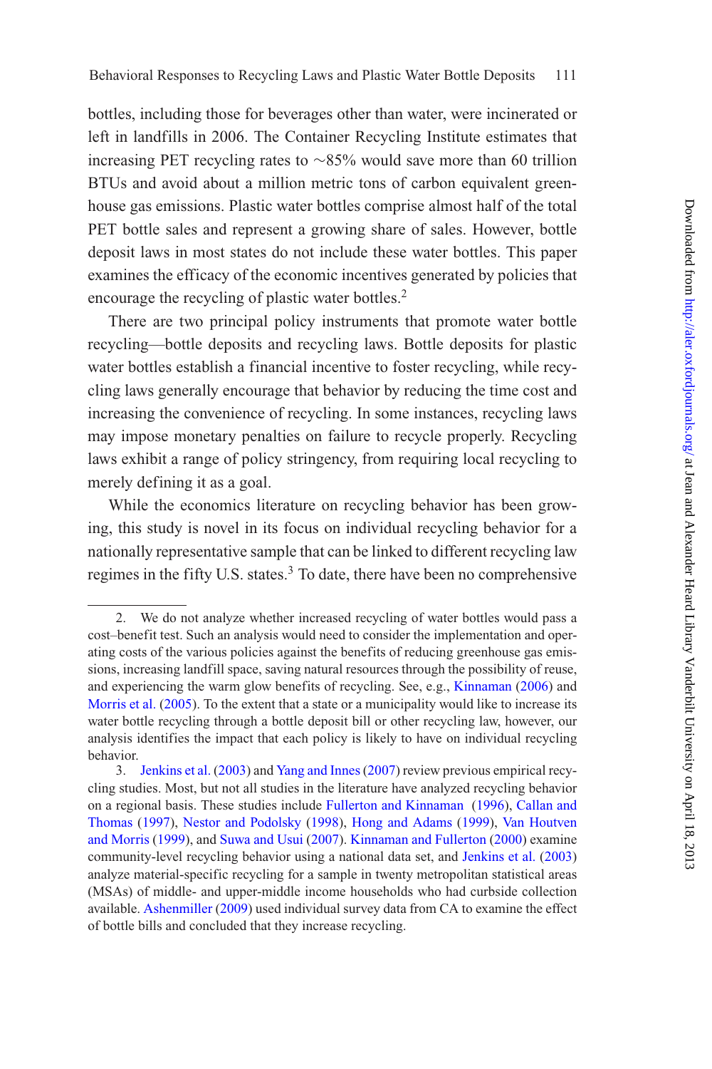bottles, including those for beverages other than water, were incinerated or left in landfills in 2006. The Container Recycling Institute estimates that increasing PET recycling rates to ~85% would save more than 60 trillion BTUs and avoid about a million metric tons of carbon equivalent greenhouse gas emissions. Plastic water bottles comprise almost half of the total PET bottle sales and represent a growing share of sales. However, bottle deposit laws in most states do not include these water bottles. This paper examines the efficacy of the economic incentives generated by policies that encourage the recycling of plastic water bottles.[2]

There are two principal policy instruments that promote water bottle recycling—bottle deposits and recycling laws. Bottle deposits for plastic water bottles establish a financial incentive to foster recycling, while recycling laws generally encourage that behavior by reducing the time cost and increasing the convenience of recycling. In some instances, recycling laws may impose monetary penalties on failure to recycle properly. Recycling laws exhibit a range of policy stringency, from requiring local recycling to merely defining it as a goal.

While the economics literature on recycling behavior has been growing, this study is novel in its focus on individual recycling behavior for a nationally representative sample that can be linked to different recycling law regimes in the fifty U.S. states.[3] To date, there have been no comprehensive

---

2. We do not analyze whether increased recycling of water bottles would pass a cost–benefit test. Such an analysis would need to consider the implementation and operating costs of the various policies against the benefits of reducing greenhouse gas emissions, increasing landfill space, saving natural resources through the possibility of reuse, and experiencing the warm glow benefits of recycling. See, e.g., Kinnaman (2006) and Morris et al. (2005). To the extent that a state or a municipality would like to increase its water bottle recycling through a bottle deposit bill or other recycling law, however, our analysis identifies the impact that each policy is likely to have on individual recycling behavior.

3. Jenkins et al. (2003) and Yang and Innes (2007) review previous empirical recycling studies. Most, but not all studies in the literature have analyzed recycling behavior on a regional basis. These studies include Fullerton and Kinnaman (1996), Callan and Thomas (1997), Nestor and Podolsky (1998), Hong and Adams (1999), Van Houtven and Morris (1999), and Suwa and Usui (2007). Kinnaman and Fullerton (2000) examine community-level recycling behavior using a national data set, and Jenkins et al. (2003) analyze material-specific recycling for a sample in twenty metropolitan statistical areas (MSAs) of middle- and upper-middle income households who had curbside collection available. Ashenmiller (2009) used individual survey data from CA to examine the effect of bottle bills and concluded that they increase recycling.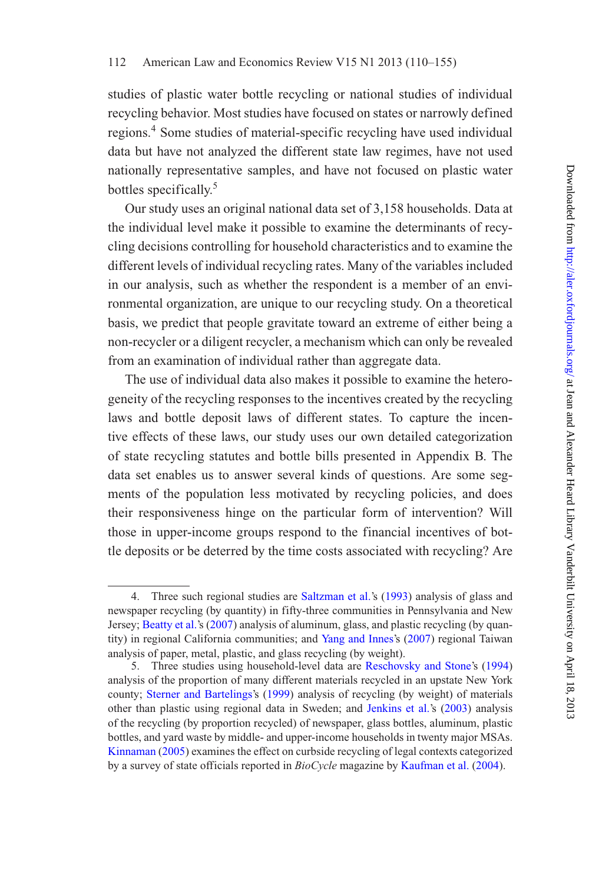studies of plastic water bottle recycling or national studies of individual recycling behavior. Most studies have focused on states or narrowly defined regions.[4] Some studies of material-specific recycling have used individual data but have not analyzed the different state law regimes, have not used nationally representative samples, and have not focused on plastic water bottles specifically.[5]

Our study uses an original national data set of 3,158 households. Data at the individual level make it possible to examine the determinants of recycling decisions controlling for household characteristics and to examine the different levels of individual recycling rates. Many of the variables included in our analysis, such as whether the respondent is a member of an environmental organization, are unique to our recycling study. On a theoretical basis, we predict that people gravitate toward an extreme of either being a non-recycler or a diligent recycler, a mechanism which can only be revealed from an examination of individual rather than aggregate data.

The use of individual data also makes it possible to examine the heterogeneity of the recycling responses to the incentives created by the recycling laws and bottle deposit laws of different states. To capture the incentive effects of these laws, our study uses our own detailed categorization of state recycling statutes and bottle bills presented in Appendix B. The data set enables us to answer several kinds of questions. Are some segments of the population less motivated by recycling policies, and does their responsiveness hinge on the particular form of intervention? Will those in upper-income groups respond to the financial incentives of bottle deposits or be deterred by the time costs associated with recycling? Are

---

4. Three such regional studies are Saltzman et al.'s (1993) analysis of glass and newspaper recycling (by quantity) in fifty-three communities in Pennsylvania and New Jersey; Beatty et al.'s (2007) analysis of aluminum, glass, and plastic recycling (by quantity) in regional California communities; and Yang and Innes's (2007) regional Taiwan analysis of paper, metal, plastic, and glass recycling (by weight).

5. Three studies using household-level data are Reschovsky and Stone's (1994) analysis of the proportion of many different materials recycled in an upstate New York county; Sterner and Bartelings's (1999) analysis of recycling (by weight) of materials other than plastic using regional data in Sweden; and Jenkins et al.'s (2003) analysis of the recycling (by proportion recycled) of newspaper, glass bottles, aluminum, plastic bottles, and yard waste by middle- and upper-income households in twenty major MSAs. Kinnaman (2005) examines the effect on curbside recycling of legal contexts categorized by a survey of state officials reported in *BioCycle* magazine by Kaufman et al. (2004).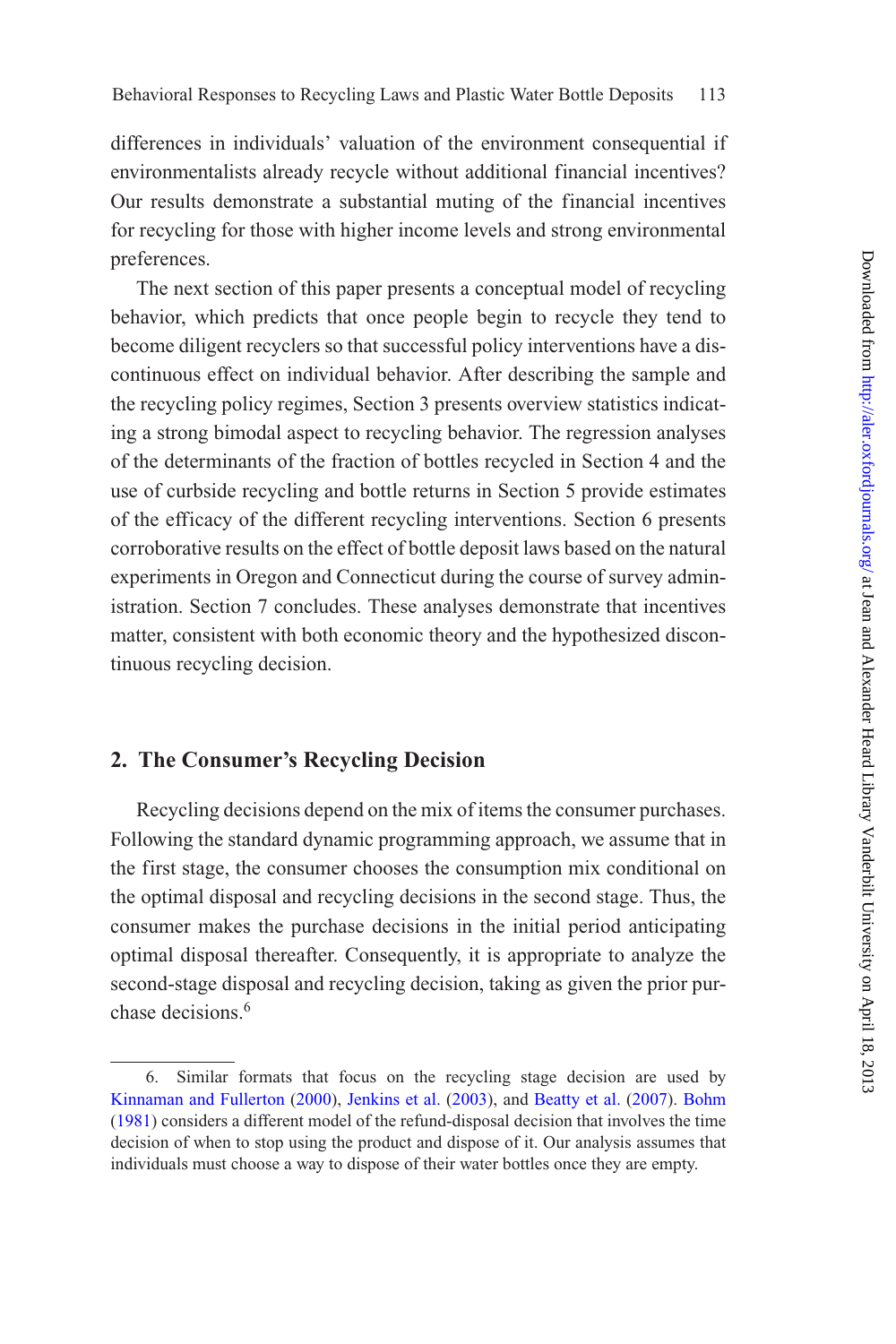differences in individuals' valuation of the environment consequential if environmentalists already recycle without additional financial incentives? Our results demonstrate a substantial muting of the financial incentives for recycling for those with higher income levels and strong environmental preferences.

The next section of this paper presents a conceptual model of recycling behavior, which predicts that once people begin to recycle they tend to become diligent recyclers so that successful policy interventions have a discontinuous effect on individual behavior. After describing the sample and the recycling policy regimes, Section 3 presents overview statistics indicating a strong bimodal aspect to recycling behavior. The regression analyses of the determinants of the fraction of bottles recycled in Section 4 and the use of curbside recycling and bottle returns in Section 5 provide estimates of the efficacy of the different recycling interventions. Section 6 presents corroborative results on the effect of bottle deposit laws based on the natural experiments in Oregon and Connecticut during the course of survey administration. Section 7 concludes. These analyses demonstrate that incentives matter, consistent with both economic theory and the hypothesized discontinuous recycling decision.

## 2. The Consumer's Recycling Decision

Recycling decisions depend on the mix of items the consumer purchases. Following the standard dynamic programming approach, we assume that in the first stage, the consumer chooses the consumption mix conditional on the optimal disposal and recycling decisions in the second stage. Thus, the consumer makes the purchase decisions in the initial period anticipating optimal disposal thereafter. Consequently, it is appropriate to analyze the second-stage disposal and recycling decision, taking as given the prior purchase decisions.[6]

---

6. Similar formats that focus on the recycling stage decision are used by Kinnaman and Fullerton (2000), Jenkins et al. (2003), and Beatty et al. (2007). Bohm (1981) considers a different model of the refund-disposal decision that involves the time decision of when to stop using the product and dispose of it. Our analysis assumes that individuals must choose a way to dispose of their water bottles once they are empty.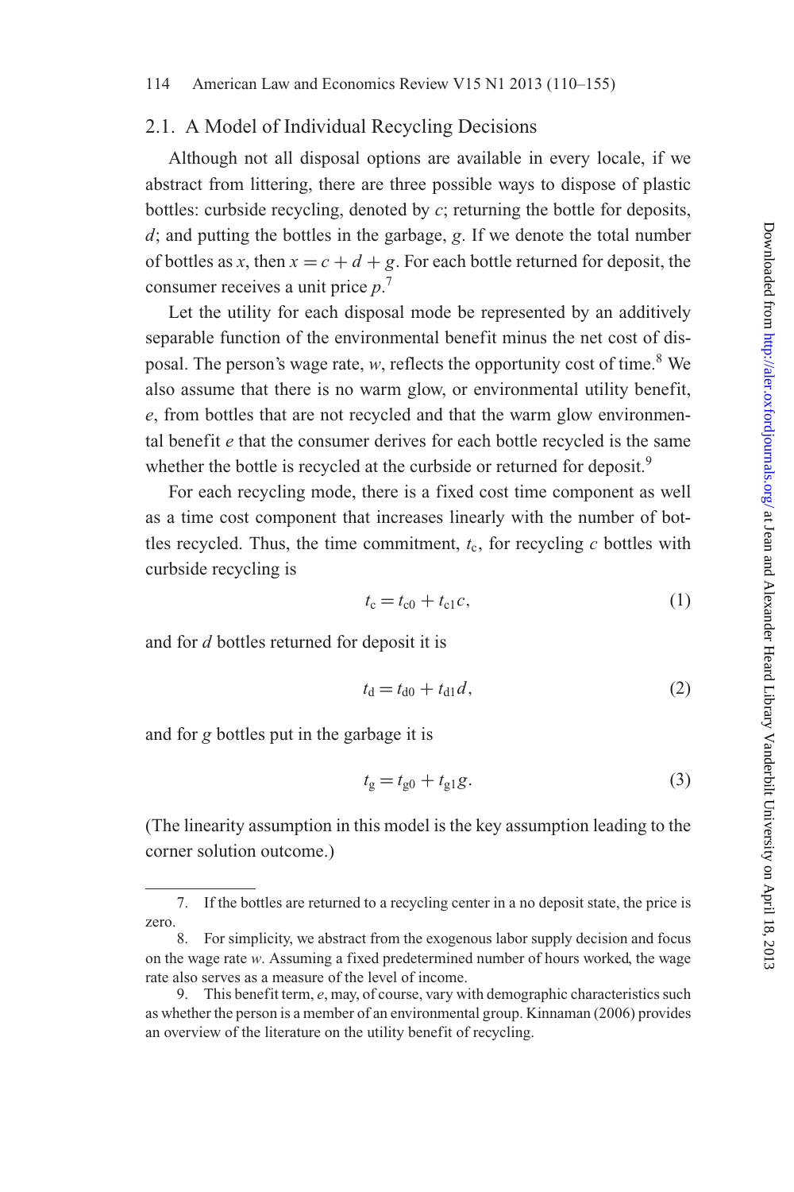### 2.1. A Model of Individual Recycling Decisions

Although not all disposal options are available in every locale, if we abstract from littering, there are three possible ways to dispose of plastic bottles: curbside recycling, denoted by $c$; returning the bottle for deposits, $d$; and putting the bottles in the garbage, $g$. If we denote the total number of bottles as $x$, then $x = c + d + g$. For each bottle returned for deposit, the consumer receives a unit price $p$.[7]

Let the utility for each disposal mode be represented by an additively separable function of the environmental benefit minus the net cost of disposal. The person's wage rate, $w$, reflects the opportunity cost of time.[8] We also assume that there is no warm glow, or environmental utility benefit, $e$, from bottles that are not recycled and that the warm glow environmental benefit $e$ that the consumer derives for each bottle recycled is the same whether the bottle is recycled at the curbside or returned for deposit.[9]

For each recycling mode, there is a fixed cost time component as well as a time cost component that increases linearly with the number of bottles recycled. Thus, the time commitment, $t_c$, for recycling $c$ bottles with curbside recycling is

$$t_c = t_{c0} + t_{c1}c, \tag{1}$$

and for $d$ bottles returned for deposit it is

$$t_d = t_{d0} + t_{d1}d, \tag{2}$$

and for $g$ bottles put in the garbage it is

$$t_g = t_{g0} + t_{g1}g. \tag{3}$$

(The linearity assumption in this model is the key assumption leading to the corner solution outcome.)

---

7. If the bottles are returned to a recycling center in a no deposit state, the price is zero.

8. For simplicity, we abstract from the exogenous labor supply decision and focus on the wage rate $w$. Assuming a fixed predetermined number of hours worked, the wage rate also serves as a measure of the level of income.

9. This benefit term, $e$, may, of course, vary with demographic characteristics such as whether the person is a member of an environmental group. Kinnaman (2006) provides an overview of the literature on the utility benefit of recycling.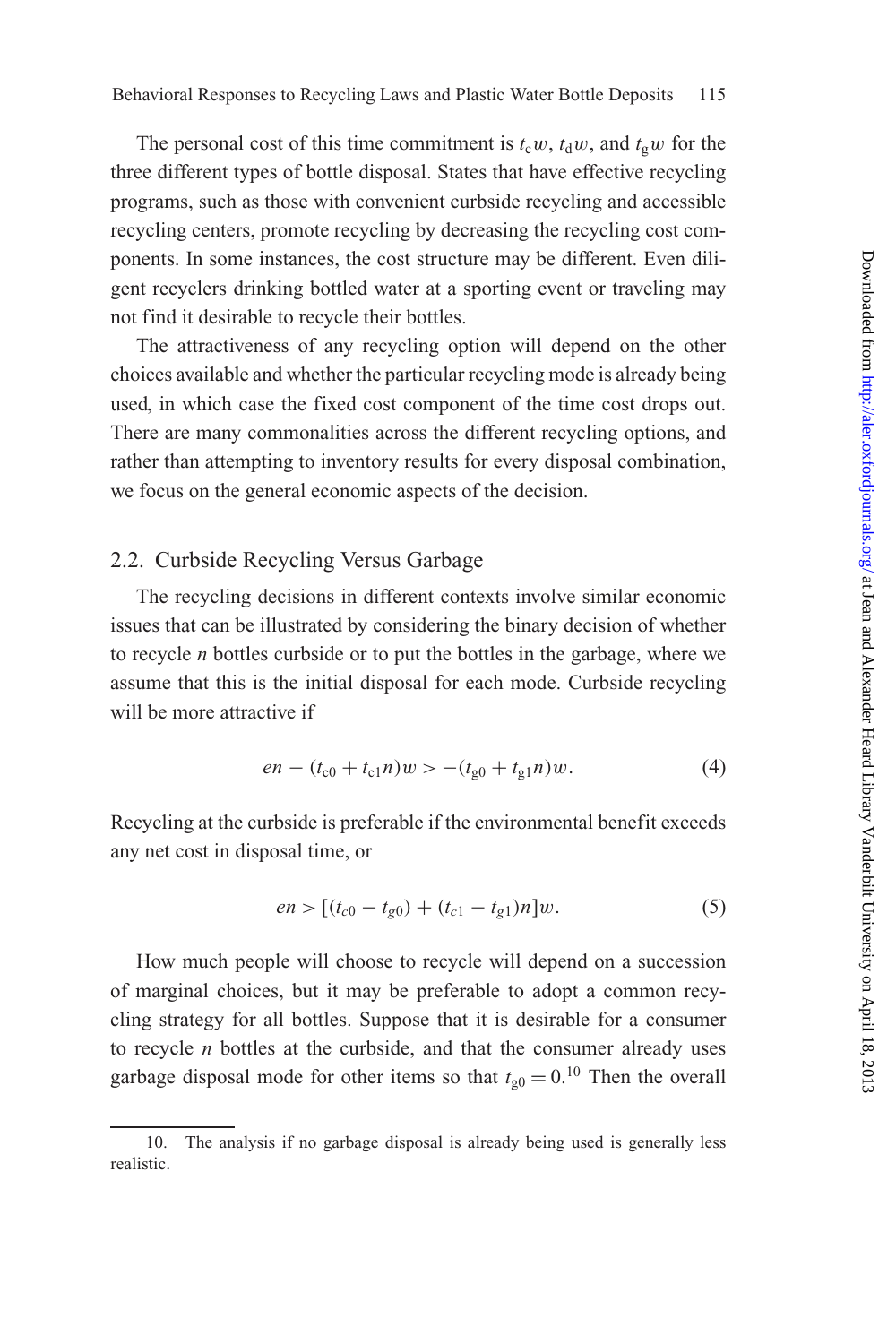The personal cost of this time commitment is $t_c w$, $t_d w$, and $t_g w$ for the three different types of bottle disposal. States that have effective recycling programs, such as those with convenient curbside recycling and accessible recycling centers, promote recycling by decreasing the recycling cost components. In some instances, the cost structure may be different. Even diligent recyclers drinking bottled water at a sporting event or traveling may not find it desirable to recycle their bottles.

The attractiveness of any recycling option will depend on the other choices available and whether the particular recycling mode is already being used, in which case the fixed cost component of the time cost drops out. There are many commonalities across the different recycling options, and rather than attempting to inventory results for every disposal combination, we focus on the general economic aspects of the decision.

## 2.2. Curbside Recycling Versus Garbage

The recycling decisions in different contexts involve similar economic issues that can be illustrated by considering the binary decision of whether to recycle *n* bottles curbside or to put the bottles in the garbage, where we assume that this is the initial disposal for each mode. Curbside recycling will be more attractive if

$$en - (t_{c0} + t_{c1}n)w > -(t_{g0} + t_{g1}n)w. \quad (4)$$

Recycling at the curbside is preferable if the environmental benefit exceeds any net cost in disposal time, or

$$en > [(t_{c0} - t_{g0}) + (t_{c1} - t_{g1})n]w. \quad (5)$$

How much people will choose to recycle will depend on a succession of marginal choices, but it may be preferable to adopt a common recycling strategy for all bottles. Suppose that it is desirable for a consumer to recycle *n* bottles at the curbside, and that the consumer already uses garbage disposal mode for other items so that $t_{g0} = 0$.[10] Then the overall

10. The analysis if no garbage disposal is already being used is generally less realistic.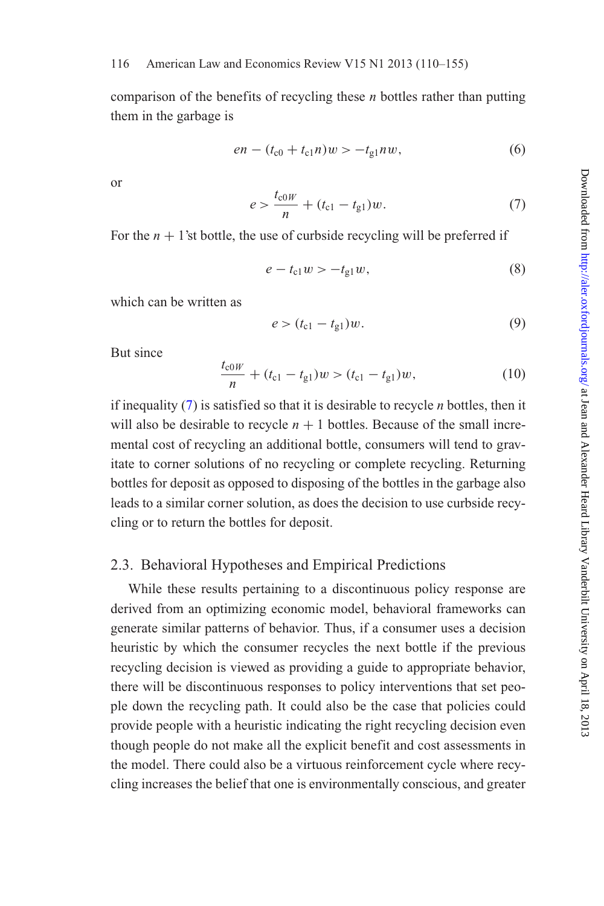comparison of the benefits of recycling these *n* bottles rather than putting them in the garbage is

$$en - (t_{c0} + t_{c1}n)w > -t_{g1}nw, \tag{6}$$

or

$$e > \frac{t_{c0W}}{n} + (t_{c1} - t_{g1})w. \tag{7}$$

For the $n + 1$'st bottle, the use of curbside recycling will be preferred if

$$e - t_{c1}w > -t_{g1}w, \tag{8}$$

which can be written as

$$e > (t_{c1} - t_{g1})w. \tag{9}$$

But since

$$\frac{t_{c0W}}{n} + (t_{c1} - t_{g1})w > (t_{c1} - t_{g1})w, \tag{10}$$

if inequality (7) is satisfied so that it is desirable to recycle *n* bottles, then it will also be desirable to recycle $n + 1$ bottles. Because of the small incremental cost of recycling an additional bottle, consumers will tend to gravitate to corner solutions of no recycling or complete recycling. Returning bottles for deposit as opposed to disposing of the bottles in the garbage also leads to a similar corner solution, as does the decision to use curbside recycling or to return the bottles for deposit.

### 2.3. Behavioral Hypotheses and Empirical Predictions

While these results pertaining to a discontinuous policy response are derived from an optimizing economic model, behavioral frameworks can generate similar patterns of behavior. Thus, if a consumer uses a decision heuristic by which the consumer recycles the next bottle if the previous recycling decision is viewed as providing a guide to appropriate behavior, there will be discontinuous responses to policy interventions that set people down the recycling path. It could also be the case that policies could provide people with a heuristic indicating the right recycling decision even though people do not make all the explicit benefit and cost assessments in the model. There could also be a virtuous reinforcement cycle where recycling increases the belief that one is environmentally conscious, and greater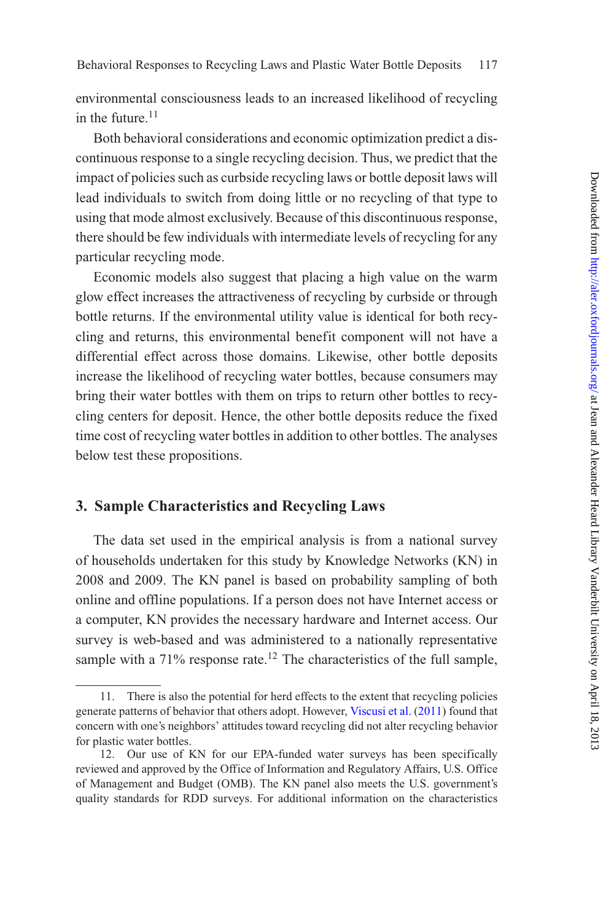environmental consciousness leads to an increased likelihood of recycling in the future.[11]

Both behavioral considerations and economic optimization predict a discontinuous response to a single recycling decision. Thus, we predict that the impact of policies such as curbside recycling laws or bottle deposit laws will lead individuals to switch from doing little or no recycling of that type to using that mode almost exclusively. Because of this discontinuous response, there should be few individuals with intermediate levels of recycling for any particular recycling mode.

Economic models also suggest that placing a high value on the warm glow effect increases the attractiveness of recycling by curbside or through bottle returns. If the environmental utility value is identical for both recycling and returns, this environmental benefit component will not have a differential effect across those domains. Likewise, other bottle deposits increase the likelihood of recycling water bottles, because consumers may bring their water bottles with them on trips to return other bottles to recycling centers for deposit. Hence, the other bottle deposits reduce the fixed time cost of recycling water bottles in addition to other bottles. The analyses below test these propositions.

## 3. Sample Characteristics and Recycling Laws

The data set used in the empirical analysis is from a national survey of households undertaken for this study by Knowledge Networks (KN) in 2008 and 2009. The KN panel is based on probability sampling of both online and offline populations. If a person does not have Internet access or a computer, KN provides the necessary hardware and Internet access. Our survey is web-based and was administered to a nationally representative sample with a 71% response rate.[12] The characteristics of the full sample,

---

11. There is also the potential for herd effects to the extent that recycling policies generate patterns of behavior that others adopt. However, Viscusi et al. (2011) found that concern with one's neighbors' attitudes toward recycling did not alter recycling behavior for plastic water bottles.

12. Our use of KN for our EPA-funded water surveys has been specifically reviewed and approved by the Office of Information and Regulatory Affairs, U.S. Office of Management and Budget (OMB). The KN panel also meets the U.S. government's quality standards for RDD surveys. For additional information on the characteristics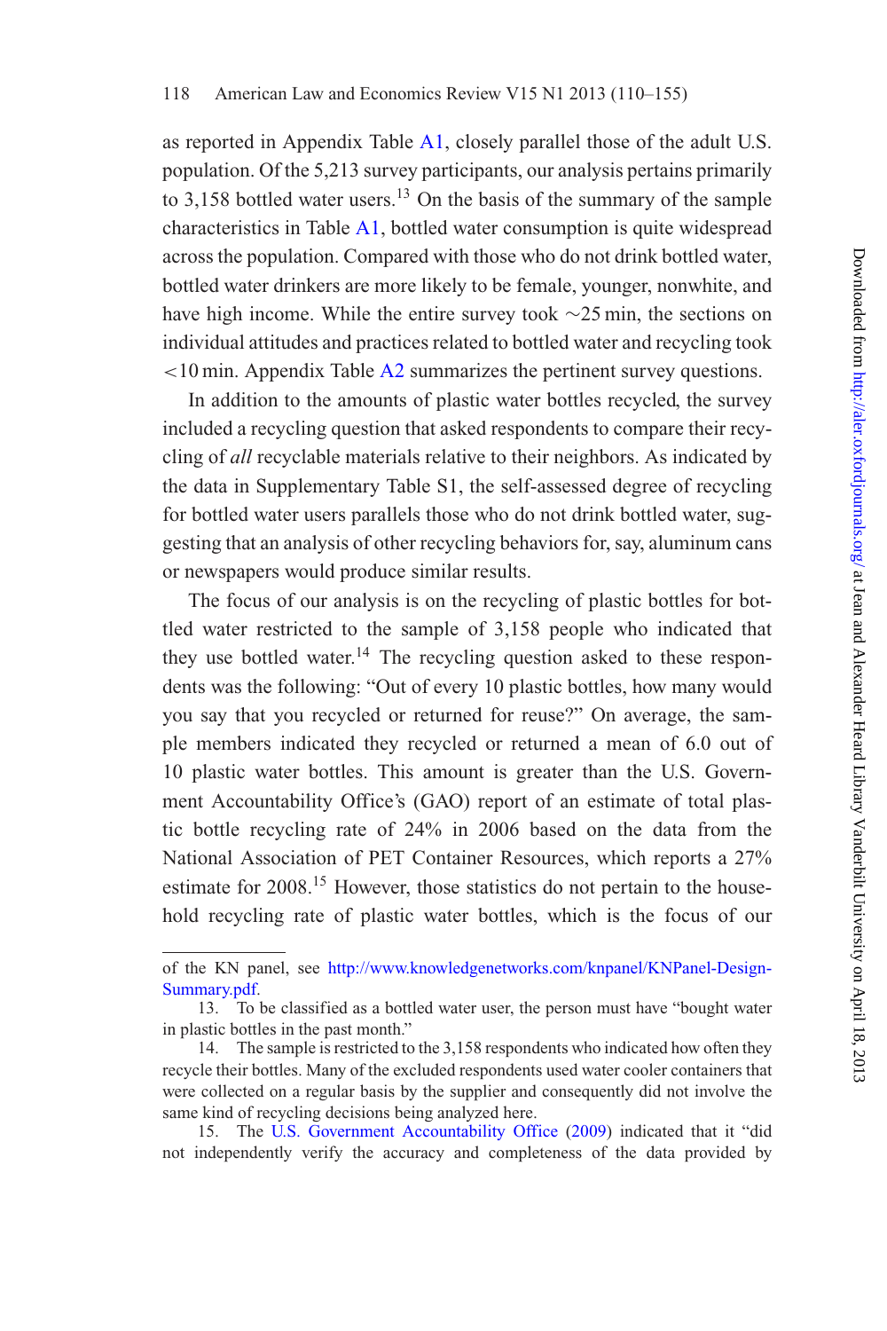as reported in Appendix Table A1, closely parallel those of the adult U.S. population. Of the 5,213 survey participants, our analysis pertains primarily to 3,158 bottled water users.[13] On the basis of the summary of the sample characteristics in Table A1, bottled water consumption is quite widespread across the population. Compared with those who do not drink bottled water, bottled water drinkers are more likely to be female, younger, nonwhite, and have high income. While the entire survey took ∼25 min, the sections on individual attitudes and practices related to bottled water and recycling took <10 min. Appendix Table A2 summarizes the pertinent survey questions.

In addition to the amounts of plastic water bottles recycled, the survey included a recycling question that asked respondents to compare their recycling of *all* recyclable materials relative to their neighbors. As indicated by the data in Supplementary Table S1, the self-assessed degree of recycling for bottled water users parallels those who do not drink bottled water, suggesting that an analysis of other recycling behaviors for, say, aluminum cans or newspapers would produce similar results.

The focus of our analysis is on the recycling of plastic bottles for bottled water restricted to the sample of 3,158 people who indicated that they use bottled water.[14] The recycling question asked to these respondents was the following: "Out of every 10 plastic bottles, how many would you say that you recycled or returned for reuse?" On average, the sample members indicated they recycled or returned a mean of 6.0 out of 10 plastic water bottles. This amount is greater than the U.S. Government Accountability Office's (GAO) report of an estimate of total plastic bottle recycling rate of 24% in 2006 based on the data from the National Association of PET Container Resources, which reports a 27% estimate for 2008.[15] However, those statistics do not pertain to the household recycling rate of plastic water bottles, which is the focus of our

---

of the KN panel, see http://www.knowledgenetworks.com/knpanel/KNPanel-Design-Summary.pdf.

13. To be classified as a bottled water user, the person must have "bought water in plastic bottles in the past month."

14. The sample is restricted to the 3,158 respondents who indicated how often they recycle their bottles. Many of the excluded respondents used water cooler containers that were collected on a regular basis by the supplier and consequently did not involve the same kind of recycling decisions being analyzed here.

15. The U.S. Government Accountability Office (2009) indicated that it "did not independently verify the accuracy and completeness of the data provided by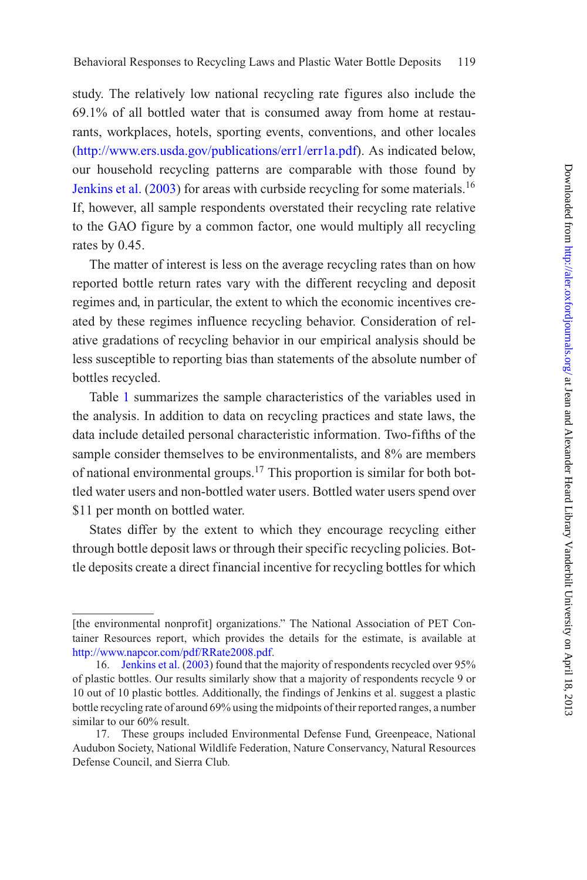study. The relatively low national recycling rate figures also include the 69.1% of all bottled water that is consumed away from home at restaurants, workplaces, hotels, sporting events, conventions, and other locales (http://www.ers.usda.gov/publications/err1/err1a.pdf). As indicated below, our household recycling patterns are comparable with those found by Jenkins et al. (2003) for areas with curbside recycling for some materials.[16] If, however, all sample respondents overstated their recycling rate relative to the GAO figure by a common factor, one would multiply all recycling rates by 0.45.

The matter of interest is less on the average recycling rates than on how reported bottle return rates vary with the different recycling and deposit regimes and, in particular, the extent to which the economic incentives created by these regimes influence recycling behavior. Consideration of relative gradations of recycling behavior in our empirical analysis should be less susceptible to reporting bias than statements of the absolute number of bottles recycled.

Table 1 summarizes the sample characteristics of the variables used in the analysis. In addition to data on recycling practices and state laws, the data include detailed personal characteristic information. Two-fifths of the sample consider themselves to be environmentalists, and 8% are members of national environmental groups.[17] This proportion is similar for both bottled water users and non-bottled water users. Bottled water users spend over $11 per month on bottled water.

States differ by the extent to which they encourage recycling either through bottle deposit laws or through their specific recycling policies. Bottle deposits create a direct financial incentive for recycling bottles for which

---

[the environmental nonprofit] organizations." The National Association of PET Container Resources report, which provides the details for the estimate, is available at http://www.napcor.com/pdf/RRate2008.pdf.

16. Jenkins et al. (2003) found that the majority of respondents recycled over 95% of plastic bottles. Our results similarly show that a majority of respondents recycle 9 or 10 out of 10 plastic bottles. Additionally, the findings of Jenkins et al. suggest a plastic bottle recycling rate of around 69% using the midpoints of their reported ranges, a number similar to our 60% result.

17. These groups included Environmental Defense Fund, Greenpeace, National Audubon Society, National Wildlife Federation, Nature Conservancy, Natural Resources Defense Council, and Sierra Club.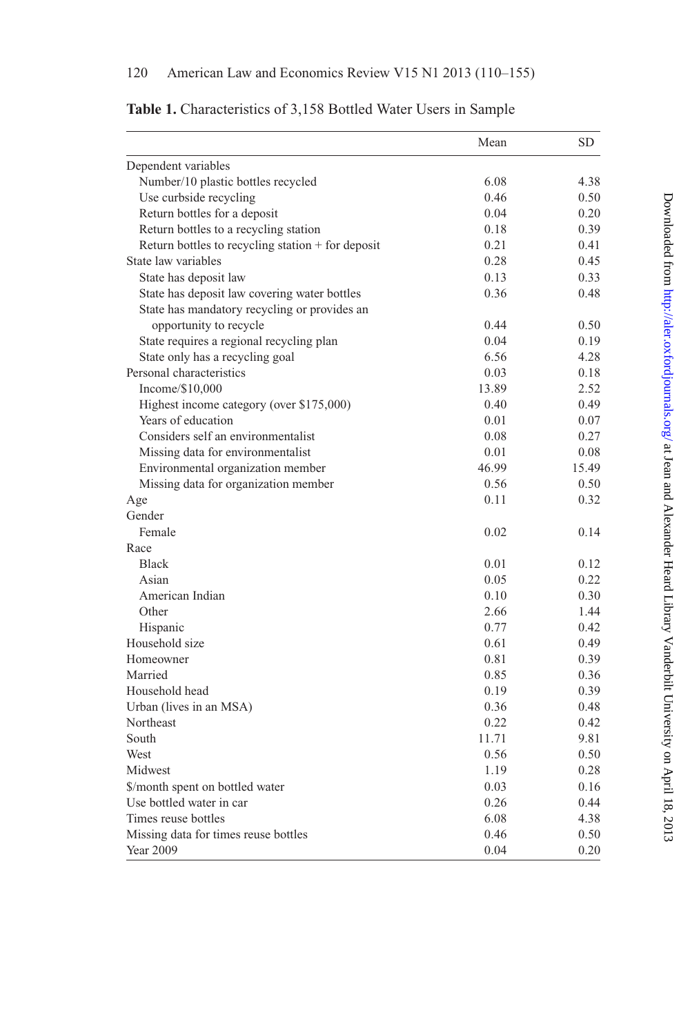**Table 1.** Characteristics of 3,158 Bottled Water Users in Sample

| | Mean | SD |
|---|---|---|
| Dependent variables | | |
| Number/10 plastic bottles recycled | 6.08 | 4.38 |
| Use curbside recycling | 0.46 | 0.50 |
| Return bottles for a deposit | 0.04 | 0.20 |
| Return bottles to a recycling station | 0.18 | 0.39 |
| Return bottles to recycling station + for deposit | 0.21 | 0.41 |
| State law variables | 0.28 | 0.45 |
| State has deposit law | 0.13 | 0.33 |
| State has deposit law covering water bottles | 0.36 | 0.48 |
| State has mandatory recycling or provides an opportunity to recycle | 0.44 | 0.50 |
| State requires a regional recycling plan | 0.04 | 0.19 |
| State only has a recycling goal | 6.56 | 4.28 |
| Personal characteristics | 0.03 | 0.18 |
| Income/$10,000 | 13.89 | 2.52 |
| Highest income category (over $175,000) | 0.40 | 0.49 |
| Years of education | 0.01 | 0.07 |
| Considers self an environmentalist | 0.08 | 0.27 |
| Missing data for environmentalist | 0.01 | 0.08 |
| Environmental organization member | 46.99 | 15.49 |
| Missing data for organization member | 0.56 | 0.50 |
| Age | 0.11 | 0.32 |
| Gender | | |
| Female | 0.02 | 0.14 |
| Race | | |
| Black | 0.01 | 0.12 |
| Asian | 0.05 | 0.22 |
| American Indian | 0.10 | 0.30 |
| Other | 2.66 | 1.44 |
| Hispanic | 0.77 | 0.42 |
| Household size | 0.61 | 0.49 |
| Homeowner | 0.81 | 0.39 |
| Married | 0.85 | 0.36 |
| Household head | 0.19 | 0.39 |
| Urban (lives in an MSA) | 0.36 | 0.48 |
| Northeast | 0.22 | 0.42 |
| South | 11.71 | 9.81 |
| West | 0.56 | 0.50 |
| Midwest | 1.19 | 0.28 |
| $/month spent on bottled water | 0.03 | 0.16 |
| Use bottled water in car | 0.26 | 0.44 |
| Times reuse bottles | 6.08 | 4.38 |
| Missing data for times reuse bottles | 0.46 | 0.50 |
| Year 2009 | 0.04 | 0.20 |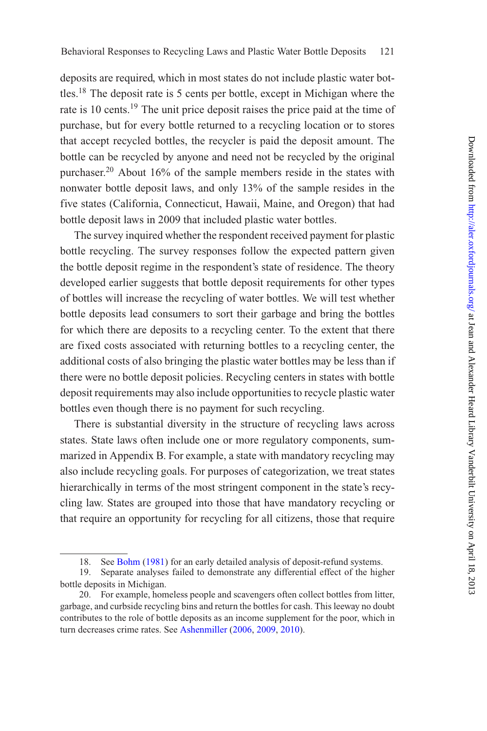deposits are required, which in most states do not include plastic water bottles.[18] The deposit rate is 5 cents per bottle, except in Michigan where the rate is 10 cents.[19] The unit price deposit raises the price paid at the time of purchase, but for every bottle returned to a recycling location or to stores that accept recycled bottles, the recycler is paid the deposit amount. The bottle can be recycled by anyone and need not be recycled by the original purchaser.[20] About 16% of the sample members reside in the states with nonwater bottle deposit laws, and only 13% of the sample resides in the five states (California, Connecticut, Hawaii, Maine, and Oregon) that had bottle deposit laws in 2009 that included plastic water bottles.

The survey inquired whether the respondent received payment for plastic bottle recycling. The survey responses follow the expected pattern given the bottle deposit regime in the respondent's state of residence. The theory developed earlier suggests that bottle deposit requirements for other types of bottles will increase the recycling of water bottles. We will test whether bottle deposits lead consumers to sort their garbage and bring the bottles for which there are deposits to a recycling center. To the extent that there are fixed costs associated with returning bottles to a recycling center, the additional costs of also bringing the plastic water bottles may be less than if there were no bottle deposit policies. Recycling centers in states with bottle deposit requirements may also include opportunities to recycle plastic water bottles even though there is no payment for such recycling.

There is substantial diversity in the structure of recycling laws across states. State laws often include one or more regulatory components, summarized in Appendix B. For example, a state with mandatory recycling may also include recycling goals. For purposes of categorization, we treat states hierarchically in terms of the most stringent component in the state's recycling law. States are grouped into those that have mandatory recycling or that require an opportunity for recycling for all citizens, those that require

---

18. See Bohm (1981) for an early detailed analysis of deposit-refund systems.

19. Separate analyses failed to demonstrate any differential effect of the higher bottle deposits in Michigan.

20. For example, homeless people and scavengers often collect bottles from litter, garbage, and curbside recycling bins and return the bottles for cash. This leeway no doubt contributes to the role of bottle deposits as an income supplement for the poor, which in turn decreases crime rates. See Ashenmiller (2006, 2009, 2010).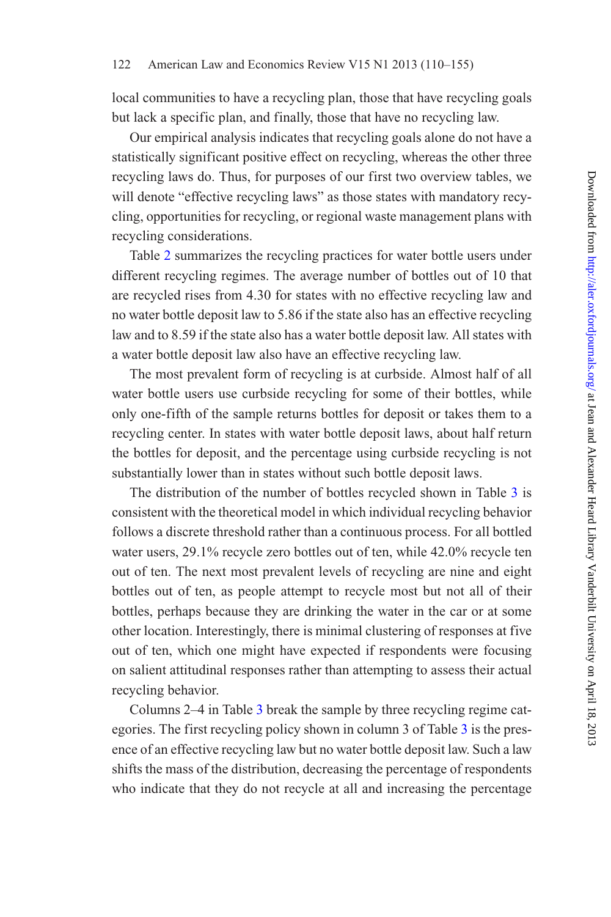local communities to have a recycling plan, those that have recycling goals but lack a specific plan, and finally, those that have no recycling law.

Our empirical analysis indicates that recycling goals alone do not have a statistically significant positive effect on recycling, whereas the other three recycling laws do. Thus, for purposes of our first two overview tables, we will denote "effective recycling laws" as those states with mandatory recycling, opportunities for recycling, or regional waste management plans with recycling considerations.

Table 2 summarizes the recycling practices for water bottle users under different recycling regimes. The average number of bottles out of 10 that are recycled rises from 4.30 for states with no effective recycling law and no water bottle deposit law to 5.86 if the state also has an effective recycling law and to 8.59 if the state also has a water bottle deposit law. All states with a water bottle deposit law also have an effective recycling law.

The most prevalent form of recycling is at curbside. Almost half of all water bottle users use curbside recycling for some of their bottles, while only one-fifth of the sample returns bottles for deposit or takes them to a recycling center. In states with water bottle deposit laws, about half return the bottles for deposit, and the percentage using curbside recycling is not substantially lower than in states without such bottle deposit laws.

The distribution of the number of bottles recycled shown in Table 3 is consistent with the theoretical model in which individual recycling behavior follows a discrete threshold rather than a continuous process. For all bottled water users, 29.1% recycle zero bottles out of ten, while 42.0% recycle ten out of ten. The next most prevalent levels of recycling are nine and eight bottles out of ten, as people attempt to recycle most but not all of their bottles, perhaps because they are drinking the water in the car or at some other location. Interestingly, there is minimal clustering of responses at five out of ten, which one might have expected if respondents were focusing on salient attitudinal responses rather than attempting to assess their actual recycling behavior.

Columns 2–4 in Table 3 break the sample by three recycling regime categories. The first recycling policy shown in column 3 of Table 3 is the presence of an effective recycling law but no water bottle deposit law. Such a law shifts the mass of the distribution, decreasing the percentage of respondents who indicate that they do not recycle at all and increasing the percentage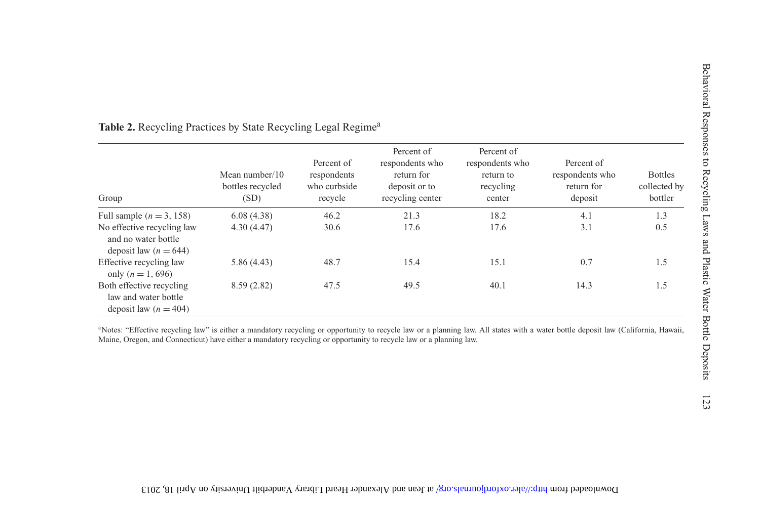**Table 2.** Recycling Practices by State Recycling Legal Regime[a]

| Group | Mean number/10 bottles recycled (SD) | Percent of respondents who curbside recycle | Percent of respondents who return for deposit or to recycling center | Percent of respondents who return to recycling center | Percent of respondents who return for deposit | Bottles collected by bottler |
|---|---|---|---|---|---|---|
| Full sample ($n = 3,158$) | 6.08 (4.38) | 46.2 | 21.3 | 18.2 | 4.1 | 1.3 |
| No effective recycling law and no water bottle deposit law ($n = 644$) | 4.30 (4.47) | 30.6 | 17.6 | 17.6 | 3.1 | 0.5 |
| Effective recycling law only ($n = 1,696$) | 5.86 (4.43) | 48.7 | 15.4 | 15.1 | 0.7 | 1.5 |
| Both effective recycling law and water bottle deposit law ($n = 404$) | 8.59 (2.82) | 47.5 | 49.5 | 40.1 | 14.3 | 1.5 |

[a]Notes: “Effective recycling law” is either a mandatory recycling or opportunity to recycle law or a planning law. All states with a water bottle deposit law (California, Hawaii, Maine, Oregon, and Connecticut) have either a mandatory recycling or opportunity to recycle law or a planning law.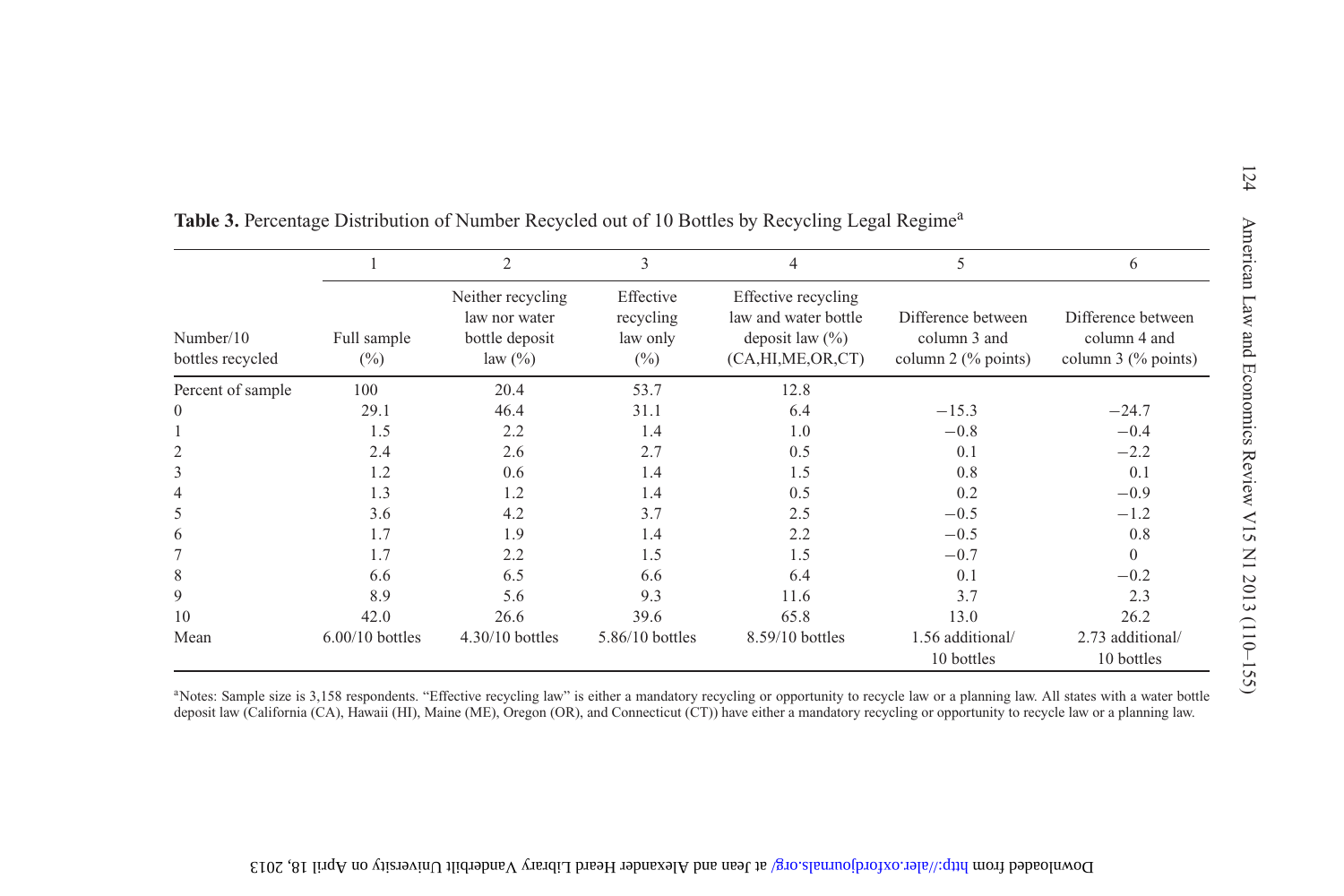**Table 3.** Percentage Distribution of Number Recycled out of 10 Bottles by Recycling Legal Regime[a]

| | 1 | 2 | 3 | 4 | 5 | 6 |
|---|---|---|---|---|---|---|
| Number/10 bottles recycled | Full sample (%) | Neither recycling law nor water bottle deposit law (%) | Effective recycling law only (%) | Effective recycling law and water bottle deposit law (%) (CA,HI,ME,OR,CT) | Difference between column 3 and column 2 (% points) | Difference between column 4 and column 3 (% points) |
| Percent of sample | 100 | 20.4 | 53.7 | 12.8 | | |
| 0 | 29.1 | 46.4 | 31.1 | 6.4 | −15.3 | −24.7 |
| 1 | 1.5 | 2.2 | 1.4 | 1.0 | −0.8 | −0.4 |
| 2 | 2.4 | 2.6 | 2.7 | 0.5 | 0.1 | −2.2 |
| 3 | 1.2 | 0.6 | 1.4 | 1.5 | 0.8 | 0.1 |
| 4 | 1.3 | 1.2 | 1.4 | 0.5 | 0.2 | −0.9 |
| 5 | 3.6 | 4.2 | 3.7 | 2.5 | −0.5 | −1.2 |
| 6 | 1.7 | 1.9 | 1.4 | 2.2 | −0.5 | 0.8 |
| 7 | 1.7 | 2.2 | 1.5 | 1.5 | −0.7 | 0 |
| 8 | 6.6 | 6.5 | 6.6 | 6.4 | 0.1 | −0.2 |
| 9 | 8.9 | 5.6 | 9.3 | 11.6 | 3.7 | 2.3 |
| 10 | 42.0 | 26.6 | 39.6 | 65.8 | 13.0 | 26.2 |
| Mean | 6.00/10 bottles | 4.30/10 bottles | 5.86/10 bottles | 8.59/10 bottles | 1.56 additional/ 10 bottles | 2.73 additional/ 10 bottles |

[a]Notes: Sample size is 3,158 respondents. "Effective recycling law" is either a mandatory recycling or opportunity to recycle law or a planning law. All states with a water bottle deposit law (California (CA), Hawaii (HI), Maine (ME), Oregon (OR), and Connecticut (CT)) have either a mandatory recycling or opportunity to recycle law or a planning law.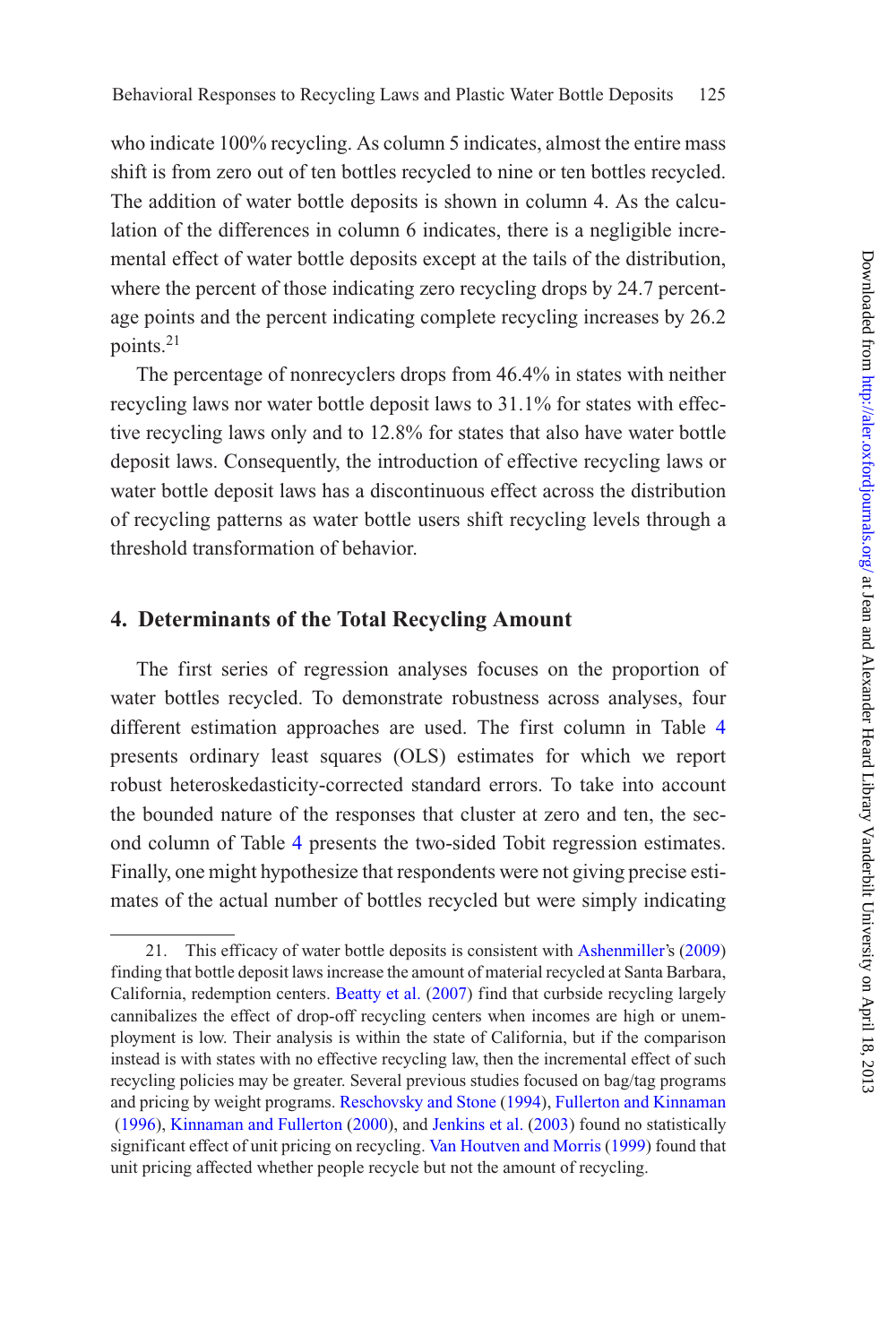who indicate 100% recycling. As column 5 indicates, almost the entire mass shift is from zero out of ten bottles recycled to nine or ten bottles recycled. The addition of water bottle deposits is shown in column 4. As the calculation of the differences in column 6 indicates, there is a negligible incremental effect of water bottle deposits except at the tails of the distribution, where the percent of those indicating zero recycling drops by 24.7 percentage points and the percent indicating complete recycling increases by 26.2 points.[21]

The percentage of nonrecyclers drops from 46.4% in states with neither recycling laws nor water bottle deposit laws to 31.1% for states with effective recycling laws only and to 12.8% for states that also have water bottle deposit laws. Consequently, the introduction of effective recycling laws or water bottle deposit laws has a discontinuous effect across the distribution of recycling patterns as water bottle users shift recycling levels through a threshold transformation of behavior.

## 4. Determinants of the Total Recycling Amount

The first series of regression analyses focuses on the proportion of water bottles recycled. To demonstrate robustness across analyses, four different estimation approaches are used. The first column in Table 4 presents ordinary least squares (OLS) estimates for which we report robust heteroskedasticity-corrected standard errors. To take into account the bounded nature of the responses that cluster at zero and ten, the second column of Table 4 presents the two-sided Tobit regression estimates. Finally, one might hypothesize that respondents were not giving precise estimates of the actual number of bottles recycled but were simply indicating

21. This efficacy of water bottle deposits is consistent with Ashenmiller's (2009) finding that bottle deposit laws increase the amount of material recycled at Santa Barbara, California, redemption centers. Beatty et al. (2007) find that curbside recycling largely cannibalizes the effect of drop-off recycling centers when incomes are high or unemployment is low. Their analysis is within the state of California, but if the comparison instead is with states with no effective recycling law, then the incremental effect of such recycling policies may be greater. Several previous studies focused on bag/tag programs and pricing by weight programs. Reschovsky and Stone (1994), Fullerton and Kinnaman (1996), Kinnaman and Fullerton (2000), and Jenkins et al. (2003) found no statistically significant effect of unit pricing on recycling. Van Houtven and Morris (1999) found that unit pricing affected whether people recycle but not the amount of recycling.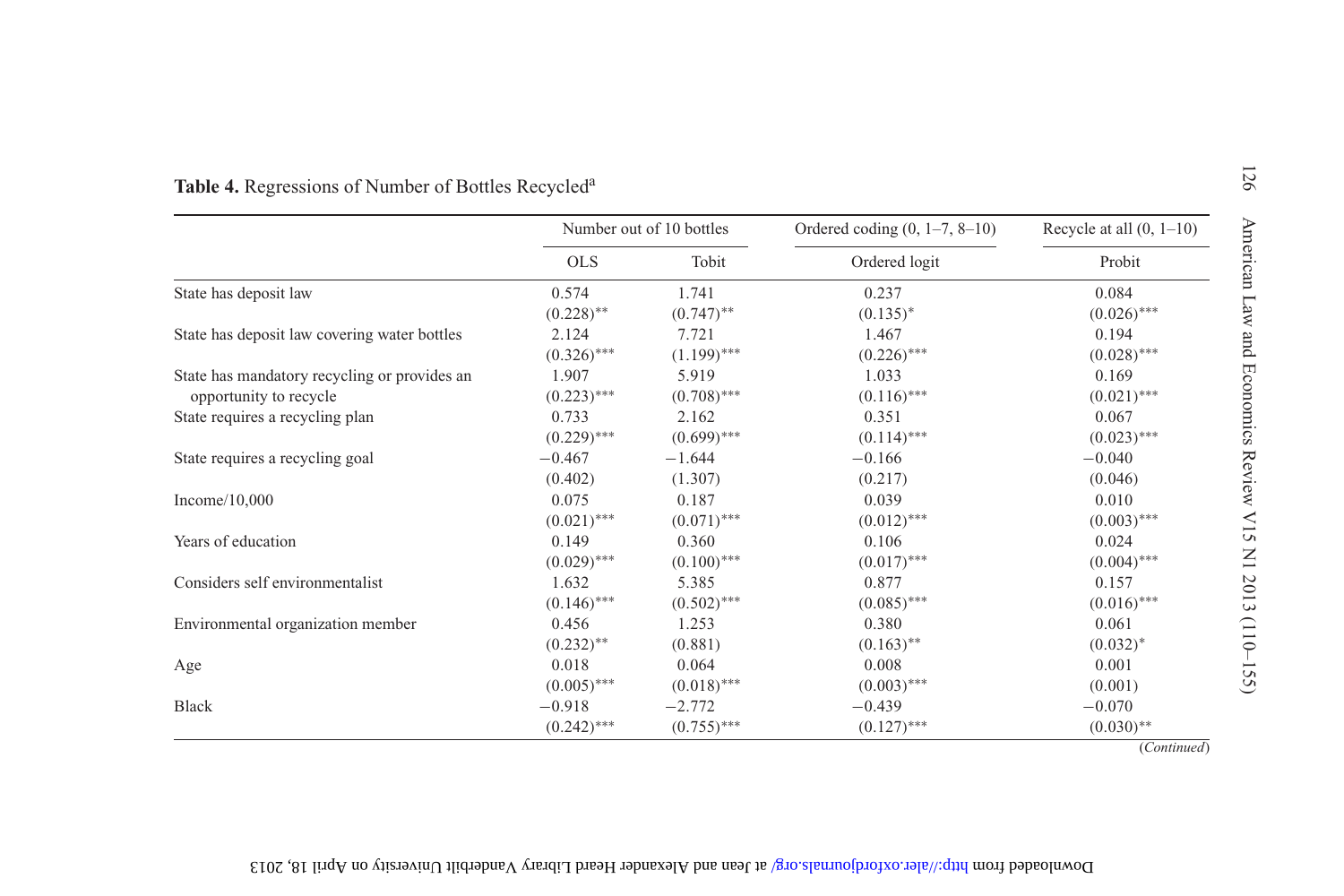**Table 4.** Regressions of Number of Bottles Recycled[a]

| | Number out of 10 bottles | | Ordered coding (0, 1–7, 8–10) | Recycle at all (0, 1–10) |
|---|---|---|---|---|
| | OLS | Tobit | Ordered logit | Probit |
| State has deposit law | 0.574 | 1.741 | 0.237 | 0.084 |
| | (0.228)** | (0.747)** | (0.135)* | (0.026)*** |
| State has deposit law covering water bottles | 2.124 | 7.721 | 1.467 | 0.194 |
| | (0.326)*** | (1.199)*** | (0.226)*** | (0.028)*** |
| State has mandatory recycling or provides an opportunity to recycle | 1.907 | 5.919 | 1.033 | 0.169 |
| | (0.223)*** | (0.708)*** | (0.116)*** | (0.021)*** |
| State requires a recycling plan | 0.733 | 2.162 | 0.351 | 0.067 |
| | (0.229)*** | (0.699)*** | (0.114)*** | (0.023)*** |
| State requires a recycling goal | −0.467 | −1.644 | −0.166 | −0.040 |
| | (0.402) | (1.307) | (0.217) | (0.046) |
| Income/10,000 | 0.075 | 0.187 | 0.039 | 0.010 |
| | (0.021)*** | (0.071)*** | (0.012)*** | (0.003)*** |
| Years of education | 0.149 | 0.360 | 0.106 | 0.024 |
| | (0.029)*** | (0.100)*** | (0.017)*** | (0.004)*** |
| Considers self environmentalist | 1.632 | 5.385 | 0.877 | 0.157 |
| | (0.146)*** | (0.502)*** | (0.085)*** | (0.016)*** |
| Environmental organization member | 0.456 | 1.253 | 0.380 | 0.061 |
| | (0.232)** | (0.881) | (0.163)** | (0.032)* |
| Age | 0.018 | 0.064 | 0.008 | 0.001 |
| | (0.005)*** | (0.018)*** | (0.003)*** | (0.001) |
| Black | −0.918 | −2.772 | −0.439 | −0.070 |
| | (0.242)*** | (0.755)*** | (0.127)*** | (0.030)** |

(*Continued*)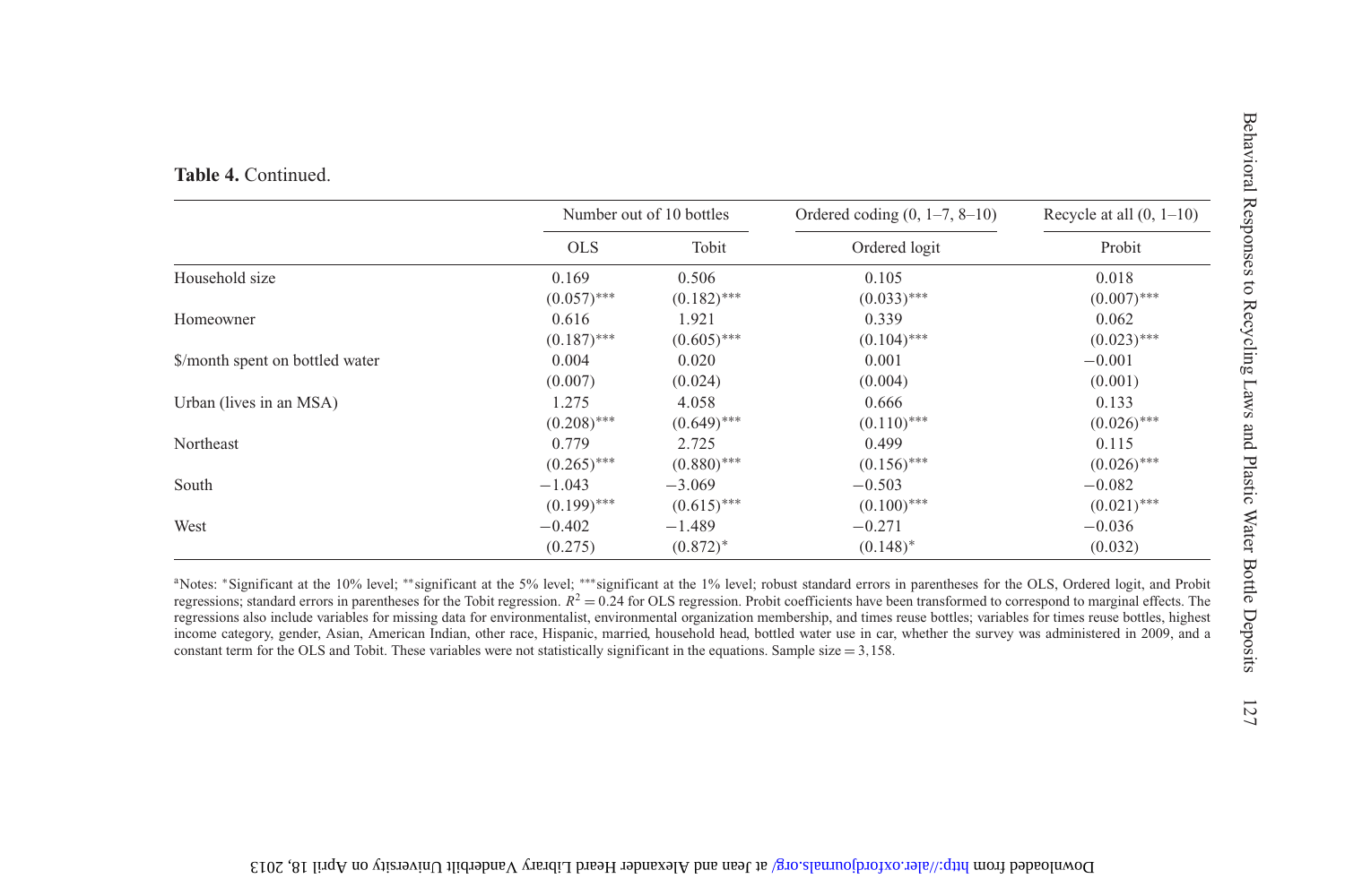**Table 4.** Continued.

| | Number out of 10 bottles | | Ordered coding (0, 1–7, 8–10) | Recycle at all (0, 1–10) |
|---|---|---|---|---|
| | OLS | Tobit | Ordered logit | Probit |
| Household size | 0.169 | 0.506 | 0.105 | 0.018 |
| | (0.057)*** | (0.182)*** | (0.033)*** | (0.007)*** |
| Homeowner | 0.616 | 1.921 | 0.339 | 0.062 |
| | (0.187)*** | (0.605)*** | (0.104)*** | (0.023)*** |
| $/month spent on bottled water | 0.004 | 0.020 | 0.001 | −0.001 |
| | (0.007) | (0.024) | (0.004) | (0.001) |
| Urban (lives in an MSA) | 1.275 | 4.058 | 0.666 | 0.133 |
| | (0.208)*** | (0.649)*** | (0.110)*** | (0.026)*** |
| Northeast | 0.779 | 2.725 | 0.499 | 0.115 |
| | (0.265)*** | (0.880)*** | (0.156)*** | (0.026)*** |
| South | −1.043 | −3.069 | −0.503 | −0.082 |
| | (0.199)*** | (0.615)*** | (0.100)*** | (0.021)*** |
| West | −0.402 | −1.489 | −0.271 | −0.036 |
| | (0.275) | (0.872)* | (0.148)* | (0.032) |

[a]Notes: *Significant at the 10% level; **significant at the 5% level; ***significant at the 1% level; robust standard errors in parentheses for the OLS, Ordered logit, and Probit regressions; standard errors in parentheses for the Tobit regression. $R^2 = 0.24$ for OLS regression. Probit coefficients have been transformed to correspond to marginal effects. The regressions also include variables for missing data for environmentalist, environmental organization membership, and times reuse bottles; variables for times reuse bottles, highest income category, gender, Asian, American Indian, other race, Hispanic, married, household head, bottled water use in car, whether the survey was administered in 2009, and a constant term for the OLS and Tobit. These variables were not statistically significant in the equations. Sample size = 3,158.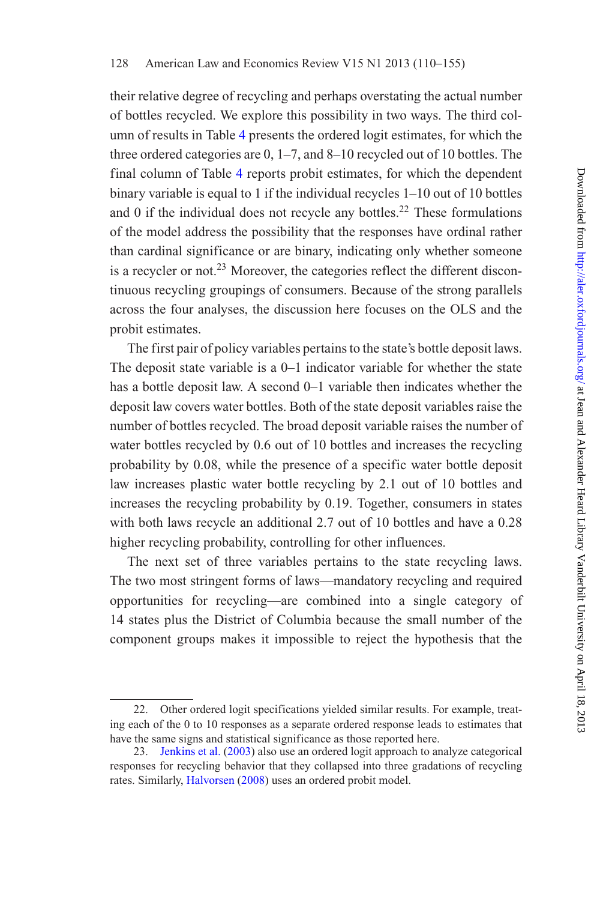their relative degree of recycling and perhaps overstating the actual number of bottles recycled. We explore this possibility in two ways. The third column of results in Table 4 presents the ordered logit estimates, for which the three ordered categories are 0, 1–7, and 8–10 recycled out of 10 bottles. The final column of Table 4 reports probit estimates, for which the dependent binary variable is equal to 1 if the individual recycles 1–10 out of 10 bottles and 0 if the individual does not recycle any bottles.[22] These formulations of the model address the possibility that the responses have ordinal rather than cardinal significance or are binary, indicating only whether someone is a recycler or not.[23] Moreover, the categories reflect the different discontinuous recycling groupings of consumers. Because of the strong parallels across the four analyses, the discussion here focuses on the OLS and the probit estimates.

The first pair of policy variables pertains to the state's bottle deposit laws. The deposit state variable is a 0–1 indicator variable for whether the state has a bottle deposit law. A second 0–1 variable then indicates whether the deposit law covers water bottles. Both of the state deposit variables raise the number of bottles recycled. The broad deposit variable raises the number of water bottles recycled by 0.6 out of 10 bottles and increases the recycling probability by 0.08, while the presence of a specific water bottle deposit law increases plastic water bottle recycling by 2.1 out of 10 bottles and increases the recycling probability by 0.19. Together, consumers in states with both laws recycle an additional 2.7 out of 10 bottles and have a 0.28 higher recycling probability, controlling for other influences.

The next set of three variables pertains to the state recycling laws. The two most stringent forms of laws—mandatory recycling and required opportunities for recycling—are combined into a single category of 14 states plus the District of Columbia because the small number of the component groups makes it impossible to reject the hypothesis that the

---

22. Other ordered logit specifications yielded similar results. For example, treating each of the 0 to 10 responses as a separate ordered response leads to estimates that have the same signs and statistical significance as those reported here.

23. Jenkins et al. (2003) also use an ordered logit approach to analyze categorical responses for recycling behavior that they collapsed into three gradations of recycling rates. Similarly, Halvorsen (2008) uses an ordered probit model.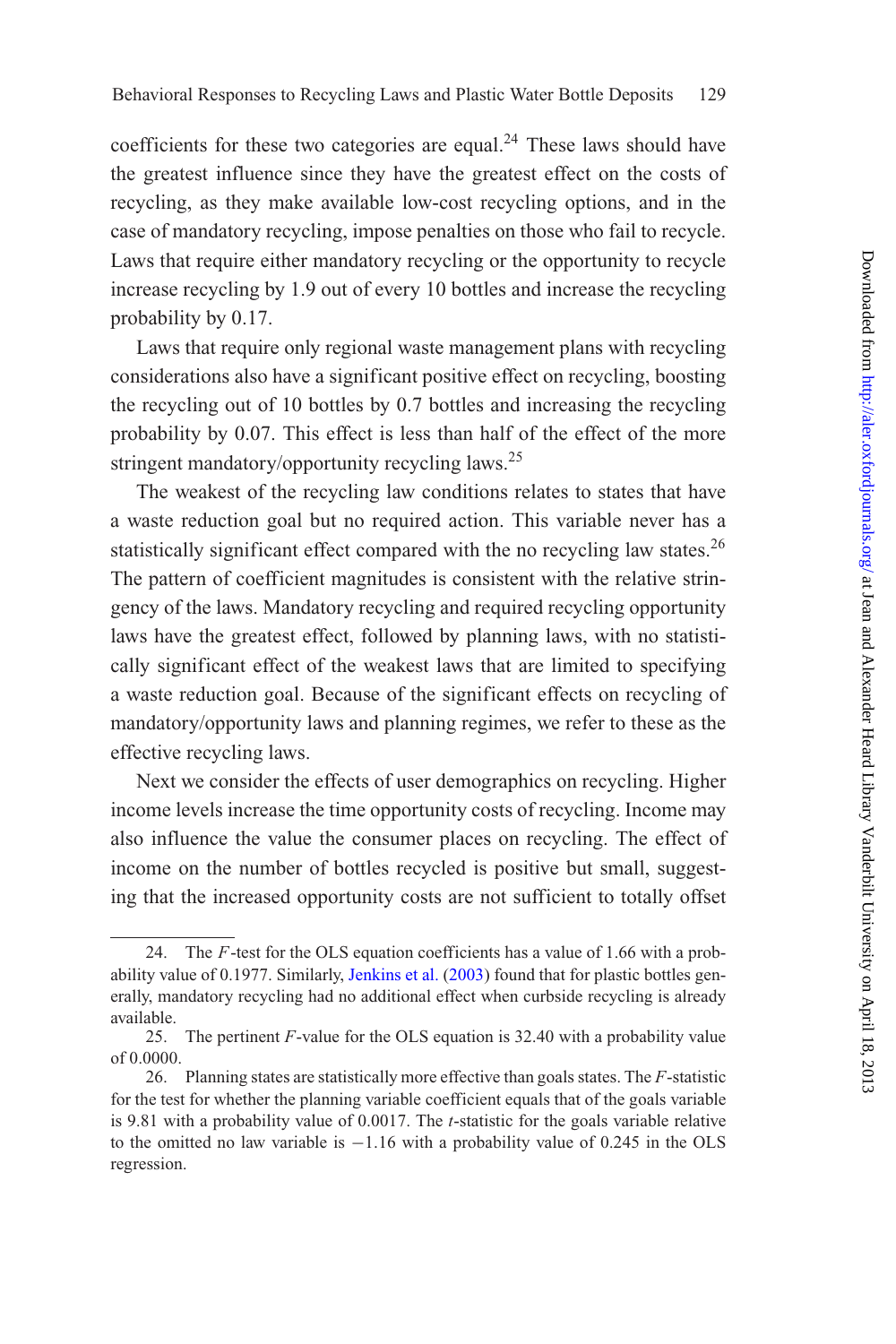coefficients for these two categories are equal.[24] These laws should have the greatest influence since they have the greatest effect on the costs of recycling, as they make available low-cost recycling options, and in the case of mandatory recycling, impose penalties on those who fail to recycle. Laws that require either mandatory recycling or the opportunity to recycle increase recycling by 1.9 out of every 10 bottles and increase the recycling probability by 0.17.

Laws that require only regional waste management plans with recycling considerations also have a significant positive effect on recycling, boosting the recycling out of 10 bottles by 0.7 bottles and increasing the recycling probability by 0.07. This effect is less than half of the effect of the more stringent mandatory/opportunity recycling laws.[25]

The weakest of the recycling law conditions relates to states that have a waste reduction goal but no required action. This variable never has a statistically significant effect compared with the no recycling law states.[26] The pattern of coefficient magnitudes is consistent with the relative stringency of the laws. Mandatory recycling and required recycling opportunity laws have the greatest effect, followed by planning laws, with no statistically significant effect of the weakest laws that are limited to specifying a waste reduction goal. Because of the significant effects on recycling of mandatory/opportunity laws and planning regimes, we refer to these as the effective recycling laws.

Next we consider the effects of user demographics on recycling. Higher income levels increase the time opportunity costs of recycling. Income may also influence the value the consumer places on recycling. The effect of income on the number of bottles recycled is positive but small, suggesting that the increased opportunity costs are not sufficient to totally offset

---

24. The $F$-test for the OLS equation coefficients has a value of 1.66 with a probability value of 0.1977. Similarly, Jenkins et al. (2003) found that for plastic bottles generally, mandatory recycling had no additional effect when curbside recycling is already available.

25. The pertinent $F$-value for the OLS equation is 32.40 with a probability value of 0.0000.

26. Planning states are statistically more effective than goals states. The $F$-statistic for the test for whether the planning variable coefficient equals that of the goals variable is 9.81 with a probability value of 0.0017. The $t$-statistic for the goals variable relative to the omitted no law variable is $-1.16$ with a probability value of 0.245 in the OLS regression.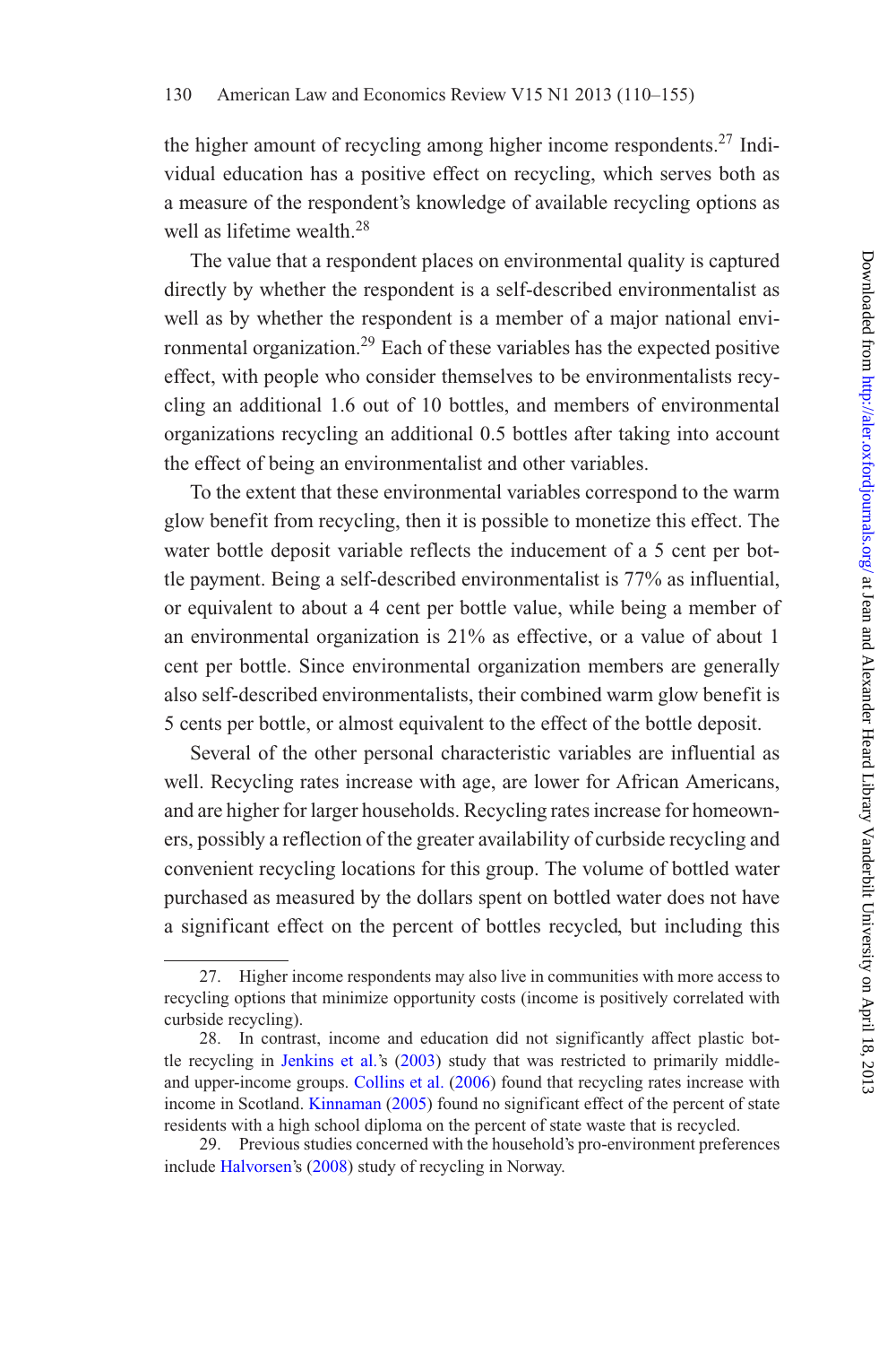the higher amount of recycling among higher income respondents.[27] Individual education has a positive effect on recycling, which serves both as a measure of the respondent's knowledge of available recycling options as well as lifetime wealth.[28]

The value that a respondent places on environmental quality is captured directly by whether the respondent is a self-described environmentalist as well as by whether the respondent is a member of a major national environmental organization.[29] Each of these variables has the expected positive effect, with people who consider themselves to be environmentalists recycling an additional 1.6 out of 10 bottles, and members of environmental organizations recycling an additional 0.5 bottles after taking into account the effect of being an environmentalist and other variables.

To the extent that these environmental variables correspond to the warm glow benefit from recycling, then it is possible to monetize this effect. The water bottle deposit variable reflects the inducement of a 5 cent per bottle payment. Being a self-described environmentalist is 77% as influential, or equivalent to about a 4 cent per bottle value, while being a member of an environmental organization is 21% as effective, or a value of about 1 cent per bottle. Since environmental organization members are generally also self-described environmentalists, their combined warm glow benefit is 5 cents per bottle, or almost equivalent to the effect of the bottle deposit.

Several of the other personal characteristic variables are influential as well. Recycling rates increase with age, are lower for African Americans, and are higher for larger households. Recycling rates increase for homeowners, possibly a reflection of the greater availability of curbside recycling and convenient recycling locations for this group. The volume of bottled water purchased as measured by the dollars spent on bottled water does not have a significant effect on the percent of bottles recycled, but including this

27. Higher income respondents may also live in communities with more access to recycling options that minimize opportunity costs (income is positively correlated with curbside recycling).

28. In contrast, income and education did not significantly affect plastic bottle recycling in Jenkins et al.'s (2003) study that was restricted to primarily middle- and upper-income groups. Collins et al. (2006) found that recycling rates increase with income in Scotland. Kinnaman (2005) found no significant effect of the percent of state residents with a high school diploma on the percent of state waste that is recycled.

29. Previous studies concerned with the household's pro-environment preferences include Halvorsen's (2008) study of recycling in Norway.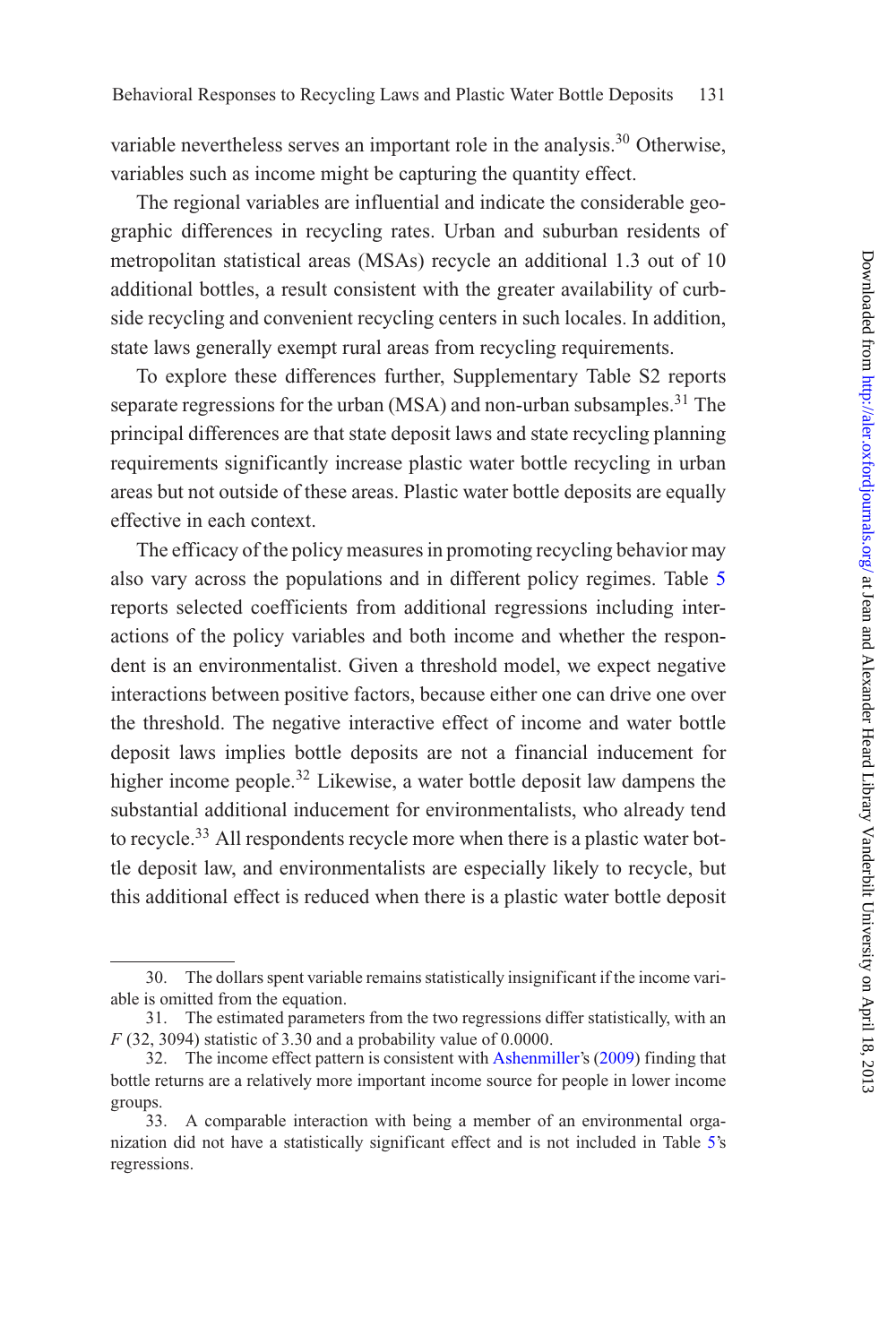variable nevertheless serves an important role in the analysis.[30] Otherwise, variables such as income might be capturing the quantity effect.

The regional variables are influential and indicate the considerable geographic differences in recycling rates. Urban and suburban residents of metropolitan statistical areas (MSAs) recycle an additional 1.3 out of 10 additional bottles, a result consistent with the greater availability of curbside recycling and convenient recycling centers in such locales. In addition, state laws generally exempt rural areas from recycling requirements.

To explore these differences further, Supplementary Table S2 reports separate regressions for the urban (MSA) and non-urban subsamples.[31] The principal differences are that state deposit laws and state recycling planning requirements significantly increase plastic water bottle recycling in urban areas but not outside of these areas. Plastic water bottle deposits are equally effective in each context.

The efficacy of the policy measures in promoting recycling behavior may also vary across the populations and in different policy regimes. Table 5 reports selected coefficients from additional regressions including interactions of the policy variables and both income and whether the respondent is an environmentalist. Given a threshold model, we expect negative interactions between positive factors, because either one can drive one over the threshold. The negative interactive effect of income and water bottle deposit laws implies bottle deposits are not a financial inducement for higher income people.[32] Likewise, a water bottle deposit law dampens the substantial additional inducement for environmentalists, who already tend to recycle.[33] All respondents recycle more when there is a plastic water bottle deposit law, and environmentalists are especially likely to recycle, but this additional effect is reduced when there is a plastic water bottle deposit

---

30. The dollars spent variable remains statistically insignificant if the income variable is omitted from the equation.

31. The estimated parameters from the two regressions differ statistically, with an $F$ (32, 3094) statistic of 3.30 and a probability value of 0.0000.

32. The income effect pattern is consistent with Ashenmiller's (2009) finding that bottle returns are a relatively more important income source for people in lower income groups.

33. A comparable interaction with being a member of an environmental organization did not have a statistically significant effect and is not included in Table 5's regressions.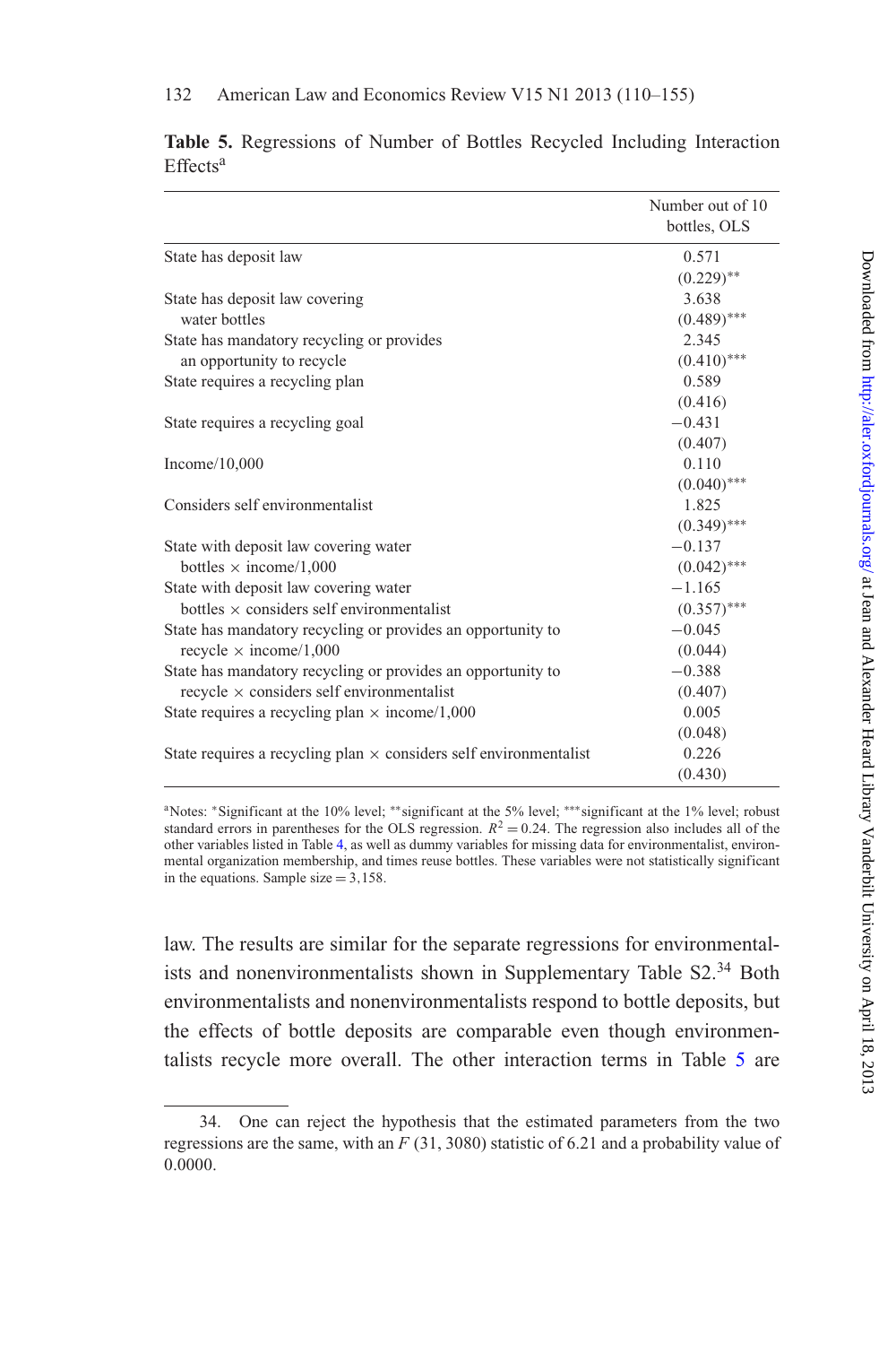**Table 5.** Regressions of Number of Bottles Recycled Including Interaction Effects[a]

| | Number out of 10 bottles, OLS |
|---|---|
| State has deposit law | 0.571 |
| | (0.229)** |
| State has deposit law covering water bottles | 3.638 |
| | (0.489)*** |
| State has mandatory recycling or provides an opportunity to recycle | 2.345 |
| | (0.410)*** |
| State requires a recycling plan | 0.589 |
| | (0.416) |
| State requires a recycling goal | −0.431 |
| | (0.407) |
| Income/10,000 | 0.110 |
| | (0.040)*** |
| Considers self environmentalist | 1.825 |
| | (0.349)*** |
| State with deposit law covering water bottles × income/1,000 | −0.137 |
| | (0.042)*** |
| State with deposit law covering water bottles × considers self environmentalist | −1.165 |
| | (0.357)*** |
| State has mandatory recycling or provides an opportunity to recycle × income/1,000 | −0.045 |
| | (0.044) |
| State has mandatory recycling or provides an opportunity to recycle × considers self environmentalist | −0.388 |
| | (0.407) |
| State requires a recycling plan × income/1,000 | 0.005 |
| | (0.048) |
| State requires a recycling plan × considers self environmentalist | 0.226 |
| | (0.430) |

[a]Notes: *Significant at the 10% level; **significant at the 5% level; ***significant at the 1% level; robust standard errors in parentheses for the OLS regression. $R^2 = 0.24$. The regression also includes all of the other variables listed in Table 4, as well as dummy variables for missing data for environmentalist, environmental organization membership, and times reuse bottles. These variables were not statistically significant in the equations. Sample size = 3,158.

law. The results are similar for the separate regressions for environmentalists and nonenvironmentalists shown in Supplementary Table S2.[34] Both environmentalists and nonenvironmentalists respond to bottle deposits, but the effects of bottle deposits are comparable even though environmentalists recycle more overall. The other interaction terms in Table 5 are

34. One can reject the hypothesis that the estimated parameters from the two regressions are the same, with an $F$ (31, 3080) statistic of 6.21 and a probability value of 0.0000.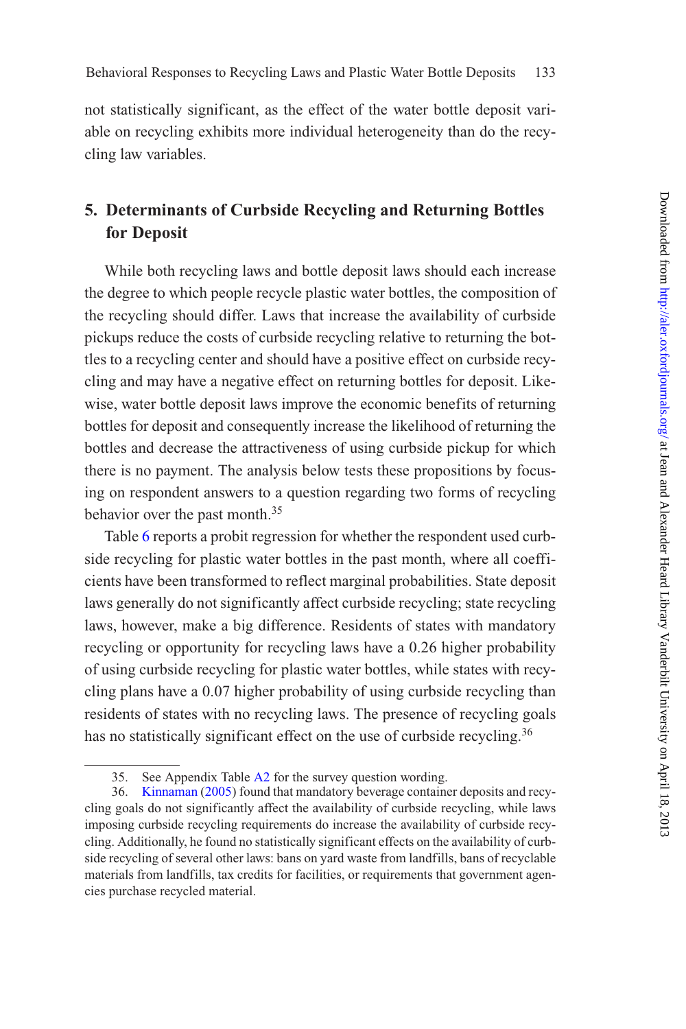not statistically significant, as the effect of the water bottle deposit variable on recycling exhibits more individual heterogeneity than do the recycling law variables.

## 5. Determinants of Curbside Recycling and Returning Bottles for Deposit

While both recycling laws and bottle deposit laws should each increase the degree to which people recycle plastic water bottles, the composition of the recycling should differ. Laws that increase the availability of curbside pickups reduce the costs of curbside recycling relative to returning the bottles to a recycling center and should have a positive effect on curbside recycling and may have a negative effect on returning bottles for deposit. Likewise, water bottle deposit laws improve the economic benefits of returning bottles for deposit and consequently increase the likelihood of returning the bottles and decrease the attractiveness of using curbside pickup for which there is no payment. The analysis below tests these propositions by focusing on respondent answers to a question regarding two forms of recycling behavior over the past month.[35]

Table 6 reports a probit regression for whether the respondent used curbside recycling for plastic water bottles in the past month, where all coefficients have been transformed to reflect marginal probabilities. State deposit laws generally do not significantly affect curbside recycling; state recycling laws, however, make a big difference. Residents of states with mandatory recycling or opportunity for recycling laws have a 0.26 higher probability of using curbside recycling for plastic water bottles, while states with recycling plans have a 0.07 higher probability of using curbside recycling than residents of states with no recycling laws. The presence of recycling goals has no statistically significant effect on the use of curbside recycling.[36]

35. See Appendix Table A2 for the survey question wording.

36. Kinnaman (2005) found that mandatory beverage container deposits and recycling goals do not significantly affect the availability of curbside recycling, while laws imposing curbside recycling requirements do increase the availability of curbside recycling. Additionally, he found no statistically significant effects on the availability of curbside recycling of several other laws: bans on yard waste from landfills, bans of recyclable materials from landfills, tax credits for facilities, or requirements that government agencies purchase recycled material.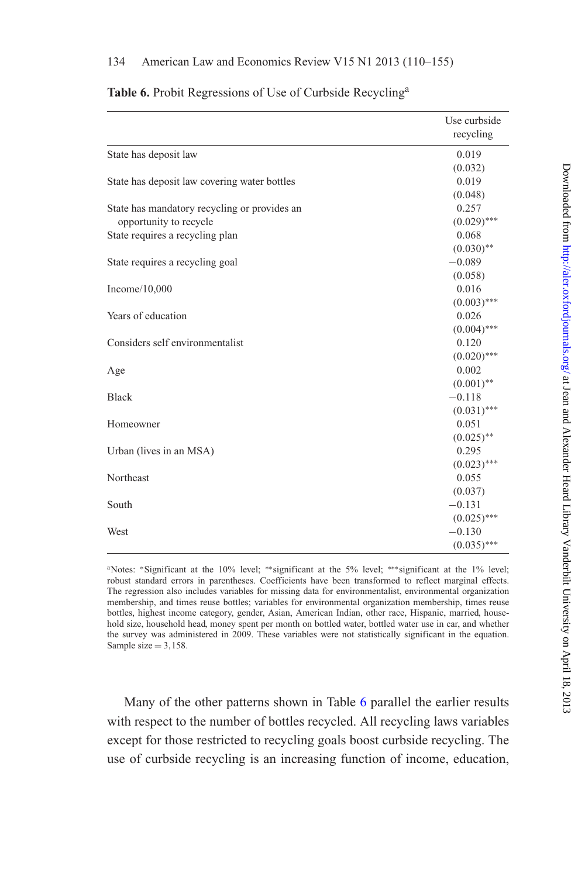**Table 6.** Probit Regressions of Use of Curbside Recycling[a]

| | Use curbside recycling |
|---|---|
| State has deposit law | 0.019 |
| | (0.032) |
| State has deposit law covering water bottles | 0.019 |
| | (0.048) |
| State has mandatory recycling or provides an opportunity to recycle | 0.257 |
| | (0.029)*** |
| State requires a recycling plan | 0.068 |
| | (0.030)** |
| State requires a recycling goal | −0.089 |
| | (0.058) |
| Income/10,000 | 0.016 |
| | (0.003)*** |
| Years of education | 0.026 |
| | (0.004)*** |
| Considers self environmentalist | 0.120 |
| | (0.020)*** |
| Age | 0.002 |
| | (0.001)** |
| Black | −0.118 |
| | (0.031)*** |
| Homeowner | 0.051 |
| | (0.025)** |
| Urban (lives in an MSA) | 0.295 |
| | (0.023)*** |
| Northeast | 0.055 |
| | (0.037) |
| South | −0.131 |
| | (0.025)*** |
| West | −0.130 |
| | (0.035)*** |

[a]Notes: *Significant at the 10% level; **significant at the 5% level; ***significant at the 1% level; robust standard errors in parentheses. Coefficients have been transformed to reflect marginal effects. The regression also includes variables for missing data for environmentalist, environmental organization membership, and times reuse bottles; variables for environmental organization membership, times reuse bottles, highest income category, gender, Asian, American Indian, other race, Hispanic, married, household size, household head, money spent per month on bottled water, bottled water use in car, and whether the survey was administered in 2009. These variables were not statistically significant in the equation. Sample size = 3,158.

Many of the other patterns shown in Table 6 parallel the earlier results with respect to the number of bottles recycled. All recycling laws variables except for those restricted to recycling goals boost curbside recycling. The use of curbside recycling is an increasing function of income, education,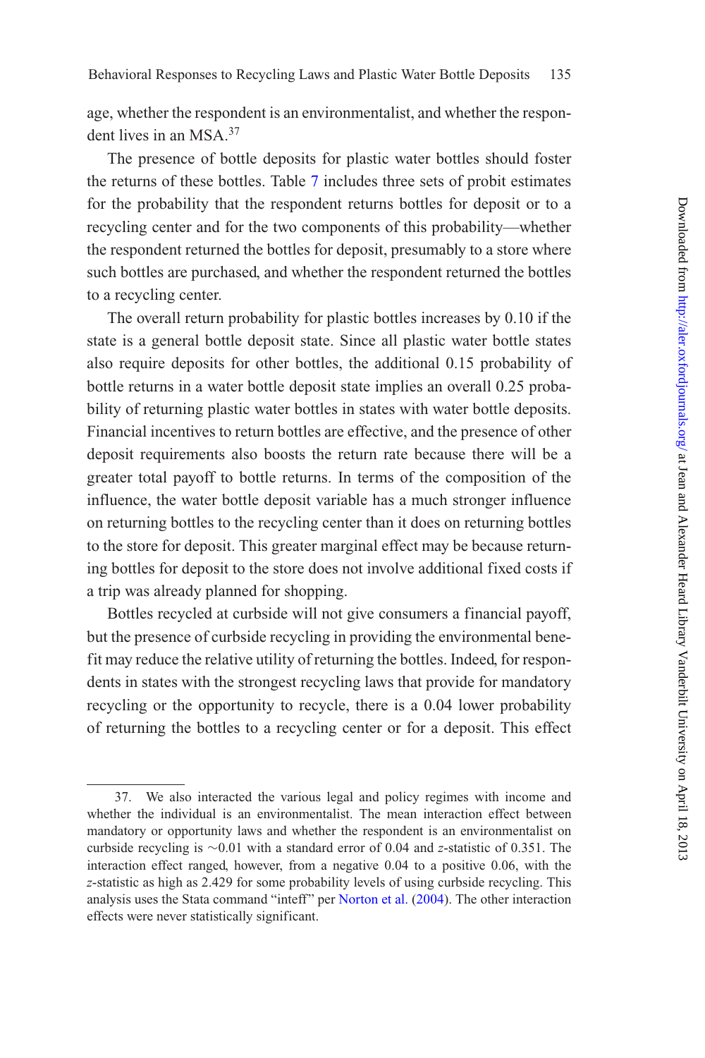age, whether the respondent is an environmentalist, and whether the respondent lives in an MSA.[37]

The presence of bottle deposits for plastic water bottles should foster the returns of these bottles. Table 7 includes three sets of probit estimates for the probability that the respondent returns bottles for deposit or to a recycling center and for the two components of this probability—whether the respondent returned the bottles for deposit, presumably to a store where such bottles are purchased, and whether the respondent returned the bottles to a recycling center.

The overall return probability for plastic bottles increases by 0.10 if the state is a general bottle deposit state. Since all plastic water bottle states also require deposits for other bottles, the additional 0.15 probability of bottle returns in a water bottle deposit state implies an overall 0.25 probability of returning plastic water bottles in states with water bottle deposits. Financial incentives to return bottles are effective, and the presence of other deposit requirements also boosts the return rate because there will be a greater total payoff to bottle returns. In terms of the composition of the influence, the water bottle deposit variable has a much stronger influence on returning bottles to the recycling center than it does on returning bottles to the store for deposit. This greater marginal effect may be because returning bottles for deposit to the store does not involve additional fixed costs if a trip was already planned for shopping.

Bottles recycled at curbside will not give consumers a financial payoff, but the presence of curbside recycling in providing the environmental benefit may reduce the relative utility of returning the bottles. Indeed, for respondents in states with the strongest recycling laws that provide for mandatory recycling or the opportunity to recycle, there is a 0.04 lower probability of returning the bottles to a recycling center or for a deposit. This effect

---

37. We also interacted the various legal and policy regimes with income and whether the individual is an environmentalist. The mean interaction effect between mandatory or opportunity laws and whether the respondent is an environmentalist on curbside recycling is ~0.01 with a standard error of 0.04 and $z$-statistic of 0.351. The interaction effect ranged, however, from a negative 0.04 to a positive 0.06, with the $z$-statistic as high as 2.429 for some probability levels of using curbside recycling. This analysis uses the Stata command "inteff" per Norton et al. (2004). The other interaction effects were never statistically significant.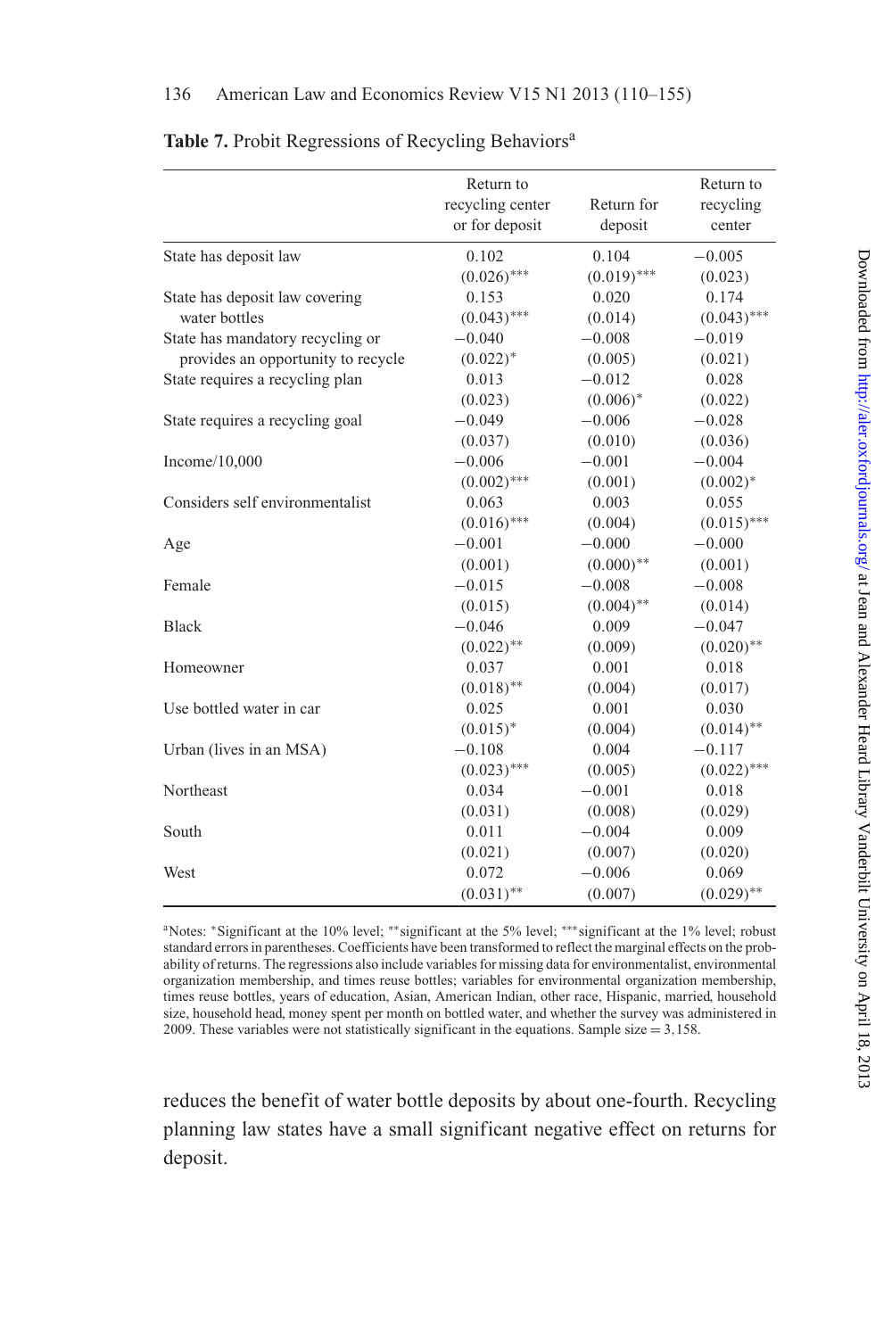**Table 7.** Probit Regressions of Recycling Behaviors[a]

| | Return to recycling center or for deposit | Return for deposit | Return to recycling center |
|---|---|---|---|
| State has deposit law | 0.102 | 0.104 | −0.005 |
| | (0.026)*** | (0.019)*** | (0.023) |
| State has deposit law covering water bottles | 0.153 | 0.020 | 0.174 |
| | (0.043)*** | (0.014) | (0.043)*** |
| State has mandatory recycling or provides an opportunity to recycle | −0.040 | −0.008 | −0.019 |
| | (0.022)* | (0.005) | (0.021) |
| State requires a recycling plan | 0.013 | −0.012 | 0.028 |
| | (0.023) | (0.006)* | (0.022) |
| State requires a recycling goal | −0.049 | −0.006 | −0.028 |
| | (0.037) | (0.010) | (0.036) |
| Income/10,000 | −0.006 | −0.001 | −0.004 |
| | (0.002)*** | (0.001) | (0.002)* |
| Considers self environmentalist | 0.063 | 0.003 | 0.055 |
| | (0.016)*** | (0.004) | (0.015)*** |
| Age | −0.001 | −0.000 | −0.000 |
| | (0.001) | (0.000)** | (0.001) |
| Female | −0.015 | −0.008 | −0.008 |
| | (0.015) | (0.004)** | (0.014) |
| Black | −0.046 | 0.009 | −0.047 |
| | (0.022)** | (0.009) | (0.020)** |
| Homeowner | 0.037 | 0.001 | 0.018 |
| | (0.018)** | (0.004) | (0.017) |
| Use bottled water in car | 0.025 | 0.001 | 0.030 |
| | (0.015)* | (0.004) | (0.014)** |
| Urban (lives in an MSA) | −0.108 | 0.004 | −0.117 |
| | (0.023)*** | (0.005) | (0.022)*** |
| Northeast | 0.034 | −0.001 | 0.018 |
| | (0.031) | (0.008) | (0.029) |
| South | 0.011 | −0.004 | 0.009 |
| | (0.021) | (0.007) | (0.020) |
| West | 0.072 | −0.006 | 0.069 |
| | (0.031)** | (0.007) | (0.029)** |

[a]Notes: *Significant at the 10% level; **significant at the 5% level; ***significant at the 1% level; robust standard errors in parentheses. Coefficients have been transformed to reflect the marginal effects on the probability of returns. The regressions also include variables for missing data for environmentalist, environmental organization membership, and times reuse bottles; variables for environmental organization membership, times reuse bottles, years of education, Asian, American Indian, other race, Hispanic, married, household size, household head, money spent per month on bottled water, and whether the survey was administered in 2009. These variables were not statistically significant in the equations. Sample size = 3,158.

reduces the benefit of water bottle deposits by about one-fourth. Recycling planning law states have a small significant negative effect on returns for deposit.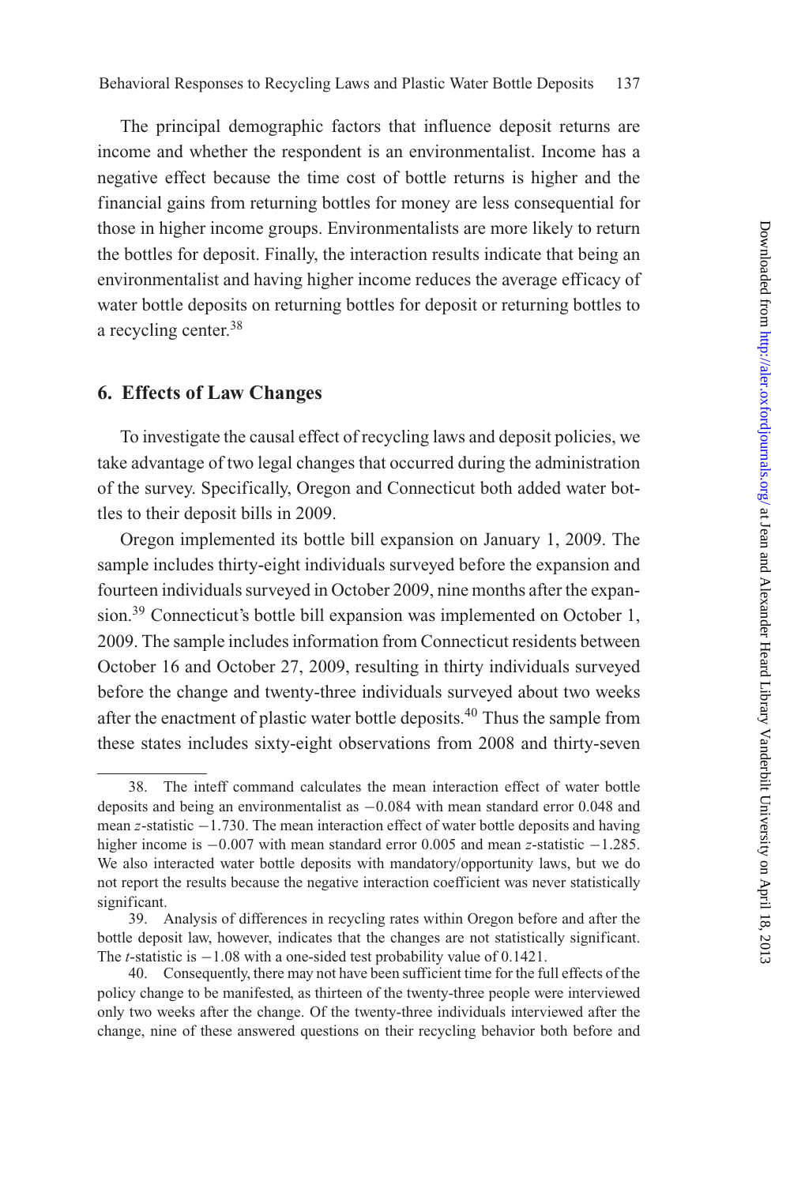The principal demographic factors that influence deposit returns are income and whether the respondent is an environmentalist. Income has a negative effect because the time cost of bottle returns is higher and the financial gains from returning bottles for money are less consequential for those in higher income groups. Environmentalists are more likely to return the bottles for deposit. Finally, the interaction results indicate that being an environmentalist and having higher income reduces the average efficacy of water bottle deposits on returning bottles for deposit or returning bottles to a recycling center.[38]

## 6. Effects of Law Changes

To investigate the causal effect of recycling laws and deposit policies, we take advantage of two legal changes that occurred during the administration of the survey. Specifically, Oregon and Connecticut both added water bottles to their deposit bills in 2009.

Oregon implemented its bottle bill expansion on January 1, 2009. The sample includes thirty-eight individuals surveyed before the expansion and fourteen individuals surveyed in October 2009, nine months after the expansion.[39] Connecticut's bottle bill expansion was implemented on October 1, 2009. The sample includes information from Connecticut residents between October 16 and October 27, 2009, resulting in thirty individuals surveyed before the change and twenty-three individuals surveyed about two weeks after the enactment of plastic water bottle deposits.[40] Thus the sample from these states includes sixty-eight observations from 2008 and thirty-seven

---

38. The inteff command calculates the mean interaction effect of water bottle deposits and being an environmentalist as $-0.084$ with mean standard error 0.048 and mean $z$-statistic $-1.730$. The mean interaction effect of water bottle deposits and having higher income is $-0.007$ with mean standard error 0.005 and mean $z$-statistic $-1.285$. We also interacted water bottle deposits with mandatory/opportunity laws, but we do not report the results because the negative interaction coefficient was never statistically significant.

39. Analysis of differences in recycling rates within Oregon before and after the bottle deposit law, however, indicates that the changes are not statistically significant. The $t$-statistic is $-1.08$ with a one-sided test probability value of 0.1421.

40. Consequently, there may not have been sufficient time for the full effects of the policy change to be manifested, as thirteen of the twenty-three people were interviewed only two weeks after the change. Of the twenty-three individuals interviewed after the change, nine of these answered questions on their recycling behavior both before and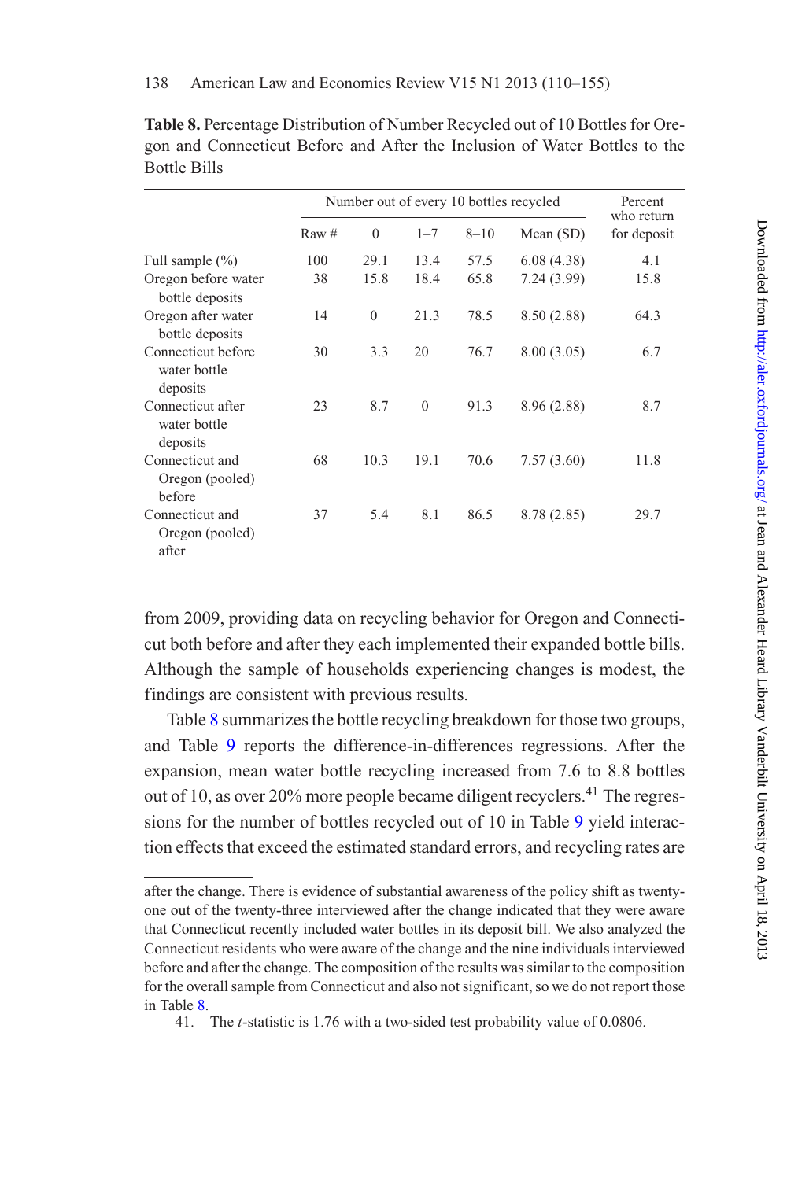**Table 8.** Percentage Distribution of Number Recycled out of 10 Bottles for Oregon and Connecticut Before and After the Inclusion of Water Bottles to the Bottle Bills

| | Number out of every 10 bottles recycled | | | | | Percent who return for deposit |
|---|---|---|---|---|---|---|
| | Raw # | 0 | 1–7 | 8–10 | Mean (SD) | |
| Full sample (%) | 100 | 29.1 | 13.4 | 57.5 | 6.08 (4.38) | 4.1 |
| Oregon before water bottle deposits | 38 | 15.8 | 18.4 | 65.8 | 7.24 (3.99) | 15.8 |
| Oregon after water bottle deposits | 14 | 0 | 21.3 | 78.5 | 8.50 (2.88) | 64.3 |
| Connecticut before water bottle deposits | 30 | 3.3 | 20 | 76.7 | 8.00 (3.05) | 6.7 |
| Connecticut after water bottle deposits | 23 | 8.7 | 0 | 91.3 | 8.96 (2.88) | 8.7 |
| Connecticut and Oregon (pooled) before | 68 | 10.3 | 19.1 | 70.6 | 7.57 (3.60) | 11.8 |
| Connecticut and Oregon (pooled) after | 37 | 5.4 | 8.1 | 86.5 | 8.78 (2.85) | 29.7 |

from 2009, providing data on recycling behavior for Oregon and Connecticut both before and after they each implemented their expanded bottle bills. Although the sample of households experiencing changes is modest, the findings are consistent with previous results.

Table 8 summarizes the bottle recycling breakdown for those two groups, and Table 9 reports the difference-in-differences regressions. After the expansion, mean water bottle recycling increased from 7.6 to 8.8 bottles out of 10, as over 20% more people became diligent recyclers.[41] The regressions for the number of bottles recycled out of 10 in Table 9 yield interaction effects that exceed the estimated standard errors, and recycling rates are

---

after the change. There is evidence of substantial awareness of the policy shift as twenty-one out of the twenty-three interviewed after the change indicated that they were aware that Connecticut recently included water bottles in its deposit bill. We also analyzed the Connecticut residents who were aware of the change and the nine individuals interviewed before and after the change. The composition of the results was similar to the composition for the overall sample from Connecticut and also not significant, so we do not report those in Table 8.

41. The *t*-statistic is 1.76 with a two-sided test probability value of 0.0806.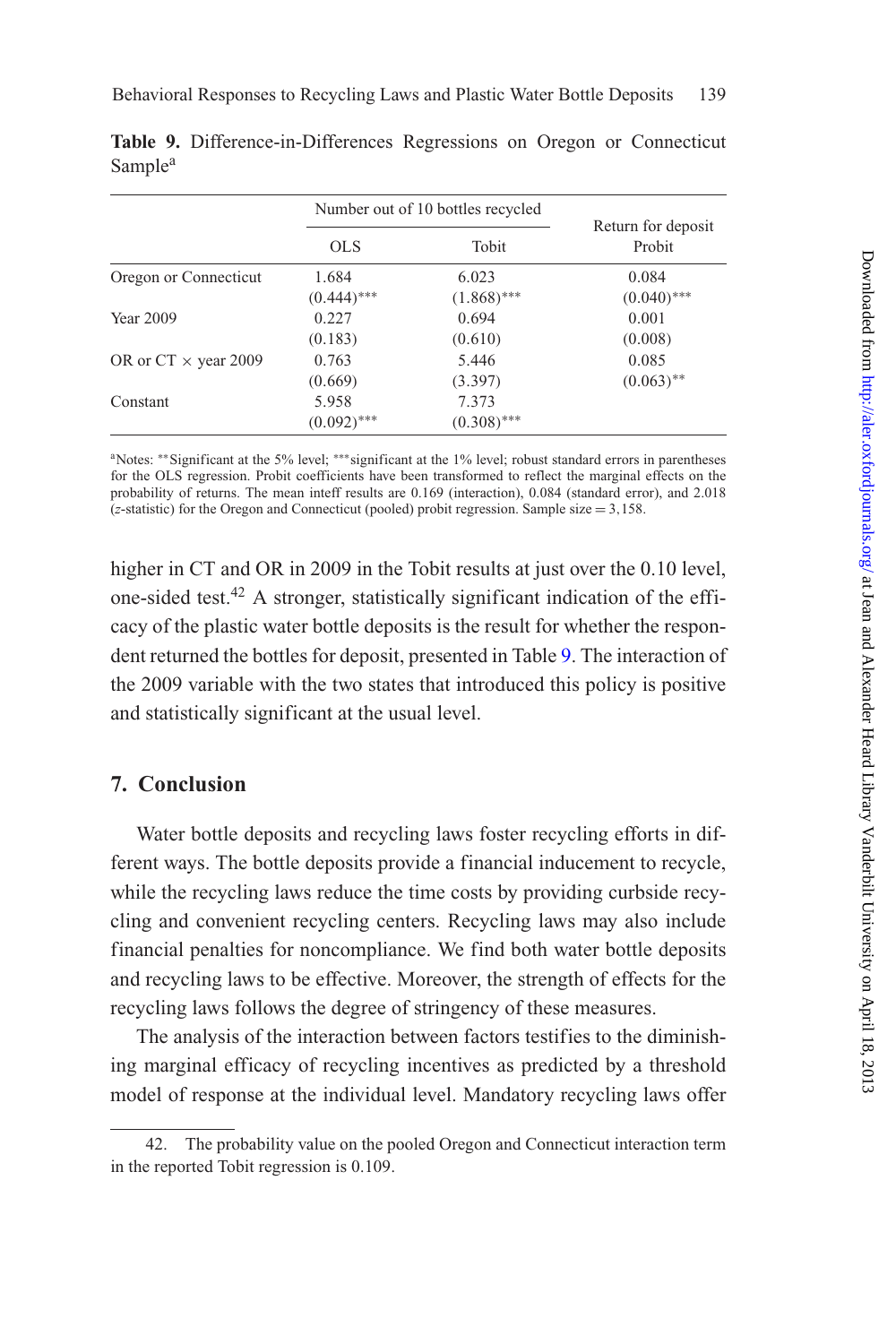**Table 9.** Difference-in-Differences Regressions on Oregon or Connecticut Sample[a]

| | Number out of 10 bottles recycled | | Return for deposit |
|---|---|---|---|
| | OLS | Tobit | Probit |
| Oregon or Connecticut | 1.684 | 6.023 | 0.084 |
| | (0.444)*** | (1.868)*** | (0.040)*** |
| Year 2009 | 0.227 | 0.694 | 0.001 |
| | (0.183) | (0.610) | (0.008) |
| OR or CT × year 2009 | 0.763 | 5.446 | 0.085 |
| | (0.669) | (3.397) | (0.063)** |
| Constant | 5.958 | 7.373 | |
| | (0.092)*** | (0.308)*** | |

[a]Notes: **Significant at the 5% level; ***significant at the 1% level; robust standard errors in parentheses for the OLS regression. Probit coefficients have been transformed to reflect the marginal effects on the probability of returns. The mean inteff results are 0.169 (interaction), 0.084 (standard error), and 2.018 ($z$-statistic) for the Oregon and Connecticut (pooled) probit regression. Sample size = 3,158.

higher in CT and OR in 2009 in the Tobit results at just over the 0.10 level, one-sided test.[42] A stronger, statistically significant indication of the efficacy of the plastic water bottle deposits is the result for whether the respondent returned the bottles for deposit, presented in Table 9. The interaction of the 2009 variable with the two states that introduced this policy is positive and statistically significant at the usual level.

## 7. Conclusion

Water bottle deposits and recycling laws foster recycling efforts in different ways. The bottle deposits provide a financial inducement to recycle, while the recycling laws reduce the time costs by providing curbside recycling and convenient recycling centers. Recycling laws may also include financial penalties for noncompliance. We find both water bottle deposits and recycling laws to be effective. Moreover, the strength of effects for the recycling laws follows the degree of stringency of these measures.

The analysis of the interaction between factors testifies to the diminishing marginal efficacy of recycling incentives as predicted by a threshold model of response at the individual level. Mandatory recycling laws offer

42. The probability value on the pooled Oregon and Connecticut interaction term in the reported Tobit regression is 0.109.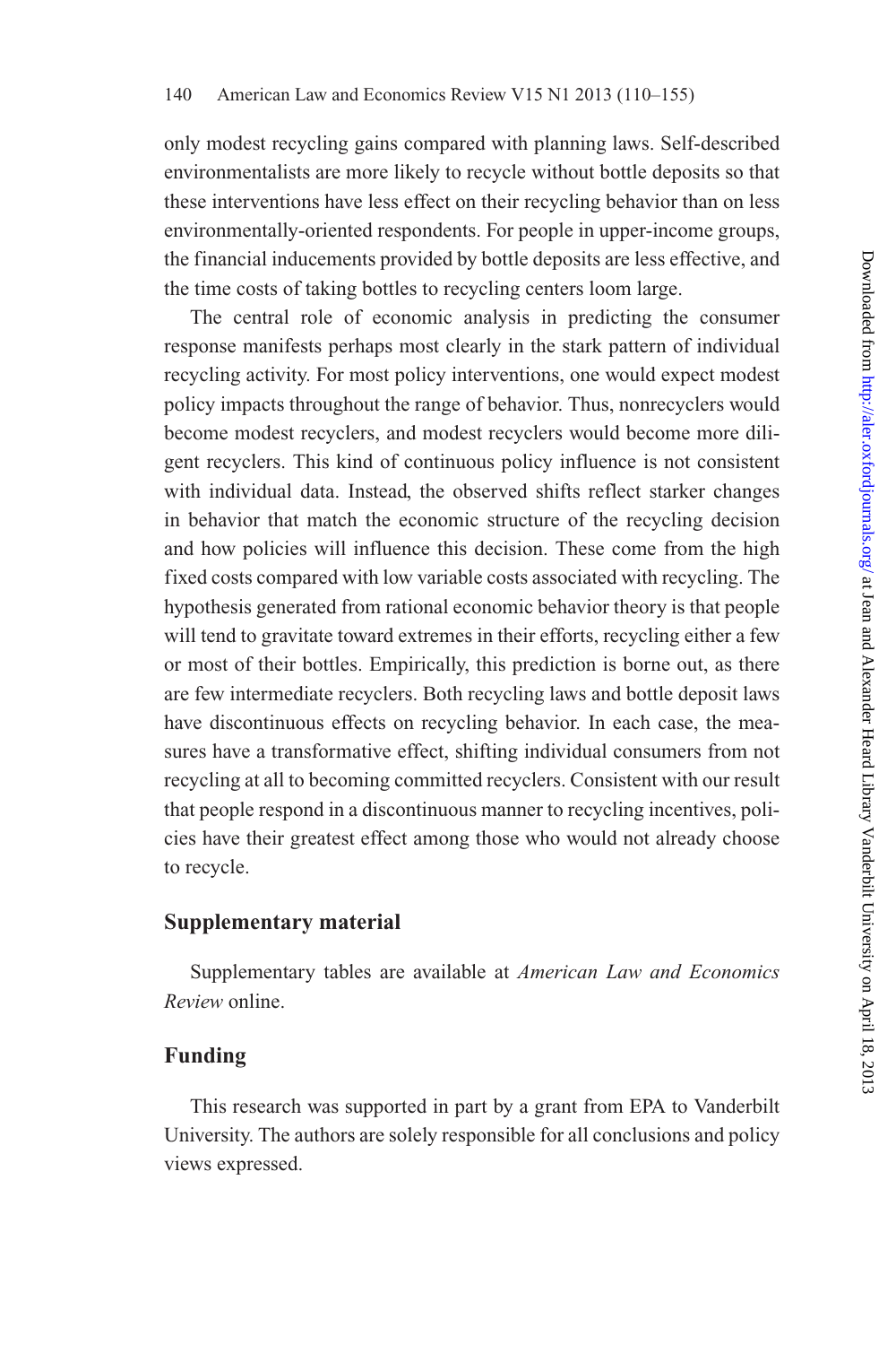only modest recycling gains compared with planning laws. Self-described environmentalists are more likely to recycle without bottle deposits so that these interventions have less effect on their recycling behavior than on less environmentally-oriented respondents. For people in upper-income groups, the financial inducements provided by bottle deposits are less effective, and the time costs of taking bottles to recycling centers loom large.

The central role of economic analysis in predicting the consumer response manifests perhaps most clearly in the stark pattern of individual recycling activity. For most policy interventions, one would expect modest policy impacts throughout the range of behavior. Thus, nonrecyclers would become modest recyclers, and modest recyclers would become more diligent recyclers. This kind of continuous policy influence is not consistent with individual data. Instead, the observed shifts reflect starker changes in behavior that match the economic structure of the recycling decision and how policies will influence this decision. These come from the high fixed costs compared with low variable costs associated with recycling. The hypothesis generated from rational economic behavior theory is that people will tend to gravitate toward extremes in their efforts, recycling either a few or most of their bottles. Empirically, this prediction is borne out, as there are few intermediate recyclers. Both recycling laws and bottle deposit laws have discontinuous effects on recycling behavior. In each case, the measures have a transformative effect, shifting individual consumers from not recycling at all to becoming committed recyclers. Consistent with our result that people respond in a discontinuous manner to recycling incentives, policies have their greatest effect among those who would not already choose to recycle.

## Supplementary material

Supplementary tables are available at *American Law and Economics Review* online.

## Funding

This research was supported in part by a grant from EPA to Vanderbilt University. The authors are solely responsible for all conclusions and policy views expressed.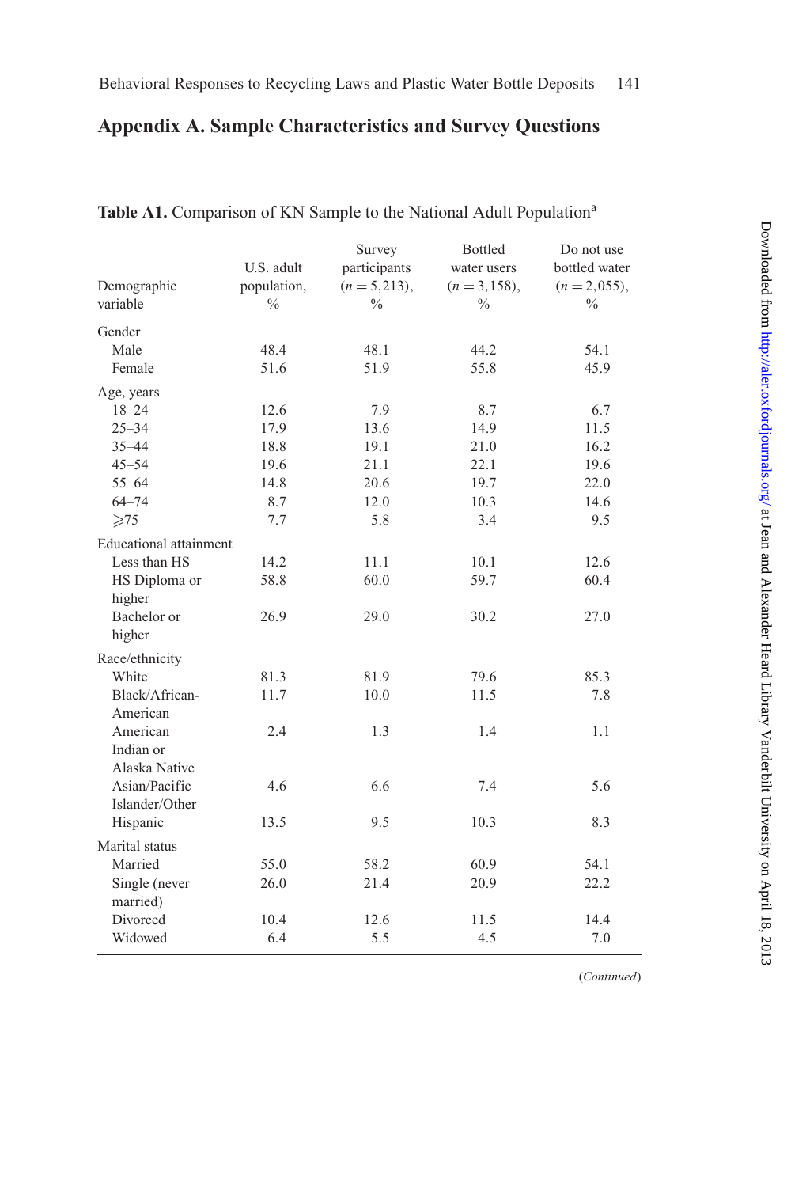## Appendix A. Sample Characteristics and Survey Questions

**Table A1.** Comparison of KN Sample to the National Adult Population[a]

| Demographic variable | U.S. adult population, % | Survey participants ($n = 5{,}213$), % | Bottled water users ($n = 3{,}158$), % | Do not use bottled water ($n = 2{,}055$), % |
|---|---|---|---|---|
| Gender | | | | |
| Male | 48.4 | 48.1 | 44.2 | 54.1 |
| Female | 51.6 | 51.9 | 55.8 | 45.9 |
| Age, years | | | | |
| 18–24 | 12.6 | 7.9 | 8.7 | 6.7 |
| 25–34 | 17.9 | 13.6 | 14.9 | 11.5 |
| 35–44 | 18.8 | 19.1 | 21.0 | 16.2 |
| 45–54 | 19.6 | 21.1 | 22.1 | 19.6 |
| 55–64 | 14.8 | 20.6 | 19.7 | 22.0 |
| 64–74 | 8.7 | 12.0 | 10.3 | 14.6 |
| ⩾75 | 7.7 | 5.8 | 3.4 | 9.5 |
| Educational attainment | | | | |
| Less than HS | 14.2 | 11.1 | 10.1 | 12.6 |
| HS Diploma or higher | 58.8 | 60.0 | 59.7 | 60.4 |
| Bachelor or higher | 26.9 | 29.0 | 30.2 | 27.0 |
| Race/ethnicity | | | | |
| White | 81.3 | 81.9 | 79.6 | 85.3 |
| Black/African-American | 11.7 | 10.0 | 11.5 | 7.8 |
| American Indian or Alaska Native | 2.4 | 1.3 | 1.4 | 1.1 |
| Asian/Pacific Islander/Other | 4.6 | 6.6 | 7.4 | 5.6 |
| Hispanic | 13.5 | 9.5 | 10.3 | 8.3 |
| Marital status | | | | |
| Married | 55.0 | 58.2 | 60.9 | 54.1 |
| Single (never married) | 26.0 | 21.4 | 20.9 | 22.2 |
| Divorced | 10.4 | 12.6 | 11.5 | 14.4 |
| Widowed | 6.4 | 5.5 | 4.5 | 7.0 |

(*Continued*)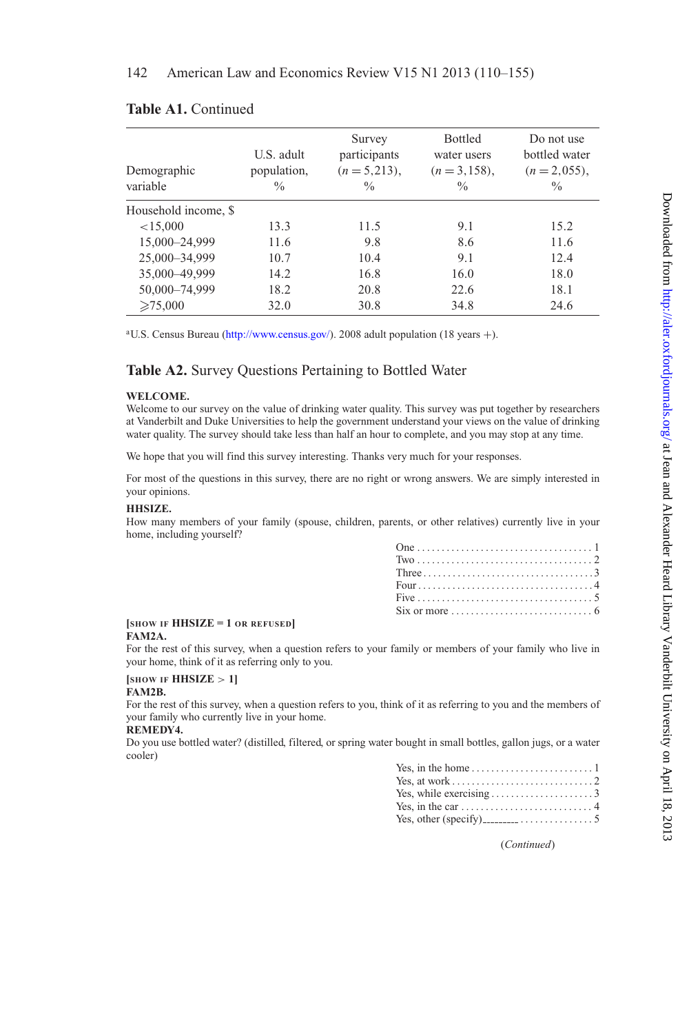**Table A1.** Continued

| Demographic variable | U.S. adult population, % | Survey participants ($n = 5{,}213$), % | Bottled water users ($n = 3{,}158$), % | Do not use bottled water ($n = 2{,}055$), % |
|---|---|---|---|---|
| Household income, $ | | | | |
| <15,000 | 13.3 | 11.5 | 9.1 | 15.2 |
| 15,000–24,999 | 11.6 | 9.8 | 8.6 | 11.6 |
| 25,000–34,999 | 10.7 | 10.4 | 9.1 | 12.4 |
| 35,000–49,999 | 14.2 | 16.8 | 16.0 | 18.0 |
| 50,000–74,999 | 18.2 | 20.8 | 22.6 | 18.1 |
| ⩾75,000 | 32.0 | 30.8 | 34.8 | 24.6 |

[a]U.S. Census Bureau (http://www.census.gov/). 2008 adult population (18 years +).

## Table A2. Survey Questions Pertaining to Bottled Water

**WELCOME.**
Welcome to our survey on the value of drinking water quality. This survey was put together by researchers at Vanderbilt and Duke Universities to help the government understand your views on the value of drinking water quality. The survey should take less than half an hour to complete, and you may stop at any time.

We hope that you will find this survey interesting. Thanks very much for your responses.

For most of the questions in this survey, there are no right or wrong answers. We are simply interested in your opinions.

**HHSIZE.**
How many members of your family (spouse, children, parents, or other relatives) currently live in your home, including yourself?

- One . . . . . . . . 1
- Two . . . . . . . . 2
- Three . . . . . . . . 3
- Four . . . . . . . . 4
- Five . . . . . . . . 5
- Six or more . . . . . . . . 6

**[SHOW IF HHSIZE = 1 OR REFUSED]**
**FAM2A.**
For the rest of this survey, when a question refers to your family or members of your family who live in your home, think of it as referring only to you.

**[SHOW IF HHSIZE > 1]**
**FAM2B.**
For the rest of this survey, when a question refers to you, think of it as referring to you and the members of your family who currently live in your home.

**REMEDY4.**
Do you use bottled water? (distilled, filtered, or spring water bought in small bottles, gallon jugs, or a water cooler)

- Yes, in the home . . . . . . . . 1
- Yes, at work . . . . . . . . 2
- Yes, while exercising . . . . . . . . 3
- Yes, in the car . . . . . . . . 4
- Yes, other (specify)________ . . . . . . . . 5

(*Continued*)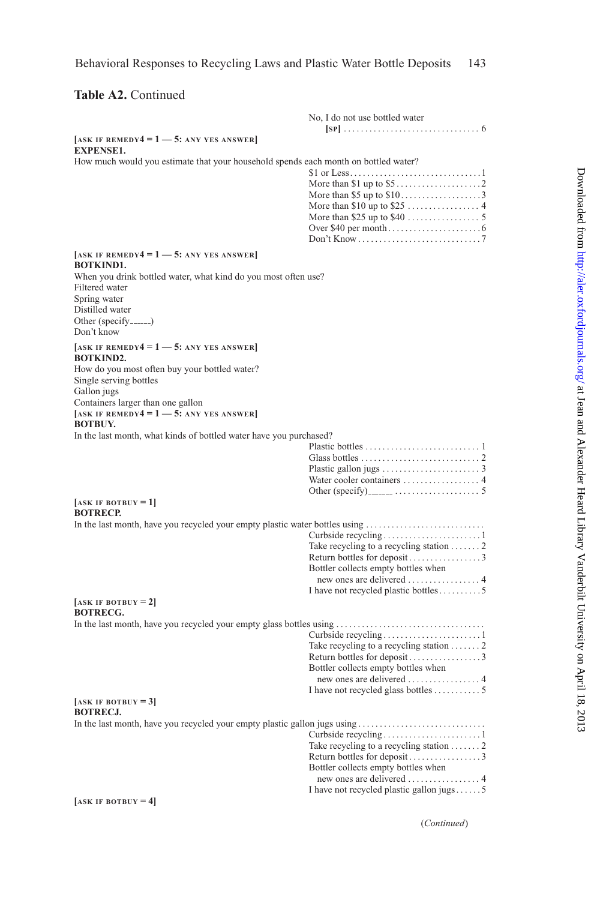**Table A2.** Continued

No, I do not use bottled water [SP] . . . . . . . . . . . . . . . . . . . . . . . . . . . . . . . . 6

[ASK IF REMEDY4 = 1 — 5: ANY YES ANSWER]
**EXPENSE1.**
How much would you estimate that your household spends each month on bottled water?

- $1 or Less . . . . . . . . . . . . . . . . . . . . . . . . . . . . . . . 1
- More than $1 up to $5 . . . . . . . . . . . . . . . . . . . . 2
- More than $5 up to $10 . . . . . . . . . . . . . . . . . . . 3
- More than $10 up to $25 . . . . . . . . . . . . . . . . . 4
- More than $25 up to $40 . . . . . . . . . . . . . . . . . 5
- Over $40 per month . . . . . . . . . . . . . . . . . . . . . . 6
- Don't Know . . . . . . . . . . . . . . . . . . . . . . . . . . . . . 7

[ASK IF REMEDY4 = 1 — 5: ANY YES ANSWER]
**BOTKIND1.**
When you drink bottled water, what kind do you most often use?

- Filtered water
- Spring water
- Distilled water
- Other (specify______)
- Don't know

[ASK IF REMEDY4 = 1 — 5: ANY YES ANSWER]
**BOTKIND2.**
How do you most often buy your bottled water?

- Single serving bottles
- Gallon jugs
- Containers larger than one gallon

[ASK IF REMEDY4 = 1 — 5: ANY YES ANSWER]
**BOTBUY.**
In the last month, what kinds of bottled water have you purchased?

- Plastic bottles . . . . . . . . . . . . . . . . . . . . . . . . . . . 1
- Glass bottles . . . . . . . . . . . . . . . . . . . . . . . . . . . . 2
- Plastic gallon jugs . . . . . . . . . . . . . . . . . . . . . . . 3
- Water cooler containers . . . . . . . . . . . . . . . . . . 4
- Other (specify)______ . . . . . . . . . . . . . . . . . . . . 5

[ASK IF BOTBUY = 1]
**BOTRECP.**
In the last month, have you recycled your empty plastic water bottles using . . . . . . . . . . . . . . . . . . . . . . . . . . . .

- Curbside recycling . . . . . . . . . . . . . . . . . . . . . . . 1
- Take recycling to a recycling station . . . . . . . 2
- Return bottles for deposit . . . . . . . . . . . . . . . . . 3
- Bottler collects empty bottles when new ones are delivered . . . . . . . . . . . . . . . . . 4
- I have not recycled plastic bottles . . . . . . . . . . 5

[ASK IF BOTBUY = 2]
**BOTRECG.**
In the last month, have you recycled your empty glass bottles using . . . . . . . . . . . . . . . . . . . . . . . . . . . . . . . . . .

- Curbside recycling . . . . . . . . . . . . . . . . . . . . . . . 1
- Take recycling to a recycling station . . . . . . . 2
- Return bottles for deposit . . . . . . . . . . . . . . . . . 3
- Bottler collects empty bottles when new ones are delivered . . . . . . . . . . . . . . . . . 4
- I have not recycled glass bottles . . . . . . . . . . . 5

[ASK IF BOTBUY = 3]
**BOTRECJ.**
In the last month, have you recycled your empty plastic gallon jugs using . . . . . . . . . . . . . . . . . . . . . . . . . . . . .

- Curbside recycling . . . . . . . . . . . . . . . . . . . . . . . 1
- Take recycling to a recycling station . . . . . . . 2
- Return bottles for deposit . . . . . . . . . . . . . . . . . 3
- Bottler collects empty bottles when new ones are delivered . . . . . . . . . . . . . . . . . 4
- I have not recycled plastic gallon jugs . . . . . . 5

[ASK IF BOTBUY = 4]

(*Continued*)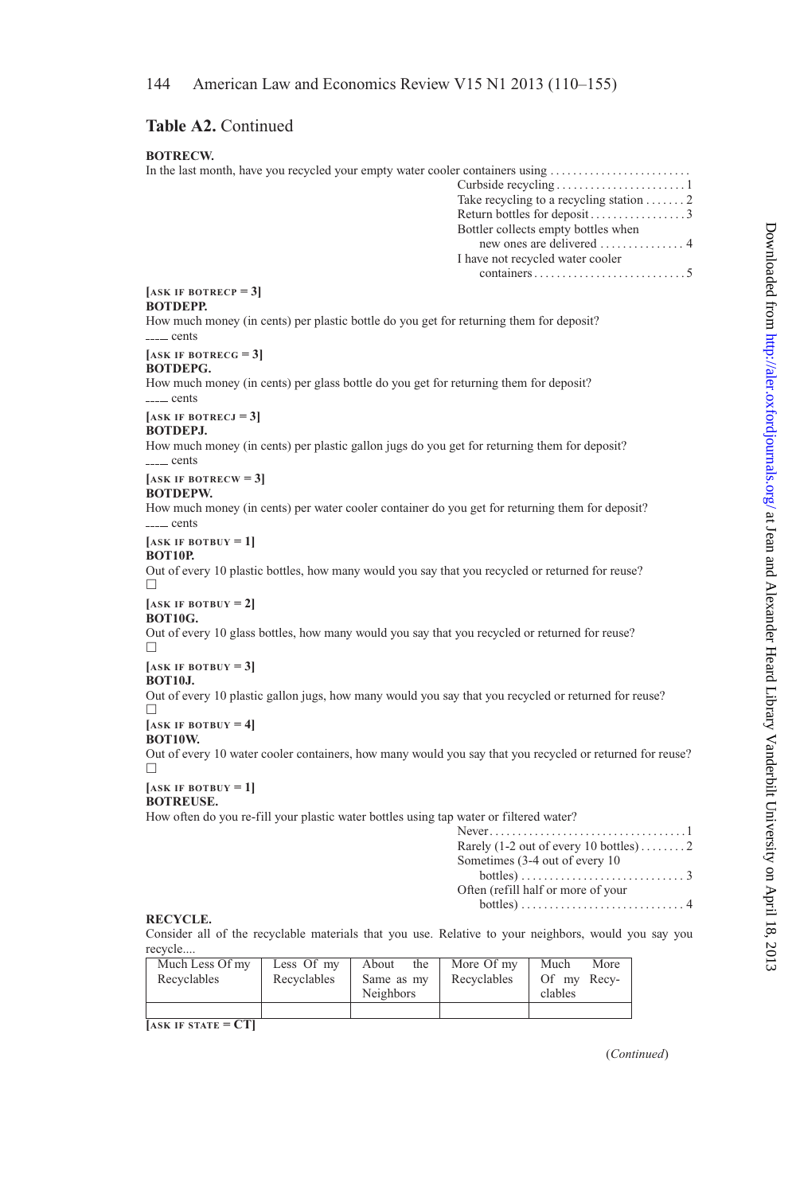## Table A2. Continued

**BOTRECW.**

In the last month, have you recycled your empty water cooler containers using ........................

- Curbside recycling ........................ 1
- Take recycling to a recycling station ....... 2
- Return bottles for deposit ................. 3
- Bottler collects empty bottles when new ones are delivered ............... 4
- I have not recycled water cooler containers ........................... 5

**[ASK IF BOTRECP = 3]**
**BOTDEPP.**

How much money (in cents) per plastic bottle do you get for returning them for deposit?

____ cents

**[ASK IF BOTRECG = 3]**
**BOTDEPG.**

How much money (in cents) per glass bottle do you get for returning them for deposit?

____ cents

**[ASK IF BOTRECJ = 3]**
**BOTDEPJ.**

How much money (in cents) per plastic gallon jugs do you get for returning them for deposit?

____ cents

**[ASK IF BOTRECW = 3]**
**BOTDEPW.**

How much money (in cents) per water cooler container do you get for returning them for deposit?

____ cents

**[ASK IF BOTBUY = 1]**
**BOT10P.**

Out of every 10 plastic bottles, how many would you say that you recycled or returned for reuse?

☐

**[ASK IF BOTBUY = 2]**
**BOT10G.**

Out of every 10 glass bottles, how many would you say that you recycled or returned for reuse?

☐

**[ASK IF BOTBUY = 3]**
**BOT10J.**

Out of every 10 plastic gallon jugs, how many would you say that you recycled or returned for reuse?

☐

**[ASK IF BOTBUY = 4]**
**BOT10W.**

Out of every 10 water cooler containers, how many would you say that you recycled or returned for reuse?

☐

**[ASK IF BOTBUY = 1]**
**BOTREUSE.**

How often do you re-fill your plastic water bottles using tap water or filtered water?

- Never.................................. 1
- Rarely (1-2 out of every 10 bottles) ........ 2
- Sometimes (3-4 out of every 10 bottles) ............................ 3
- Often (refill half or more of your bottles) ............................ 4

**RECYCLE.**

Consider all of the recyclable materials that you use. Relative to your neighbors, would you say you recycle....

| Much Less Of my Recyclables | Less Of my Recyclables | About the Same as my Neighbors | More Of my Recyclables | Much More Of my Recyclables |
|---|---|---|---|---|
| | | | | |

**[ASK IF STATE = CT]**

(*Continued*)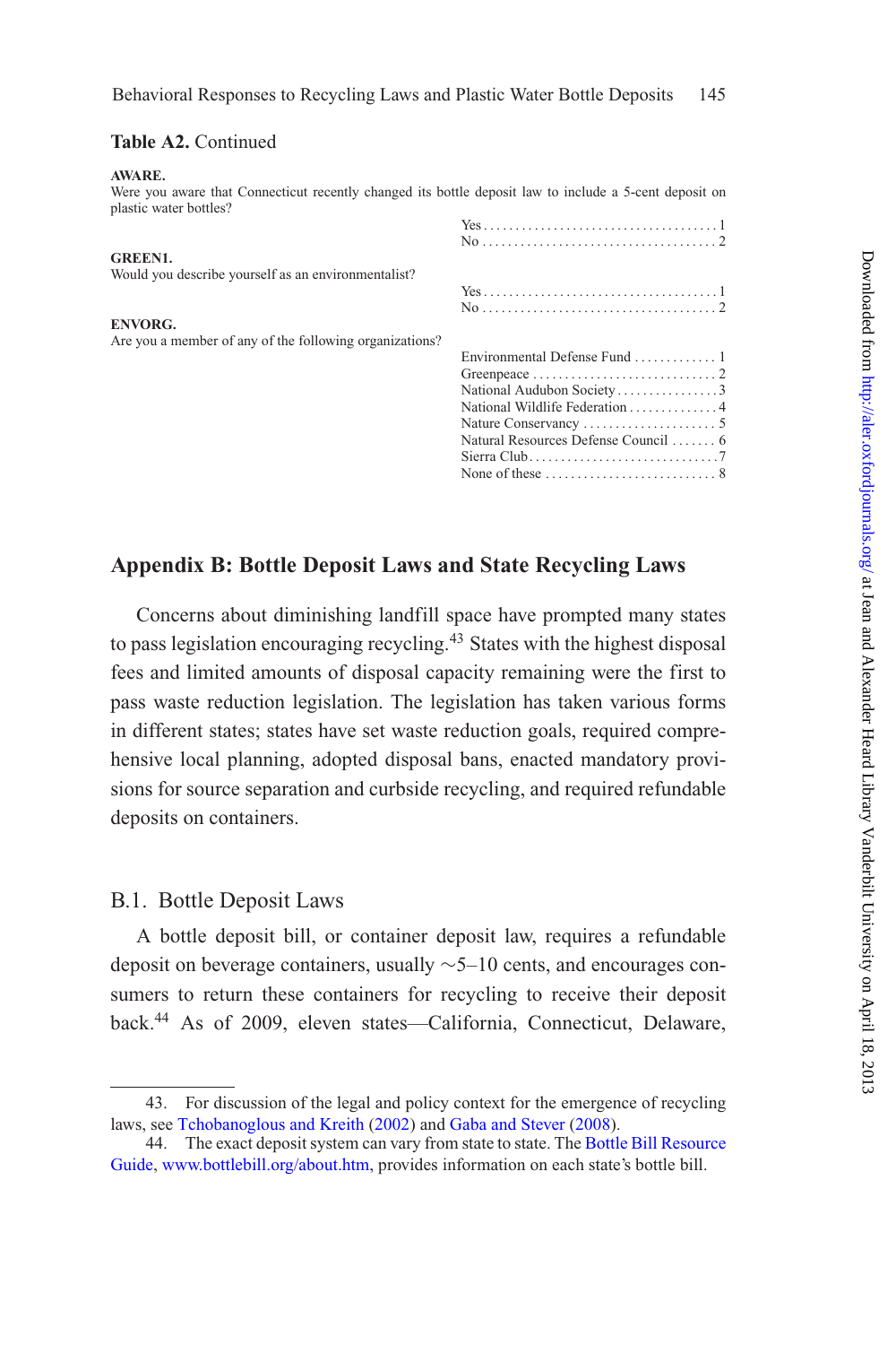**Table A2.** Continued

**AWARE.**
Were you aware that Connecticut recently changed its bottle deposit law to include a 5-cent deposit on plastic water bottles?

| | |
|---|---|
| Yes | 1 |
| No | 2 |

**GREEN1.**
Would you describe yourself as an environmentalist?

| | |
|---|---|
| Yes | 1 |
| No | 2 |

**ENVORG.**
Are you a member of any of the following organizations?

| | |
|---|---|
| Environmental Defense Fund | 1 |
| Greenpeace | 2 |
| National Audubon Society | 3 |
| National Wildlife Federation | 4 |
| Nature Conservancy | 5 |
| Natural Resources Defense Council | 6 |
| Sierra Club | 7 |
| None of these | 8 |

## Appendix B: Bottle Deposit Laws and State Recycling Laws

Concerns about diminishing landfill space have prompted many states to pass legislation encouraging recycling.[43] States with the highest disposal fees and limited amounts of disposal capacity remaining were the first to pass waste reduction legislation. The legislation has taken various forms in different states; states have set waste reduction goals, required comprehensive local planning, adopted disposal bans, enacted mandatory provisions for source separation and curbside recycling, and required refundable deposits on containers.

### B.1. Bottle Deposit Laws

A bottle deposit bill, or container deposit law, requires a refundable deposit on beverage containers, usually ~5–10 cents, and encourages consumers to return these containers for recycling to receive their deposit back.[44] As of 2009, eleven states—California, Connecticut, Delaware,

---

43. For discussion of the legal and policy context for the emergence of recycling laws, see Tchobanoglous and Kreith (2002) and Gaba and Stever (2008).

44. The exact deposit system can vary from state to state. The Bottle Bill Resource Guide, www.bottlebill.org/about.htm, provides information on each state's bottle bill.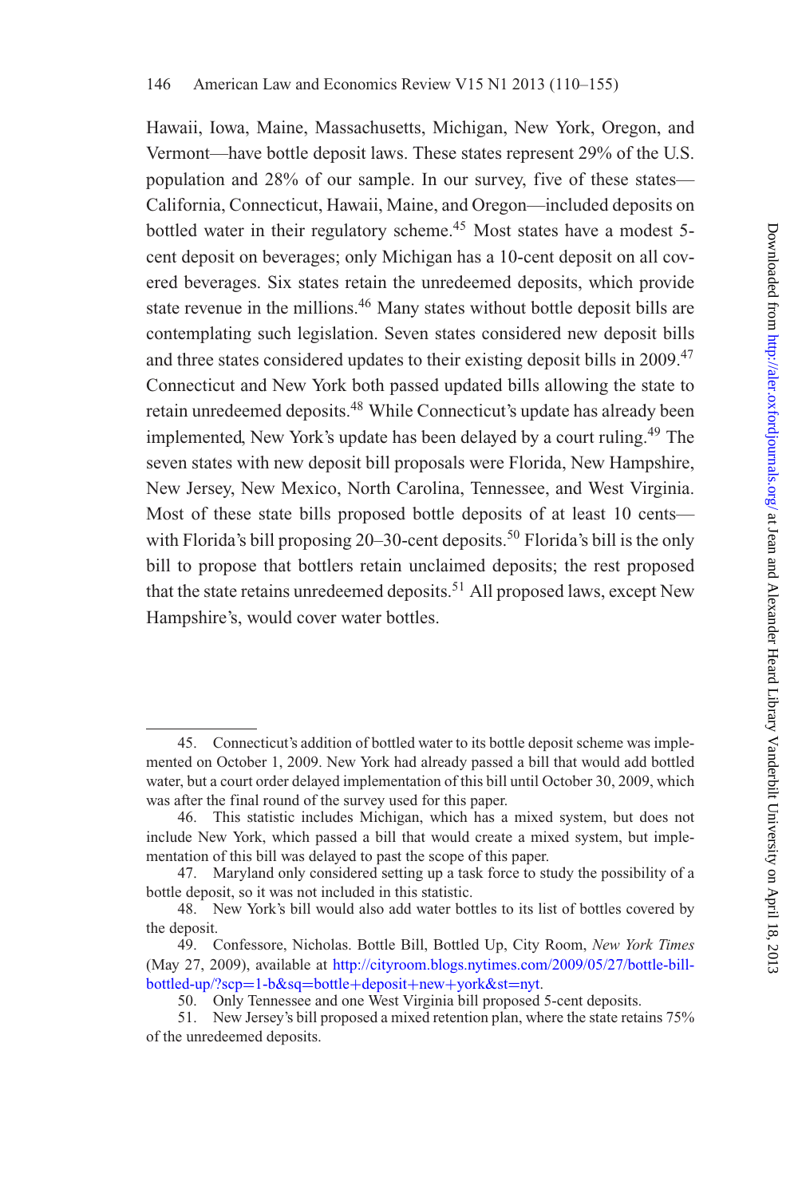Hawaii, Iowa, Maine, Massachusetts, Michigan, New York, Oregon, and Vermont—have bottle deposit laws. These states represent 29% of the U.S. population and 28% of our sample. In our survey, five of these states—California, Connecticut, Hawaii, Maine, and Oregon—included deposits on bottled water in their regulatory scheme.[45] Most states have a modest 5-cent deposit on beverages; only Michigan has a 10-cent deposit on all covered beverages. Six states retain the unredeemed deposits, which provide state revenue in the millions.[46] Many states without bottle deposit bills are contemplating such legislation. Seven states considered new deposit bills and three states considered updates to their existing deposit bills in 2009.[47] Connecticut and New York both passed updated bills allowing the state to retain unredeemed deposits.[48] While Connecticut's update has already been implemented, New York's update has been delayed by a court ruling.[49] The seven states with new deposit bill proposals were Florida, New Hampshire, New Jersey, New Mexico, North Carolina, Tennessee, and West Virginia. Most of these state bills proposed bottle deposits of at least 10 cents—with Florida's bill proposing 20–30-cent deposits.[50] Florida's bill is the only bill to propose that bottlers retain unclaimed deposits; the rest proposed that the state retains unredeemed deposits.[51] All proposed laws, except New Hampshire's, would cover water bottles.

---

45. Connecticut's addition of bottled water to its bottle deposit scheme was implemented on October 1, 2009. New York had already passed a bill that would add bottled water, but a court order delayed implementation of this bill until October 30, 2009, which was after the final round of the survey used for this paper.

46. This statistic includes Michigan, which has a mixed system, but does not include New York, which passed a bill that would create a mixed system, but implementation of this bill was delayed to past the scope of this paper.

47. Maryland only considered setting up a task force to study the possibility of a bottle deposit, so it was not included in this statistic.

48. New York's bill would also add water bottles to its list of bottles covered by the deposit.

49. Confessore, Nicholas. Bottle Bill, Bottled Up, City Room, *New York Times* (May 27, 2009), available at http://cityroom.blogs.nytimes.com/2009/05/27/bottle-bill-bottled-up/?scp=1-b&sq=bottle+deposit+new+york&st=nyt.

50. Only Tennessee and one West Virginia bill proposed 5-cent deposits.

51. New Jersey's bill proposed a mixed retention plan, where the state retains 75% of the unredeemed deposits.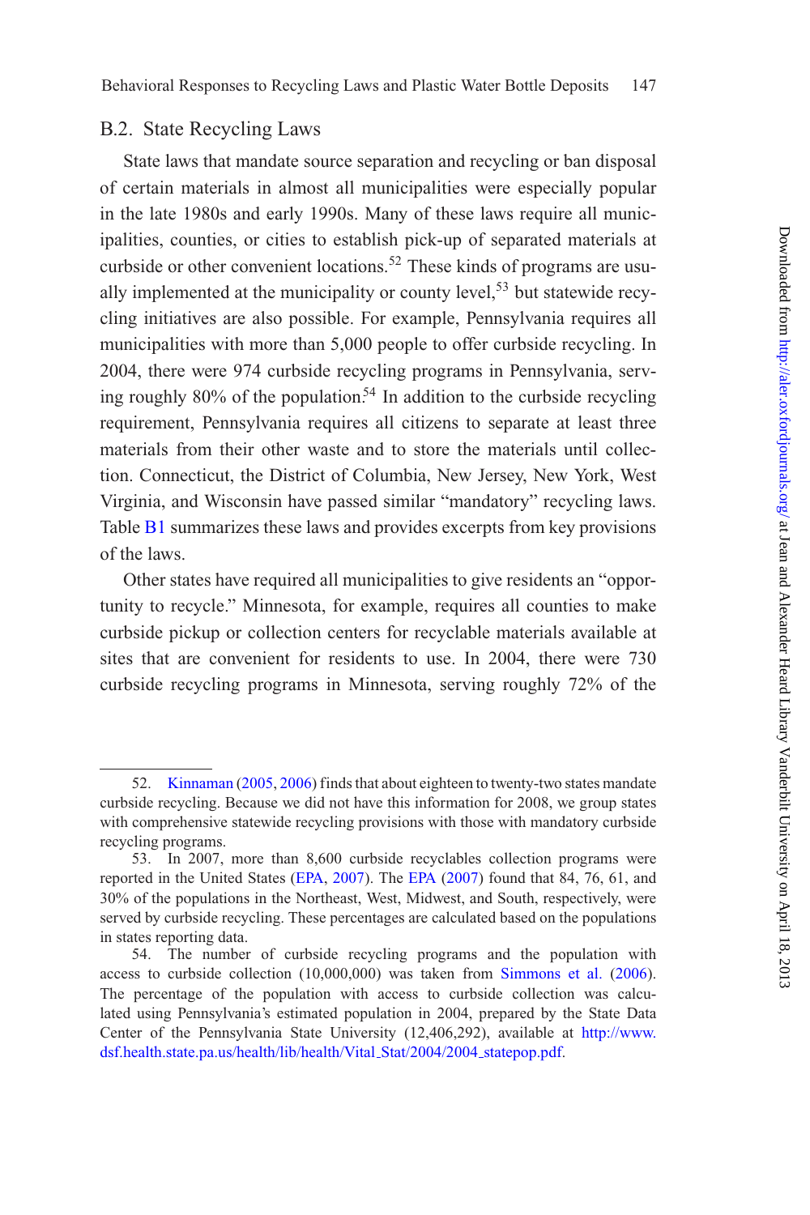## B.2. State Recycling Laws

State laws that mandate source separation and recycling or ban disposal of certain materials in almost all municipalities were especially popular in the late 1980s and early 1990s. Many of these laws require all municipalities, counties, or cities to establish pick-up of separated materials at curbside or other convenient locations.[52] These kinds of programs are usually implemented at the municipality or county level,[53] but statewide recycling initiatives are also possible. For example, Pennsylvania requires all municipalities with more than 5,000 people to offer curbside recycling. In 2004, there were 974 curbside recycling programs in Pennsylvania, serving roughly 80% of the population.[54] In addition to the curbside recycling requirement, Pennsylvania requires all citizens to separate at least three materials from their other waste and to store the materials until collection. Connecticut, the District of Columbia, New Jersey, New York, West Virginia, and Wisconsin have passed similar "mandatory" recycling laws. Table B1 summarizes these laws and provides excerpts from key provisions of the laws.

Other states have required all municipalities to give residents an "opportunity to recycle." Minnesota, for example, requires all counties to make curbside pickup or collection centers for recyclable materials available at sites that are convenient for residents to use. In 2004, there were 730 curbside recycling programs in Minnesota, serving roughly 72% of the

---

52. Kinnaman (2005, 2006) finds that about eighteen to twenty-two states mandate curbside recycling. Because we did not have this information for 2008, we group states with comprehensive statewide recycling provisions with those with mandatory curbside recycling programs.

53. In 2007, more than 8,600 curbside recyclables collection programs were reported in the United States (EPA, 2007). The EPA (2007) found that 84, 76, 61, and 30% of the populations in the Northeast, West, Midwest, and South, respectively, were served by curbside recycling. These percentages are calculated based on the populations in states reporting data.

54. The number of curbside recycling programs and the population with access to curbside collection (10,000,000) was taken from Simmons et al. (2006). The percentage of the population with access to curbside collection was calculated using Pennsylvania's estimated population in 2004, prepared by the State Data Center of the Pennsylvania State University (12,406,292), available at http://www.dsf.health.state.pa.us/health/lib/health/Vital_Stat/2004/2004_statepop.pdf.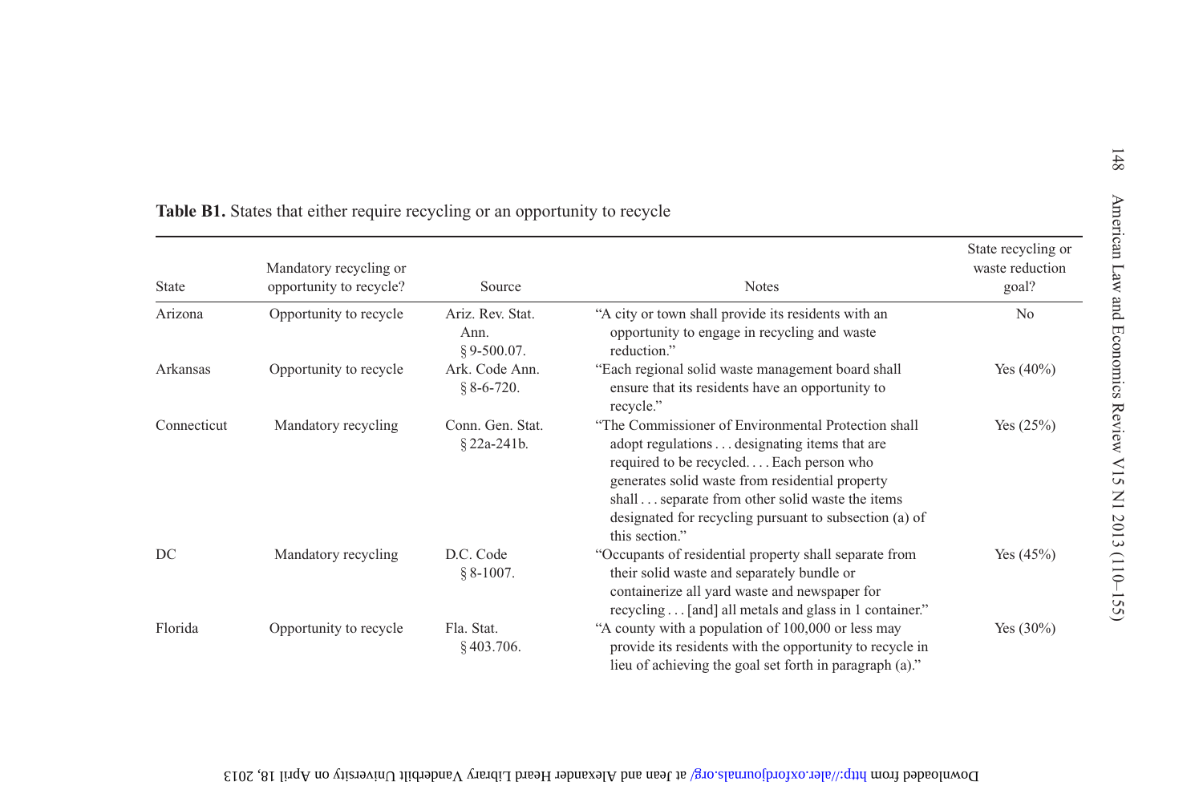**Table B1.** States that either require recycling or an opportunity to recycle

| State | Mandatory recycling or opportunity to recycle? | Source | Notes | State recycling or waste reduction goal? |
|---|---|---|---|---|
| Arizona | Opportunity to recycle | Ariz. Rev. Stat. Ann. § 9-500.07. | "A city or town shall provide its residents with an opportunity to engage in recycling and waste reduction." | No |
| Arkansas | Opportunity to recycle | Ark. Code Ann. § 8-6-720. | "Each regional solid waste management board shall ensure that its residents have an opportunity to recycle." | Yes (40%) |
| Connecticut | Mandatory recycling | Conn. Gen. Stat. § 22a-241b. | "The Commissioner of Environmental Protection shall adopt regulations . . . designating items that are required to be recycled. . . . Each person who generates solid waste from residential property shall . . . separate from other solid waste the items designated for recycling pursuant to subsection (a) of this section." | Yes (25%) |
| DC | Mandatory recycling | D.C. Code § 8-1007. | "Occupants of residential property shall separate from their solid waste and separately bundle or containerize all yard waste and newspaper for recycling . . . [and] all metals and glass in 1 container." | Yes (45%) |
| Florida | Opportunity to recycle | Fla. Stat. § 403.706. | "A county with a population of 100,000 or less may provide its residents with the opportunity to recycle in lieu of achieving the goal set forth in paragraph (a)." | Yes (30%) |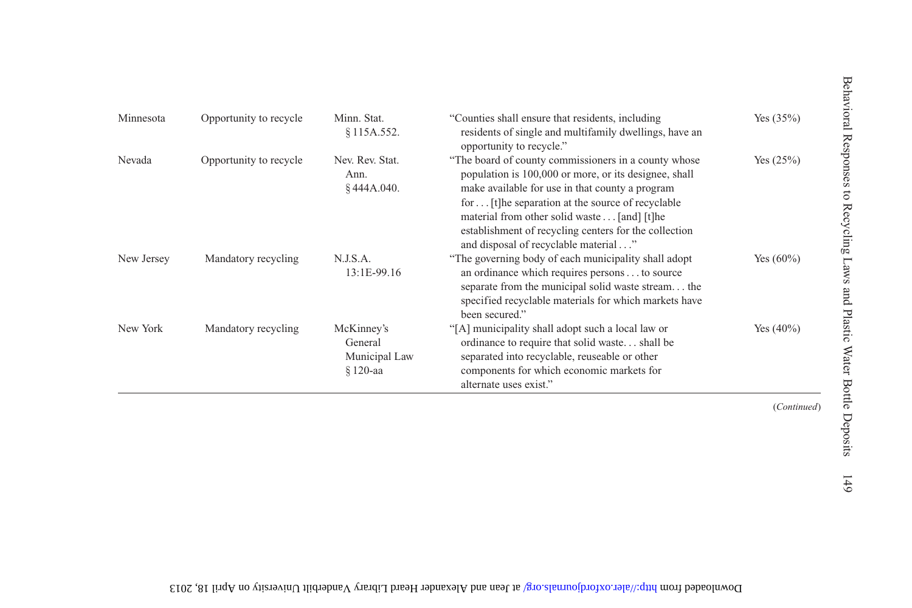| | | | | |
|---|---|---|---|---|
| Minnesota | Opportunity to recycle | Minn. Stat. § 115A.552. | "Counties shall ensure that residents, including residents of single and multifamily dwellings, have an opportunity to recycle." | Yes (35%) |
| Nevada | Opportunity to recycle | Nev. Rev. Stat. Ann. § 444A.040. | "The board of county commissioners in a county whose population is 100,000 or more, or its designee, shall make available for use in that county a program for . . . [t]he separation at the source of recyclable material from other solid waste . . . [and] [t]he establishment of recycling centers for the collection and disposal of recyclable material . . ." | Yes (25%) |
| New Jersey | Mandatory recycling | N.J.S.A. 13:1E-99.16 | "The governing body of each municipality shall adopt an ordinance which requires persons . . . to source separate from the municipal solid waste stream. . . the specified recyclable materials for which markets have been secured." | Yes (60%) |
| New York | Mandatory recycling | McKinney's General Municipal Law § 120-aa | "[A] municipality shall adopt such a local law or ordinance to require that solid waste. . . shall be separated into recyclable, reuseable or other components for which economic markets for alternate uses exist." | Yes (40%) |

(*Continued*)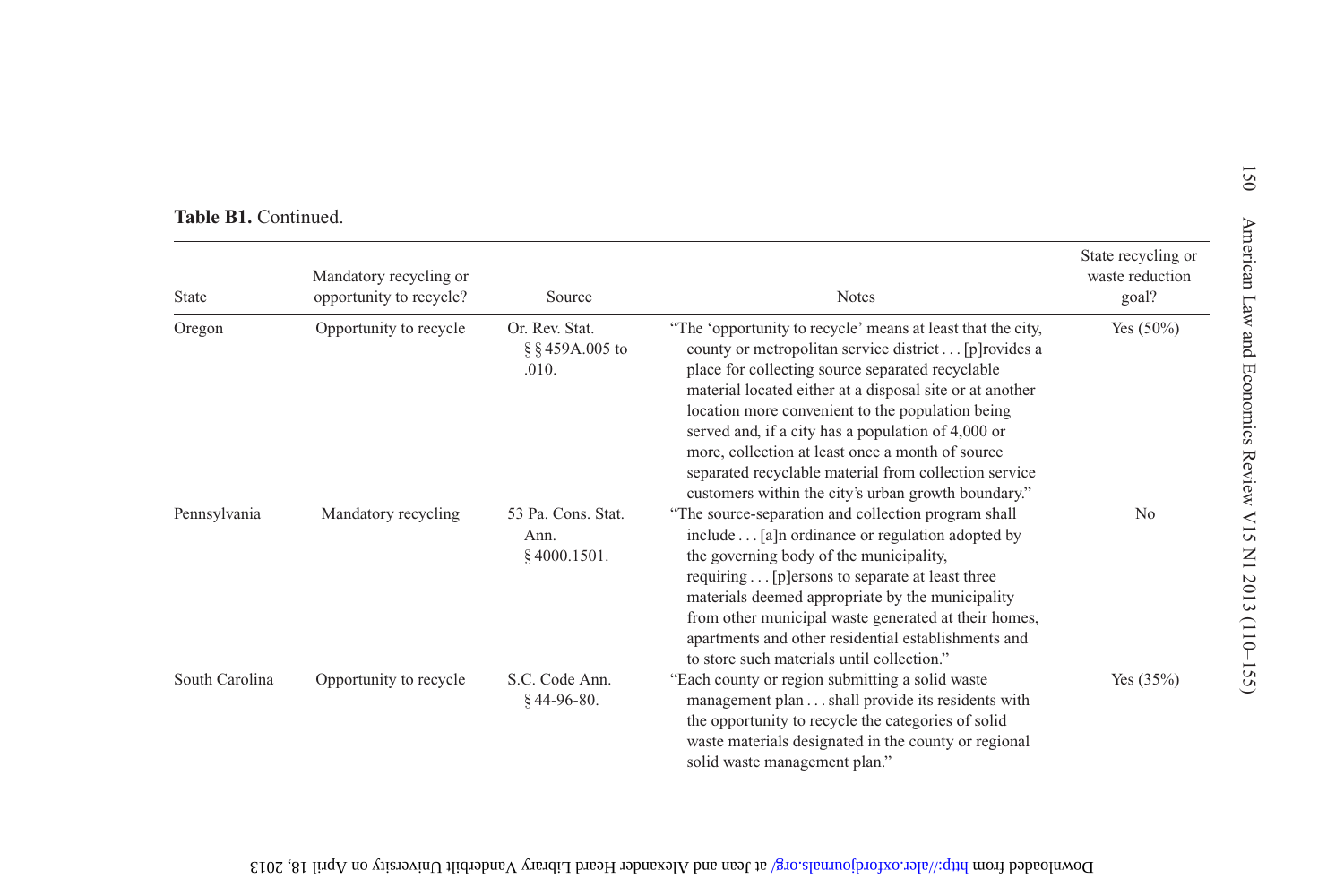**Table B1.** Continued.

| State | Mandatory recycling or opportunity to recycle? | Source | Notes | State recycling or waste reduction goal? |
|---|---|---|---|---|
| Oregon | Opportunity to recycle | Or. Rev. Stat. §§459A.005 to .010. | "The 'opportunity to recycle' means at least that the city, county or metropolitan service district . . . [p]rovides a place for collecting source separated recyclable material located either at a disposal site or at another location more convenient to the population being served and, if a city has a population of 4,000 or more, collection at least once a month of source separated recyclable material from collection service customers within the city's urban growth boundary." | Yes (50%) |
| Pennsylvania | Mandatory recycling | 53 Pa. Cons. Stat. Ann. §4000.1501. | "The source-separation and collection program shall include . . . [a]n ordinance or regulation adopted by the governing body of the municipality, requiring . . . [p]ersons to separate at least three materials deemed appropriate by the municipality from other municipal waste generated at their homes, apartments and other residential establishments and to store such materials until collection." | No |
| South Carolina | Opportunity to recycle | S.C. Code Ann. §44-96-80. | "Each county or region submitting a solid waste management plan . . . shall provide its residents with the opportunity to recycle the categories of solid waste materials designated in the county or regional solid waste management plan." | Yes (35%) |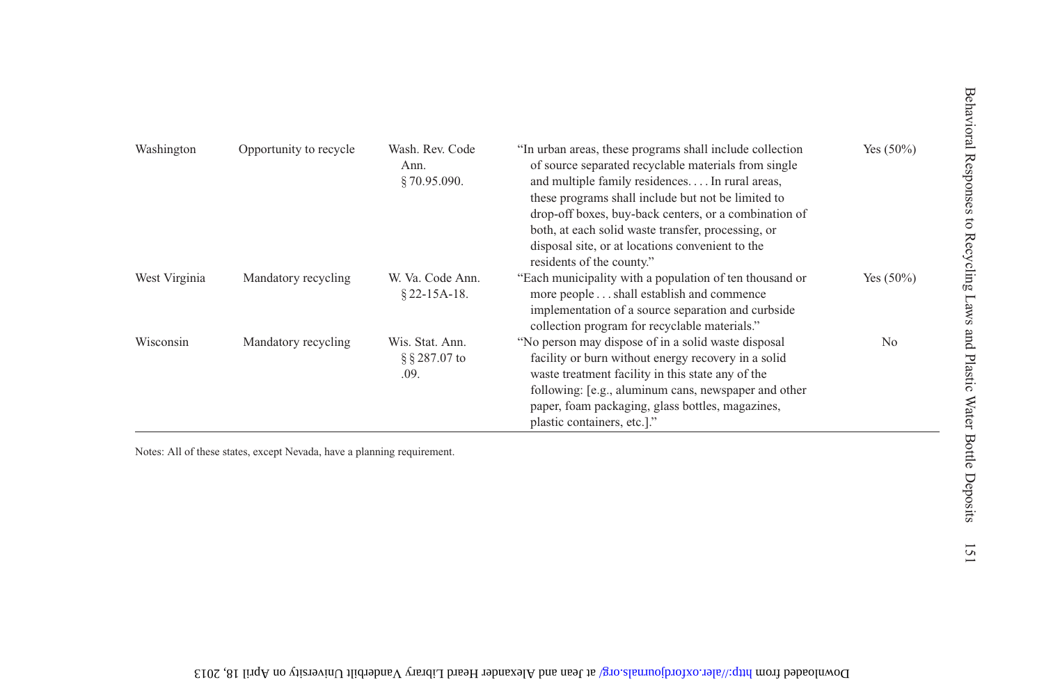| Washington | Opportunity to recycle | Wash. Rev. Code Ann. § 70.95.090. | "In urban areas, these programs shall include collection of source separated recyclable materials from single and multiple family residences. . . . In rural areas, these programs shall include but not be limited to drop-off boxes, buy-back centers, or a combination of both, at each solid waste transfer, processing, or disposal site, or at locations convenient to the residents of the county." | Yes (50%) |
|---|---|---|---|---|
| West Virginia | Mandatory recycling | W. Va. Code Ann. § 22-15A-18. | "Each municipality with a population of ten thousand or more people . . . shall establish and commence implementation of a source separation and curbside collection program for recyclable materials." | Yes (50%) |
| Wisconsin | Mandatory recycling | Wis. Stat. Ann. § § 287.07 to .09. | "No person may dispose of in a solid waste disposal facility or burn without energy recovery in a solid waste treatment facility in this state any of the following: [e.g., aluminum cans, newspaper and other paper, foam packaging, glass bottles, magazines, plastic containers, etc.]." | No |

Notes: All of these states, except Nevada, have a planning requirement.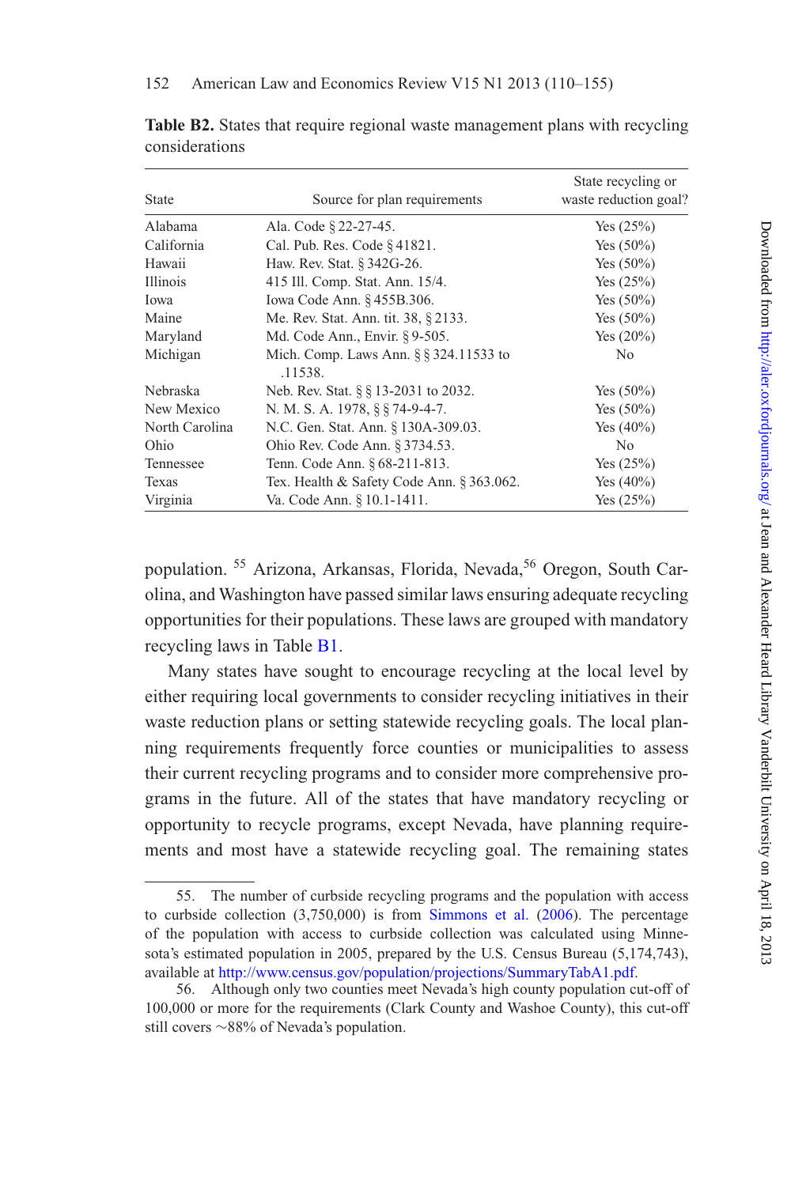**Table B2.** States that require regional waste management plans with recycling considerations

| State | Source for plan requirements | State recycling or waste reduction goal? |
|---|---|---|
| Alabama | Ala. Code § 22-27-45. | Yes (25%) |
| California | Cal. Pub. Res. Code § 41821. | Yes (50%) |
| Hawaii | Haw. Rev. Stat. § 342G-26. | Yes (50%) |
| Illinois | 415 Ill. Comp. Stat. Ann. 15/4. | Yes (25%) |
| Iowa | Iowa Code Ann. § 455B.306. | Yes (50%) |
| Maine | Me. Rev. Stat. Ann. tit. 38, § 2133. | Yes (50%) |
| Maryland | Md. Code Ann., Envir. § 9-505. | Yes (20%) |
| Michigan | Mich. Comp. Laws Ann. § § 324.11533 to .11538. | No |
| Nebraska | Neb. Rev. Stat. § § 13-2031 to 2032. | Yes (50%) |
| New Mexico | N. M. S. A. 1978, § § 74-9-4-7. | Yes (50%) |
| North Carolina | N.C. Gen. Stat. Ann. § 130A-309.03. | Yes (40%) |
| Ohio | Ohio Rev. Code Ann. § 3734.53. | No |
| Tennessee | Tenn. Code Ann. § 68-211-813. | Yes (25%) |
| Texas | Tex. Health & Safety Code Ann. § 363.062. | Yes (40%) |
| Virginia | Va. Code Ann. § 10.1-1411. | Yes (25%) |

population.[55] Arizona, Arkansas, Florida, Nevada,[56] Oregon, South Carolina, and Washington have passed similar laws ensuring adequate recycling opportunities for their populations. These laws are grouped with mandatory recycling laws in Table B1.

Many states have sought to encourage recycling at the local level by either requiring local governments to consider recycling initiatives in their waste reduction plans or setting statewide recycling goals. The local planning requirements frequently force counties or municipalities to assess their current recycling programs and to consider more comprehensive programs in the future. All of the states that have mandatory recycling or opportunity to recycle programs, except Nevada, have planning requirements and most have a statewide recycling goal. The remaining states

55. The number of curbside recycling programs and the population with access to curbside collection (3,750,000) is from Simmons et al. (2006). The percentage of the population with access to curbside collection was calculated using Minnesota's estimated population in 2005, prepared by the U.S. Census Bureau (5,174,743), available at http://www.census.gov/population/projections/SummaryTabA1.pdf.

56. Although only two counties meet Nevada's high county population cut-off of 100,000 or more for the requirements (Clark County and Washoe County), this cut-off still covers ~88% of Nevada's population.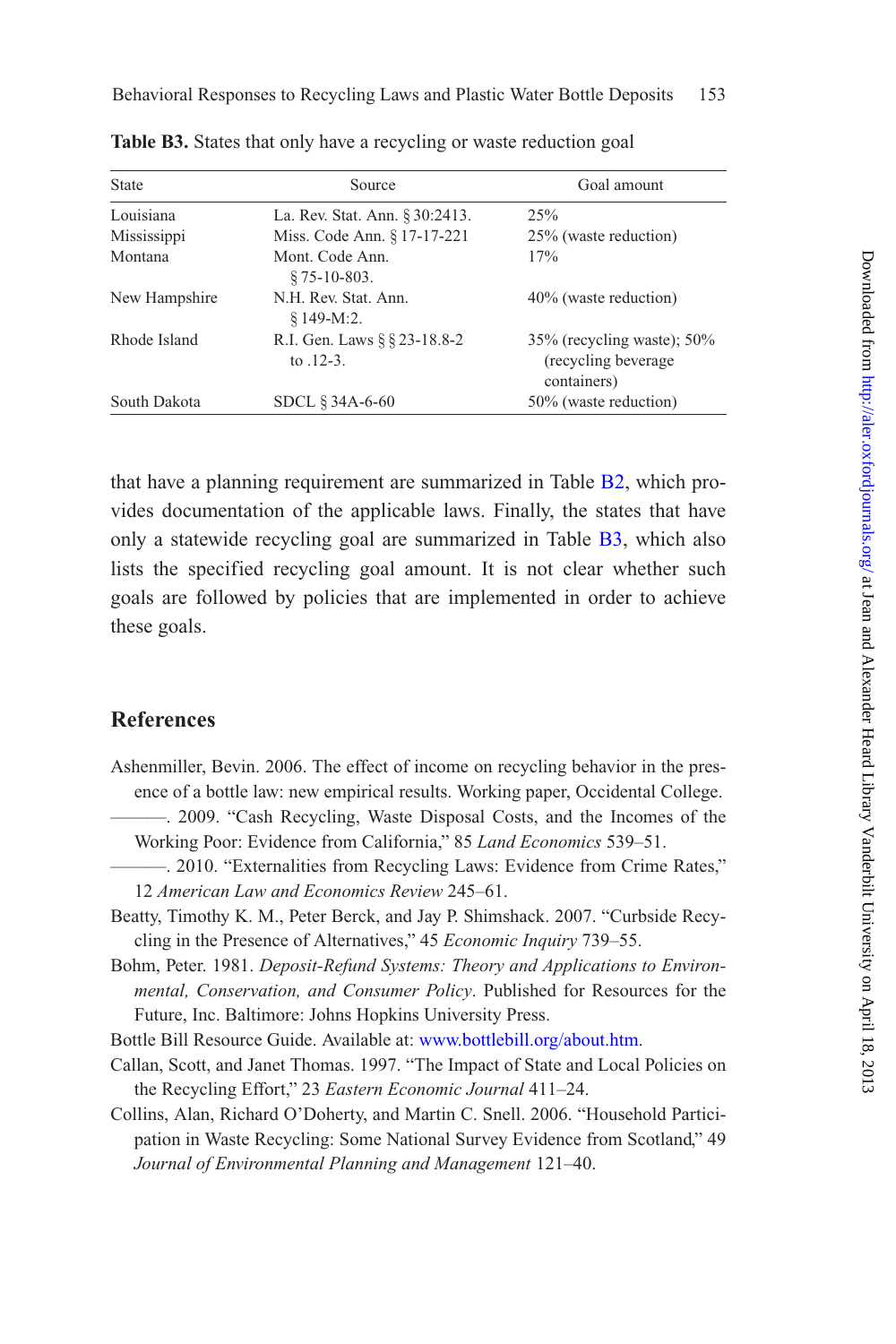**Table B3.** States that only have a recycling or waste reduction goal

| State | Source | Goal amount |
|---|---|---|
| Louisiana | La. Rev. Stat. Ann. § 30:2413. | 25% |
| Mississippi | Miss. Code Ann. § 17-17-221 | 25% (waste reduction) |
| Montana | Mont. Code Ann. § 75-10-803. | 17% |
| New Hampshire | N.H. Rev. Stat. Ann. § 149-M:2. | 40% (waste reduction) |
| Rhode Island | R.I. Gen. Laws § § 23-18.8-2 to .12-3. | 35% (recycling waste); 50% (recycling beverage containers) |
| South Dakota | SDCL § 34A-6-60 | 50% (waste reduction) |

that have a planning requirement are summarized in Table B2, which provides documentation of the applicable laws. Finally, the states that have only a statewide recycling goal are summarized in Table B3, which also lists the specified recycling goal amount. It is not clear whether such goals are followed by policies that are implemented in order to achieve these goals.

## References

Ashenmiller, Bevin. 2006. The effect of income on recycling behavior in the presence of a bottle law: new empirical results. Working paper, Occidental College.

———. 2009. "Cash Recycling, Waste Disposal Costs, and the Incomes of the Working Poor: Evidence from California," 85 *Land Economics* 539–51.

———. 2010. "Externalities from Recycling Laws: Evidence from Crime Rates," 12 *American Law and Economics Review* 245–61.

Beatty, Timothy K. M., Peter Berck, and Jay P. Shimshack. 2007. "Curbside Recycling in the Presence of Alternatives," 45 *Economic Inquiry* 739–55.

Bohm, Peter. 1981. *Deposit-Refund Systems: Theory and Applications to Environmental, Conservation, and Consumer Policy*. Published for Resources for the Future, Inc. Baltimore: Johns Hopkins University Press.

Bottle Bill Resource Guide. Available at: www.bottlebill.org/about.htm.

Callan, Scott, and Janet Thomas. 1997. "The Impact of State and Local Policies on the Recycling Effort," 23 *Eastern Economic Journal* 411–24.

Collins, Alan, Richard O'Doherty, and Martin C. Snell. 2006. "Household Participation in Waste Recycling: Some National Survey Evidence from Scotland," 49 *Journal of Environmental Planning and Management* 121–40.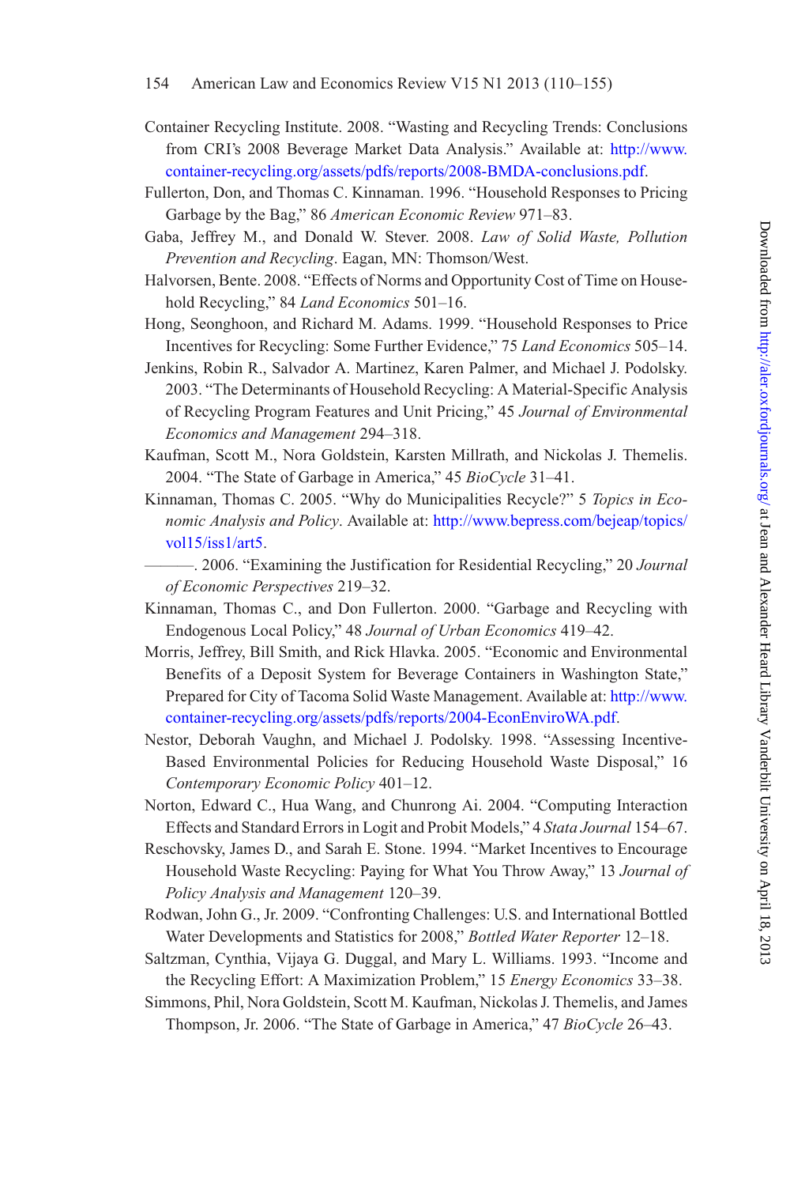Container Recycling Institute. 2008. "Wasting and Recycling Trends: Conclusions from CRI's 2008 Beverage Market Data Analysis." Available at: http://www.container-recycling.org/assets/pdfs/reports/2008-BMDA-conclusions.pdf.

Fullerton, Don, and Thomas C. Kinnaman. 1996. "Household Responses to Pricing Garbage by the Bag," 86 *American Economic Review* 971–83.

Gaba, Jeffrey M., and Donald W. Stever. 2008. *Law of Solid Waste, Pollution Prevention and Recycling*. Eagan, MN: Thomson/West.

Halvorsen, Bente. 2008. "Effects of Norms and Opportunity Cost of Time on Household Recycling," 84 *Land Economics* 501–16.

Hong, Seonghoon, and Richard M. Adams. 1999. "Household Responses to Price Incentives for Recycling: Some Further Evidence," 75 *Land Economics* 505–14.

Jenkins, Robin R., Salvador A. Martinez, Karen Palmer, and Michael J. Podolsky. 2003. "The Determinants of Household Recycling: A Material-Specific Analysis of Recycling Program Features and Unit Pricing," 45 *Journal of Environmental Economics and Management* 294–318.

Kaufman, Scott M., Nora Goldstein, Karsten Millrath, and Nickolas J. Themelis. 2004. "The State of Garbage in America," 45 *BioCycle* 31–41.

Kinnaman, Thomas C. 2005. "Why do Municipalities Recycle?" 5 *Topics in Economic Analysis and Policy*. Available at: http://www.bepress.com/bejeap/topics/vol15/iss1/art5.

———. 2006. "Examining the Justification for Residential Recycling," 20 *Journal of Economic Perspectives* 219–32.

Kinnaman, Thomas C., and Don Fullerton. 2000. "Garbage and Recycling with Endogenous Local Policy," 48 *Journal of Urban Economics* 419–42.

Morris, Jeffrey, Bill Smith, and Rick Hlavka. 2005. "Economic and Environmental Benefits of a Deposit System for Beverage Containers in Washington State," Prepared for City of Tacoma Solid Waste Management. Available at: http://www.container-recycling.org/assets/pdfs/reports/2004-EconEnviroWA.pdf.

Nestor, Deborah Vaughn, and Michael J. Podolsky. 1998. "Assessing Incentive-Based Environmental Policies for Reducing Household Waste Disposal," 16 *Contemporary Economic Policy* 401–12.

Norton, Edward C., Hua Wang, and Chunrong Ai. 2004. "Computing Interaction Effects and Standard Errors in Logit and Probit Models," 4 *Stata Journal* 154–67.

Reschovsky, James D., and Sarah E. Stone. 1994. "Market Incentives to Encourage Household Waste Recycling: Paying for What You Throw Away," 13 *Journal of Policy Analysis and Management* 120–39.

Rodwan, John G., Jr. 2009. "Confronting Challenges: U.S. and International Bottled Water Developments and Statistics for 2008," *Bottled Water Reporter* 12–18.

Saltzman, Cynthia, Vijaya G. Duggal, and Mary L. Williams. 1993. "Income and the Recycling Effort: A Maximization Problem," 15 *Energy Economics* 33–38.

Simmons, Phil, Nora Goldstein, Scott M. Kaufman, Nickolas J. Themelis, and James Thompson, Jr. 2006. "The State of Garbage in America," 47 *BioCycle* 26–43.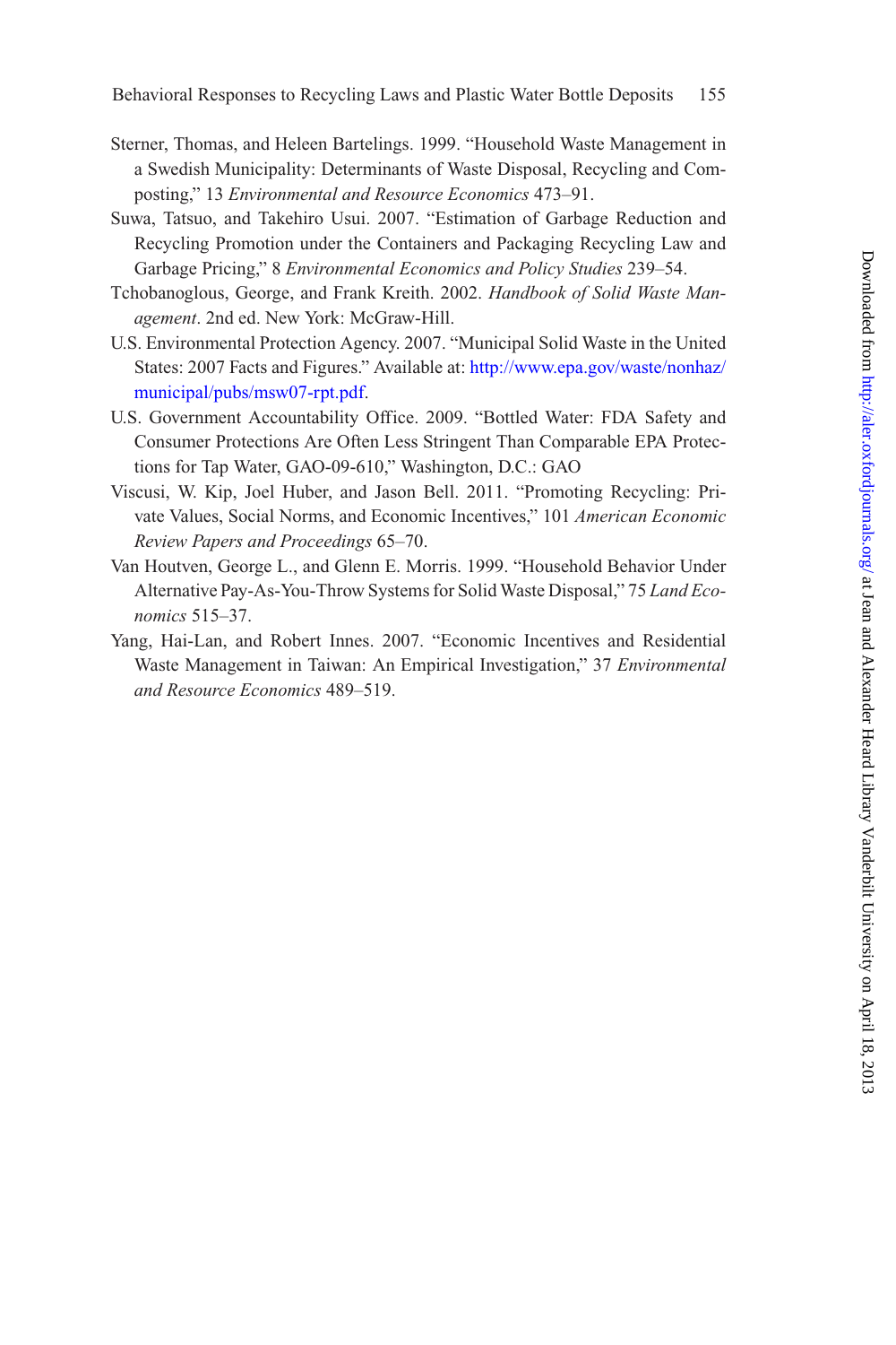Sterner, Thomas, and Heleen Bartelings. 1999. "Household Waste Management in a Swedish Municipality: Determinants of Waste Disposal, Recycling and Composting," 13 *Environmental and Resource Economics* 473–91.

Suwa, Tatsuo, and Takehiro Usui. 2007. "Estimation of Garbage Reduction and Recycling Promotion under the Containers and Packaging Recycling Law and Garbage Pricing," 8 *Environmental Economics and Policy Studies* 239–54.

Tchobanoglous, George, and Frank Kreith. 2002. *Handbook of Solid Waste Management*. 2nd ed. New York: McGraw-Hill.

U.S. Environmental Protection Agency. 2007. "Municipal Solid Waste in the United States: 2007 Facts and Figures." Available at: http://www.epa.gov/waste/nonhaz/municipal/pubs/msw07-rpt.pdf.

U.S. Government Accountability Office. 2009. "Bottled Water: FDA Safety and Consumer Protections Are Often Less Stringent Than Comparable EPA Protections for Tap Water, GAO-09-610," Washington, D.C.: GAO

Viscusi, W. Kip, Joel Huber, and Jason Bell. 2011. "Promoting Recycling: Private Values, Social Norms, and Economic Incentives," 101 *American Economic Review Papers and Proceedings* 65–70.

Van Houtven, George L., and Glenn E. Morris. 1999. "Household Behavior Under Alternative Pay-As-You-Throw Systems for Solid Waste Disposal," 75 *Land Economics* 515–37.

Yang, Hai-Lan, and Robert Innes. 2007. "Economic Incentives and Residential Waste Management in Taiwan: An Empirical Investigation," 37 *Environmental and Resource Economics* 489–519.